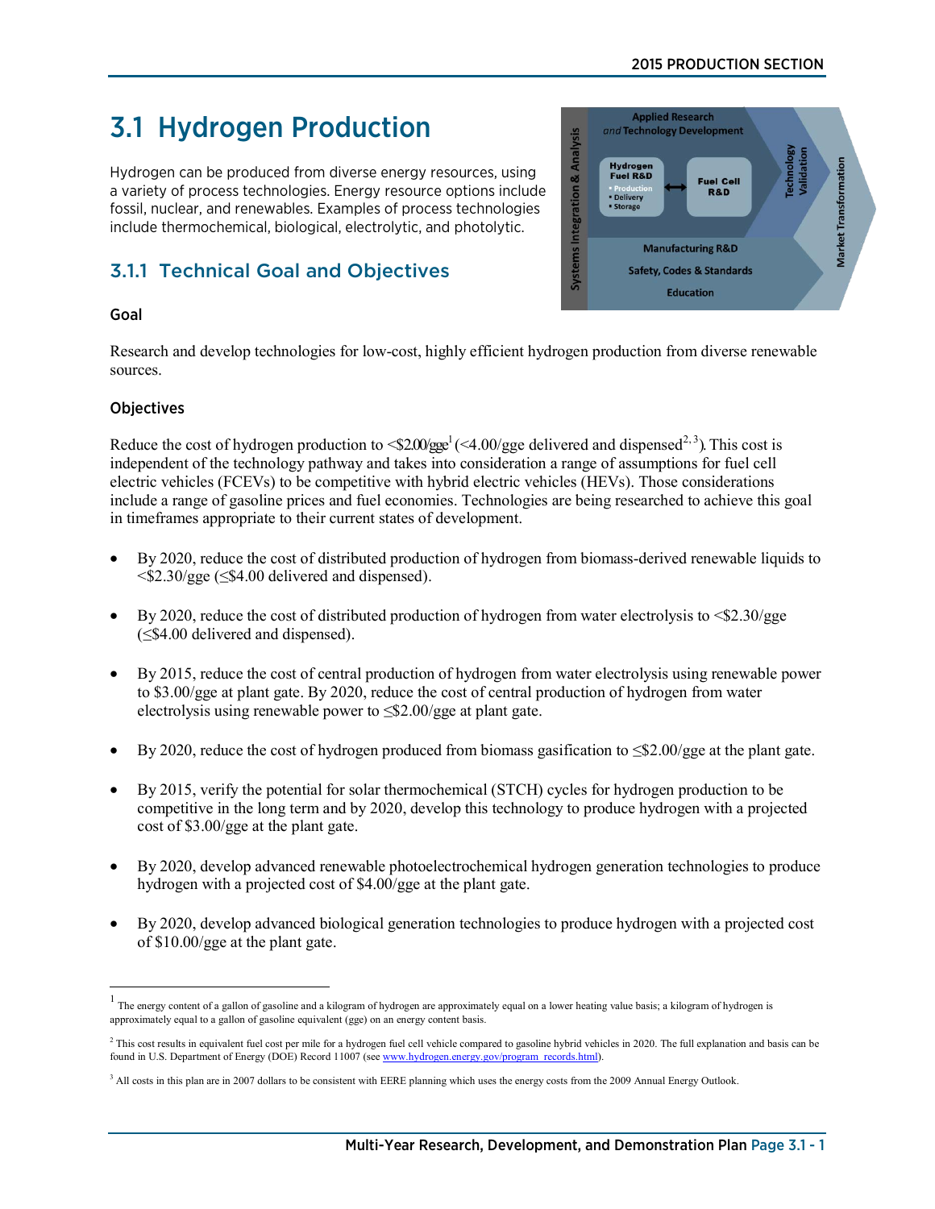# 3.1 Hydrogen Production

Hydrogen can be produced from diverse energy resources, using a variety of process technologies. Energy resource options include fossil, nuclear, and renewables. Examples of process technologies include thermochemical, biological, electrolytic, and photolytic.

## 3.1.1 Technical Goal and Objectives

### Goal

Research and develop technologies for low-cost, highly efficient hydrogen production from diverse renewable sources.

### Objectives

Reduce the cost of hydrogen production to <$2.00/gge[1] (<4.00/gge delivered and dispensed[2,3]). This cost is independent of the technology pathway and takes into consideration a range of assumptions for fuel cell electric vehicles (FCEVs) to be competitive with hybrid electric vehicles (HEVs). Those considerations include a range of gasoline prices and fuel economies. Technologies are being researched to achieve this goal in timeframes appropriate to their current states of development.

- By 2020, reduce the cost of distributed production of hydrogen from biomass-derived renewable liquids to <$2.30/gge (≤$4.00 delivered and dispensed).
- By 2020, reduce the cost of distributed production of hydrogen from water electrolysis to <$2.30/gge (≤$4.00 delivered and dispensed).
- By 2015, reduce the cost of central production of hydrogen from water electrolysis using renewable power to $3.00/gge at plant gate. By 2020, reduce the cost of central production of hydrogen from water electrolysis using renewable power to ≤$2.00/gge at plant gate.
- By 2020, reduce the cost of hydrogen produced from biomass gasification to ≤$2.00/gge at the plant gate.
- By 2015, verify the potential for solar thermochemical (STCH) cycles for hydrogen production to be competitive in the long term and by 2020, develop this technology to produce hydrogen with a projected cost of $3.00/gge at the plant gate.
- By 2020, develop advanced renewable photoelectrochemical hydrogen generation technologies to produce hydrogen with a projected cost of $4.00/gge at the plant gate.
- By 2020, develop advanced biological generation technologies to produce hydrogen with a projected cost of $10.00/gge at the plant gate.

---

[1] The energy content of a gallon of gasoline and a kilogram of hydrogen are approximately equal on a lower heating value basis; a kilogram of hydrogen is approximately equal to a gallon of gasoline equivalent (gge) on an energy content basis.

[2] This cost results in equivalent fuel cost per mile for a hydrogen fuel cell vehicle compared to gasoline hybrid vehicles in 2020. The full explanation and basis can be found in U.S. Department of Energy (DOE) Record 11007 (see www.hydrogen.energy.gov/program_records.html).

[3] All costs in this plan are in 2007 dollars to be consistent with EERE planning which uses the energy costs from the 2009 Annual Energy Outlook.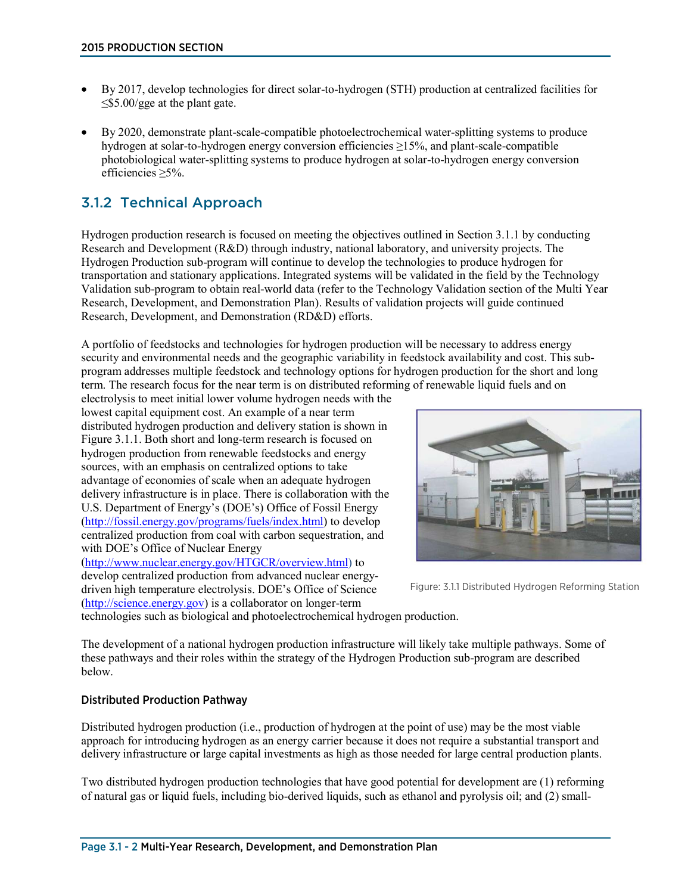- By 2017, develop technologies for direct solar-to-hydrogen (STH) production at centralized facilities for ≤$5.00/gge at the plant gate.

- By 2020, demonstrate plant-scale-compatible photoelectrochemical water-splitting systems to produce hydrogen at solar-to-hydrogen energy conversion efficiencies ≥15%, and plant-scale-compatible photobiological water-splitting systems to produce hydrogen at solar-to-hydrogen energy conversion efficiencies ≥5%.

## 3.1.2 Technical Approach

Hydrogen production research is focused on meeting the objectives outlined in Section 3.1.1 by conducting Research and Development (R&D) through industry, national laboratory, and university projects. The Hydrogen Production sub-program will continue to develop the technologies to produce hydrogen for transportation and stationary applications. Integrated systems will be validated in the field by the Technology Validation sub-program to obtain real-world data (refer to the Technology Validation section of the Multi Year Research, Development, and Demonstration Plan). Results of validation projects will guide continued Research, Development, and Demonstration (RD&D) efforts.

A portfolio of feedstocks and technologies for hydrogen production will be necessary to address energy security and environmental needs and the geographic variability in feedstock availability and cost. This sub-program addresses multiple feedstock and technology options for hydrogen production for the short and long term. The research focus for the near term is on distributed reforming of renewable liquid fuels and on electrolysis to meet initial lower volume hydrogen needs with the lowest capital equipment cost. An example of a near term distributed hydrogen production and delivery station is shown in Figure 3.1.1. Both short and long-term research is focused on hydrogen production from renewable feedstocks and energy sources, with an emphasis on centralized options to take advantage of economies of scale when an adequate hydrogen delivery infrastructure is in place. There is collaboration with the U.S. Department of Energy's (DOE's) Office of Fossil Energy (http://fossil.energy.gov/programs/fuels/index.html) to develop centralized production from coal with carbon sequestration, and with DOE's Office of Nuclear Energy (http://www.nuclear.energy.gov/HTGCR/overview.html) to develop centralized production from advanced nuclear energy-driven high temperature electrolysis. DOE's Office of Science (http://science.energy.gov) is a collaborator on longer-term technologies such as biological and photoelectrochemical hydrogen production.

Figure: 3.1.1 Distributed Hydrogen Reforming Station

The development of a national hydrogen production infrastructure will likely take multiple pathways. Some of these pathways and their roles within the strategy of the Hydrogen Production sub-program are described below.

### Distributed Production Pathway

Distributed hydrogen production (i.e., production of hydrogen at the point of use) may be the most viable approach for introducing hydrogen as an energy carrier because it does not require a substantial transport and delivery infrastructure or large capital investments as high as those needed for large central production plants.

Two distributed hydrogen production technologies that have good potential for development are (1) reforming of natural gas or liquid fuels, including bio-derived liquids, such as ethanol and pyrolysis oil; and (2) small-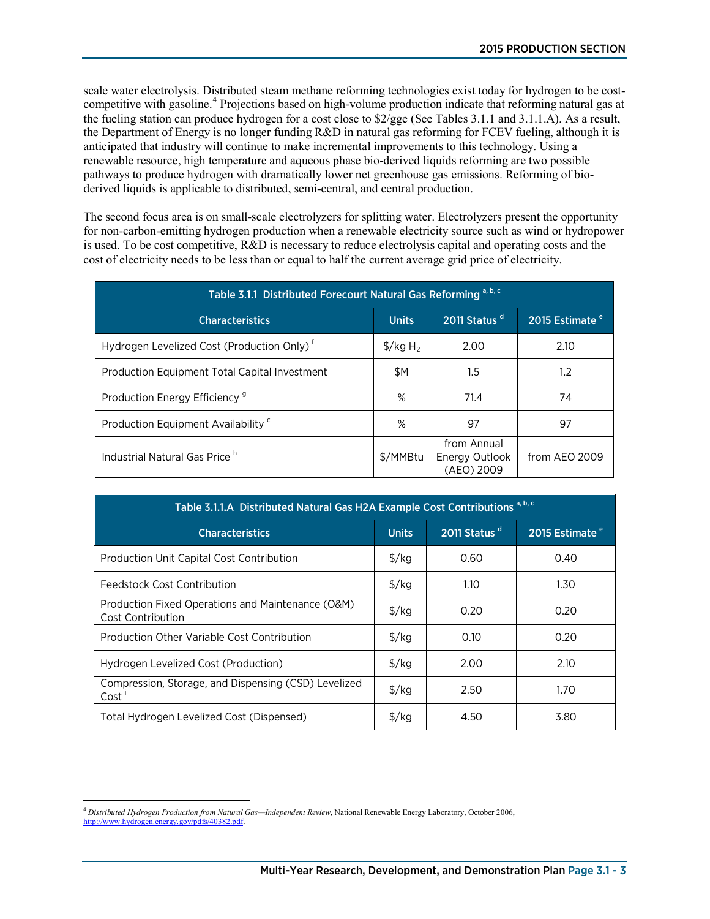scale water electrolysis. Distributed steam methane reforming technologies exist today for hydrogen to be cost-competitive with gasoline.[4] Projections based on high-volume production indicate that reforming natural gas at the fueling station can produce hydrogen for a cost close to $2/gge (See Tables 3.1.1 and 3.1.1.A). As a result, the Department of Energy is no longer funding R&D in natural gas reforming for FCEV fueling, although it is anticipated that industry will continue to make incremental improvements to this technology. Using a renewable resource, high temperature and aqueous phase bio-derived liquids reforming are two possible pathways to produce hydrogen with dramatically lower net greenhouse gas emissions. Reforming of bio-derived liquids is applicable to distributed, semi-central, and central production.

The second focus area is on small-scale electrolyzers for splitting water. Electrolyzers present the opportunity for non-carbon-emitting hydrogen production when a renewable electricity source such as wind or hydropower is used. To be cost competitive, R&D is necessary to reduce electrolysis capital and operating costs and the cost of electricity needs to be less than or equal to half the current average grid price of electricity.

| Table 3.1.1 Distributed Forecourt Natural Gas Reforming [a, b, c] | | | |
|---|---|---|---|
| **Characteristics** | **Units** | **2011 Status [d]** | **2015 Estimate [e]** |
| Hydrogen Levelized Cost (Production Only) [f] | $/kg $H_2$ | 2.00 | 2.10 |
| Production Equipment Total Capital Investment | $M | 1.5 | 1.2 |
| Production Energy Efficiency [g] | % | 71.4 | 74 |
| Production Equipment Availability [c] | % | 97 | 97 |
| Industrial Natural Gas Price [h] | $/MMBtu | from Annual Energy Outlook (AEO) 2009 | from AEO 2009 |

| Table 3.1.1.A Distributed Natural Gas H2A Example Cost Contributions [a, b, c] | | | |
|---|---|---|---|
| **Characteristics** | **Units** | **2011 Status [d]** | **2015 Estimate [e]** |
| Production Unit Capital Cost Contribution | $/kg | 0.60 | 0.40 |
| Feedstock Cost Contribution | $/kg | 1.10 | 1.30 |
| Production Fixed Operations and Maintenance (O&M) Cost Contribution | $/kg | 0.20 | 0.20 |
| Production Other Variable Cost Contribution | $/kg | 0.10 | 0.20 |
| Hydrogen Levelized Cost (Production) | $/kg | 2.00 | 2.10 |
| Compression, Storage, and Dispensing (CSD) Levelized Cost [i] | $/kg | 2.50 | 1.70 |
| Total Hydrogen Levelized Cost (Dispensed) | $/kg | 4.50 | 3.80 |

[4] *Distributed Hydrogen Production from Natural Gas—Independent Review*, National Renewable Energy Laboratory, October 2006, http://www.hydrogen.energy.gov/pdfs/40382.pdf.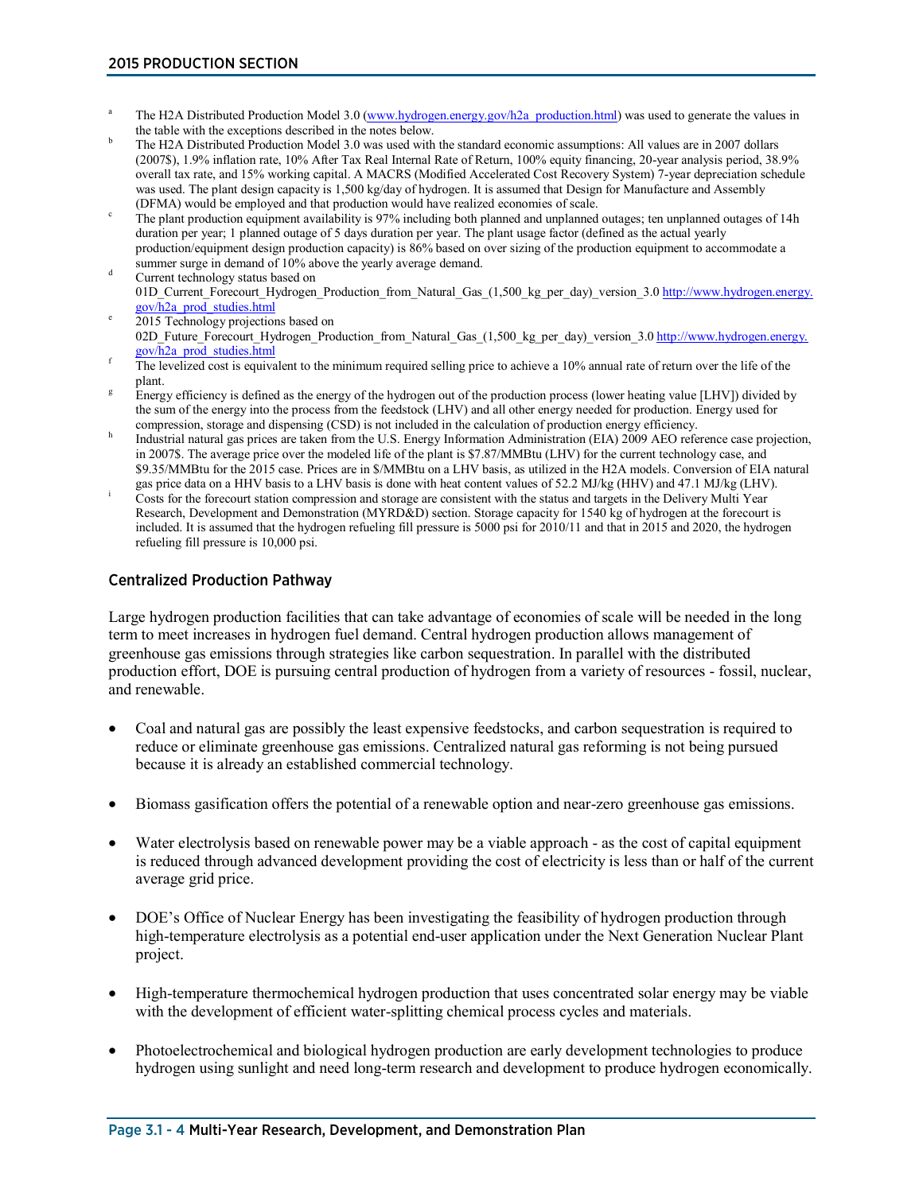[a] The H2A Distributed Production Model 3.0 (www.hydrogen.energy.gov/h2a_production.html) was used to generate the values in the table with the exceptions described in the notes below.

[b] The H2A Distributed Production Model 3.0 was used with the standard economic assumptions: All values are in 2007 dollars (2007$), 1.9% inflation rate, 10% After Tax Real Internal Rate of Return, 100% equity financing, 20-year analysis period, 38.9% overall tax rate, and 15% working capital. A MACRS (Modified Accelerated Cost Recovery System) 7-year depreciation schedule was used. The plant design capacity is 1,500 kg/day of hydrogen. It is assumed that Design for Manufacture and Assembly (DFMA) would be employed and that production would have realized economies of scale.

[c] The plant production equipment availability is 97% including both planned and unplanned outages; ten unplanned outages of 14h duration per year; 1 planned outage of 5 days duration per year. The plant usage factor (defined as the actual yearly production/equipment design production capacity) is 86% based on over sizing of the production equipment to accommodate a summer surge in demand of 10% above the yearly average demand.

[d] Current technology status based on 01D_Current_Forecourt_Hydrogen_Production_from_Natural_Gas_(1,500_kg_per_day)_version_3.0 http://www.hydrogen.energy.gov/h2a_prod_studies.html

[e] 2015 Technology projections based on 02D_Future_Forecourt_Hydrogen_Production_from_Natural_Gas_(1,500_kg_per_day)_version_3.0 http://www.hydrogen.energy.gov/h2a_prod_studies.html

[f] The levelized cost is equivalent to the minimum required selling price to achieve a 10% annual rate of return over the life of the plant.

[g] Energy efficiency is defined as the energy of the hydrogen out of the production process (lower heating value [LHV]) divided by the sum of the energy into the process from the feedstock (LHV) and all other energy needed for production. Energy used for compression, storage and dispensing (CSD) is not included in the calculation of production energy efficiency.

[h] Industrial natural gas prices are taken from the U.S. Energy Information Administration (EIA) 2009 AEO reference case projection, in 2007$. The average price over the modeled life of the plant is $7.87/MMBtu (LHV) for the current technology case, and $9.35/MMBtu for the 2015 case. Prices are in $/MMBtu on a LHV basis, as utilized in the H2A models. Conversion of EIA natural gas price data on a HHV basis to a LHV basis is done with heat content values of 52.2 MJ/kg (HHV) and 47.1 MJ/kg (LHV).

[i] Costs for the forecourt station compression and storage are consistent with the status and targets in the Delivery Multi Year Research, Development and Demonstration (MYRD&D) section. Storage capacity for 1540 kg of hydrogen at the forecourt is included. It is assumed that the hydrogen refueling fill pressure is 5000 psi for 2010/11 and that in 2015 and 2020, the hydrogen refueling fill pressure is 10,000 psi.

### Centralized Production Pathway

Large hydrogen production facilities that can take advantage of economies of scale will be needed in the long term to meet increases in hydrogen fuel demand. Central hydrogen production allows management of greenhouse gas emissions through strategies like carbon sequestration. In parallel with the distributed production effort, DOE is pursuing central production of hydrogen from a variety of resources - fossil, nuclear, and renewable.

- Coal and natural gas are possibly the least expensive feedstocks, and carbon sequestration is required to reduce or eliminate greenhouse gas emissions. Centralized natural gas reforming is not being pursued because it is already an established commercial technology.
- Biomass gasification offers the potential of a renewable option and near-zero greenhouse gas emissions.
- Water electrolysis based on renewable power may be a viable approach - as the cost of capital equipment is reduced through advanced development providing the cost of electricity is less than or half of the current average grid price.
- DOE's Office of Nuclear Energy has been investigating the feasibility of hydrogen production through high-temperature electrolysis as a potential end-user application under the Next Generation Nuclear Plant project.
- High-temperature thermochemical hydrogen production that uses concentrated solar energy may be viable with the development of efficient water-splitting chemical process cycles and materials.
- Photoelectrochemical and biological hydrogen production are early development technologies to produce hydrogen using sunlight and need long-term research and development to produce hydrogen economically.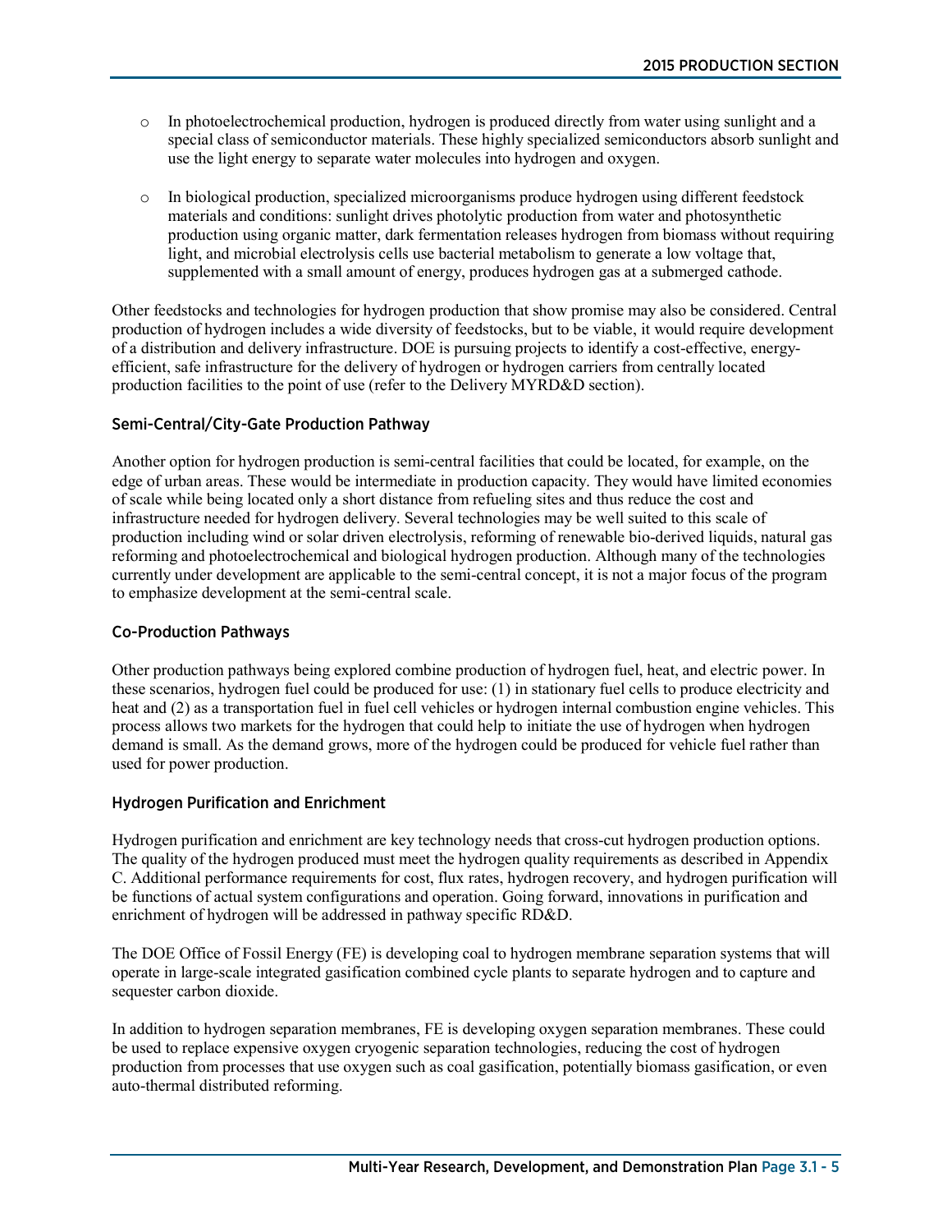- In photoelectrochemical production, hydrogen is produced directly from water using sunlight and a special class of semiconductor materials. These highly specialized semiconductors absorb sunlight and use the light energy to separate water molecules into hydrogen and oxygen.

- In biological production, specialized microorganisms produce hydrogen using different feedstock materials and conditions: sunlight drives photolytic production from water and photosynthetic production using organic matter, dark fermentation releases hydrogen from biomass without requiring light, and microbial electrolysis cells use bacterial metabolism to generate a low voltage that, supplemented with a small amount of energy, produces hydrogen gas at a submerged cathode.

Other feedstocks and technologies for hydrogen production that show promise may also be considered. Central production of hydrogen includes a wide diversity of feedstocks, but to be viable, it would require development of a distribution and delivery infrastructure. DOE is pursuing projects to identify a cost-effective, energy-efficient, safe infrastructure for the delivery of hydrogen or hydrogen carriers from centrally located production facilities to the point of use (refer to the Delivery MYRD&D section).

### Semi-Central/City-Gate Production Pathway

Another option for hydrogen production is semi-central facilities that could be located, for example, on the edge of urban areas. These would be intermediate in production capacity. They would have limited economies of scale while being located only a short distance from refueling sites and thus reduce the cost and infrastructure needed for hydrogen delivery. Several technologies may be well suited to this scale of production including wind or solar driven electrolysis, reforming of renewable bio-derived liquids, natural gas reforming and photoelectrochemical and biological hydrogen production. Although many of the technologies currently under development are applicable to the semi-central concept, it is not a major focus of the program to emphasize development at the semi-central scale.

### Co-Production Pathways

Other production pathways being explored combine production of hydrogen fuel, heat, and electric power. In these scenarios, hydrogen fuel could be produced for use: (1) in stationary fuel cells to produce electricity and heat and (2) as a transportation fuel in fuel cell vehicles or hydrogen internal combustion engine vehicles. This process allows two markets for the hydrogen that could help to initiate the use of hydrogen when hydrogen demand is small. As the demand grows, more of the hydrogen could be produced for vehicle fuel rather than used for power production.

### Hydrogen Purification and Enrichment

Hydrogen purification and enrichment are key technology needs that cross-cut hydrogen production options. The quality of the hydrogen produced must meet the hydrogen quality requirements as described in Appendix C. Additional performance requirements for cost, flux rates, hydrogen recovery, and hydrogen purification will be functions of actual system configurations and operation. Going forward, innovations in purification and enrichment of hydrogen will be addressed in pathway specific RD&D.

The DOE Office of Fossil Energy (FE) is developing coal to hydrogen membrane separation systems that will operate in large-scale integrated gasification combined cycle plants to separate hydrogen and to capture and sequester carbon dioxide.

In addition to hydrogen separation membranes, FE is developing oxygen separation membranes. These could be used to replace expensive oxygen cryogenic separation technologies, reducing the cost of hydrogen production from processes that use oxygen such as coal gasification, potentially biomass gasification, or even auto-thermal distributed reforming.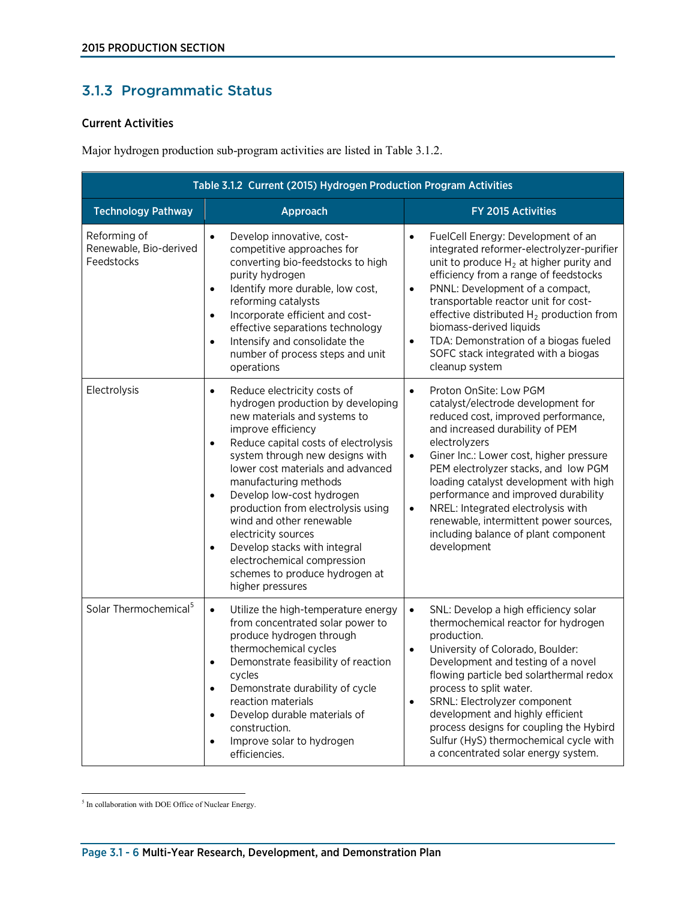## 3.1.3 Programmatic Status

### Current Activities

Major hydrogen production sub-program activities are listed in Table 3.1.2.

| Table 3.1.2 Current (2015) Hydrogen Production Program Activities | | |
|---|---|---|
| **Technology Pathway** | **Approach** | **FY 2015 Activities** |
| Reforming of Renewable, Bio-derived Feedstocks | • Develop innovative, cost-competitive approaches for converting bio-feedstocks to high purity hydrogen<br>• Identify more durable, low cost, reforming catalysts<br>• Incorporate efficient and cost-effective separations technology<br>• Intensify and consolidate the number of process steps and unit operations | • FuelCell Energy: Development of an integrated reformer-electrolyzer-purifier unit to produce $H_2$ at higher purity and efficiency from a range of feedstocks<br>• PNNL: Development of a compact, transportable reactor unit for cost-effective distributed $H_2$ production from biomass-derived liquids<br>• TDA: Demonstration of a biogas fueled SOFC stack integrated with a biogas cleanup system |
| Electrolysis | • Reduce electricity costs of hydrogen production by developing new materials and systems to improve efficiency<br>• Reduce capital costs of electrolysis system through new designs with lower cost materials and advanced manufacturing methods<br>• Develop low-cost hydrogen production from electrolysis using wind and other renewable electricity sources<br>• Develop stacks with integral electrochemical compression schemes to produce hydrogen at higher pressures | • Proton OnSite: Low PGM catalyst/electrode development for reduced cost, improved performance, and increased durability of PEM electrolyzers<br>• Giner Inc.: Lower cost, higher pressure PEM electrolyzer stacks, and low PGM loading catalyst development with high performance and improved durability<br>• NREL: Integrated electrolysis with renewable, intermittent power sources, including balance of plant component development |
| Solar Thermochemical[5] | • Utilize the high-temperature energy from concentrated solar power to produce hydrogen through thermochemical cycles<br>• Demonstrate feasibility of reaction cycles<br>• Demonstrate durability of cycle reaction materials<br>• Develop durable materials of construction.<br>• Improve solar to hydrogen efficiencies. | • SNL: Develop a high efficiency solar thermochemical reactor for hydrogen production.<br>• University of Colorado, Boulder: Development and testing of a novel flowing particle bed solarthermal redox process to split water.<br>• SRNL: Electrolyzer component development and highly efficient process designs for coupling the Hybird Sulfur (HyS) thermochemical cycle with a concentrated solar energy system. |

[5] In collaboration with DOE Office of Nuclear Energy.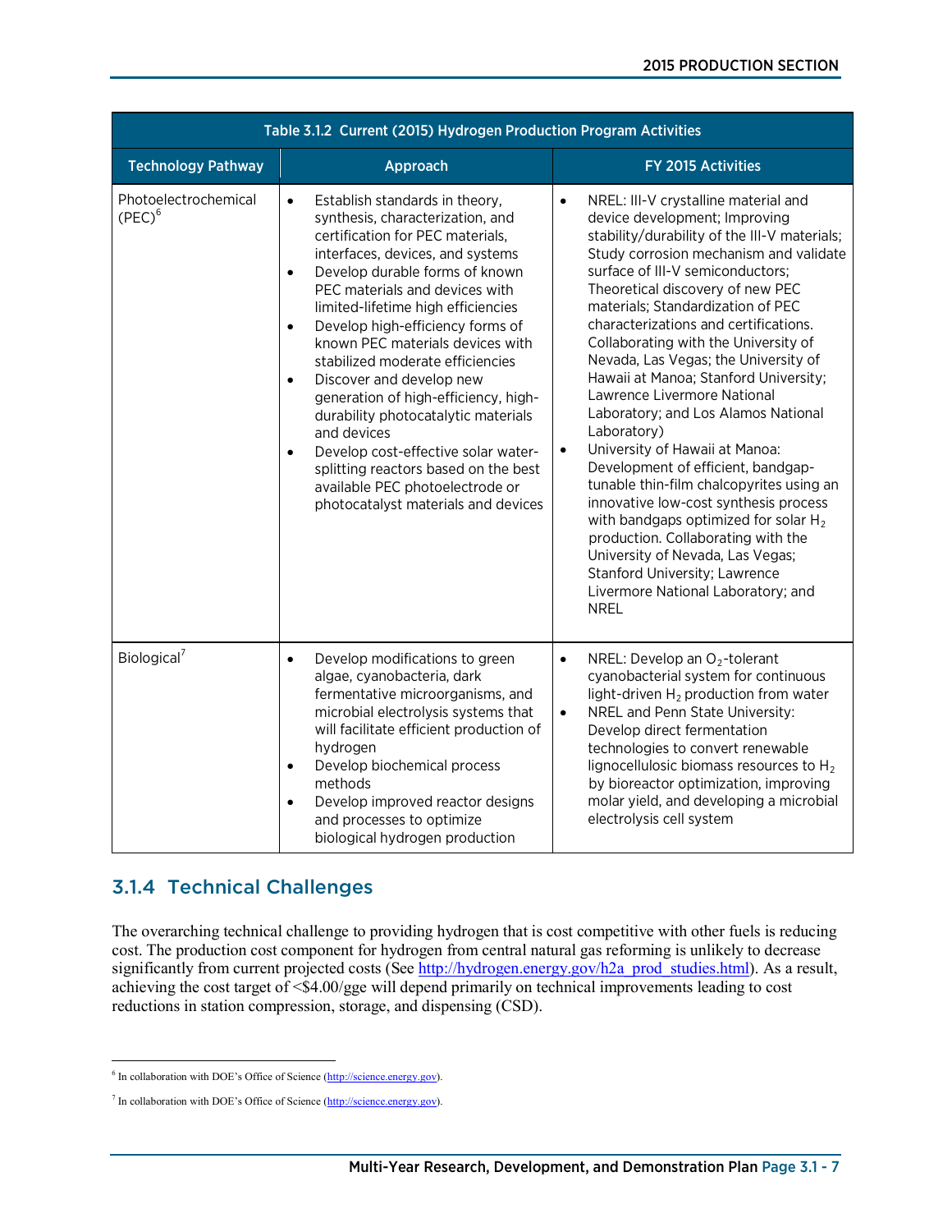| Table 3.1.2 Current (2015) Hydrogen Production Program Activities | | |
|---|---|---|
| **Technology Pathway** | **Approach** | **FY 2015 Activities** |
| Photoelectrochemical (PEC)[6] | • Establish standards in theory, synthesis, characterization, and certification for PEC materials, interfaces, devices, and systems<br>• Develop durable forms of known PEC materials and devices with limited-lifetime high efficiencies<br>• Develop high-efficiency forms of known PEC materials devices with stabilized moderate efficiencies<br>• Discover and develop new generation of high-efficiency, high-durability photocatalytic materials and devices<br>• Develop cost-effective solar water-splitting reactors based on the best available PEC photoelectrode or photocatalyst materials and devices | • NREL: III-V crystalline material and device development; Improving stability/durability of the III-V materials; Study corrosion mechanism and validate surface of III-V semiconductors; Theoretical discovery of new PEC materials; Standardization of PEC characterizations and certifications. Collaborating with the University of Nevada, Las Vegas; the University of Hawaii at Manoa; Stanford University; Lawrence Livermore National Laboratory; and Los Alamos National Laboratory)<br>• University of Hawaii at Manoa: Development of efficient, bandgap-tunable thin-film chalcopyrites using an innovative low-cost synthesis process with bandgaps optimized for solar $H_2$ production. Collaborating with the University of Nevada, Las Vegas; Stanford University; Lawrence Livermore National Laboratory; and NREL |
| Biological[7] | • Develop modifications to green algae, cyanobacteria, dark fermentative microorganisms, and microbial electrolysis systems that will facilitate efficient production of hydrogen<br>• Develop biochemical process methods<br>• Develop improved reactor designs and processes to optimize biological hydrogen production | • NREL: Develop an $O_2$-tolerant cyanobacterial system for continuous light-driven $H_2$ production from water<br>• NREL and Penn State University: Develop direct fermentation technologies to convert renewable lignocellulosic biomass resources to $H_2$ by bioreactor optimization, improving molar yield, and developing a microbial electrolysis cell system |

## 3.1.4 Technical Challenges

The overarching technical challenge to providing hydrogen that is cost competitive with other fuels is reducing cost. The production cost component for hydrogen from central natural gas reforming is unlikely to decrease significantly from current projected costs (See http://hydrogen.energy.gov/h2a_prod_studies.html). As a result, achieving the cost target of <$4.00/gge will depend primarily on technical improvements leading to cost reductions in station compression, storage, and dispensing (CSD).

---

[6] In collaboration with DOE's Office of Science (http://science.energy.gov).

[7] In collaboration with DOE's Office of Science (http://science.energy.gov).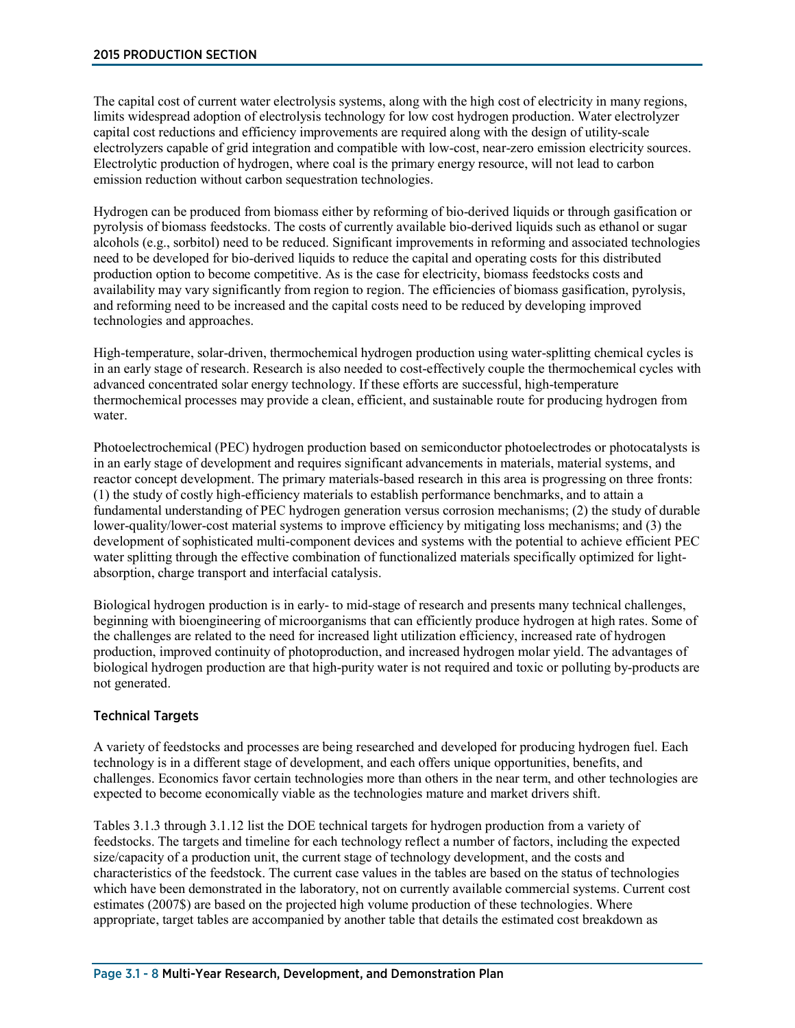The capital cost of current water electrolysis systems, along with the high cost of electricity in many regions, limits widespread adoption of electrolysis technology for low cost hydrogen production. Water electrolyzer capital cost reductions and efficiency improvements are required along with the design of utility-scale electrolyzers capable of grid integration and compatible with low-cost, near-zero emission electricity sources. Electrolytic production of hydrogen, where coal is the primary energy resource, will not lead to carbon emission reduction without carbon sequestration technologies.

Hydrogen can be produced from biomass either by reforming of bio-derived liquids or through gasification or pyrolysis of biomass feedstocks. The costs of currently available bio-derived liquids such as ethanol or sugar alcohols (e.g., sorbitol) need to be reduced. Significant improvements in reforming and associated technologies need to be developed for bio-derived liquids to reduce the capital and operating costs for this distributed production option to become competitive. As is the case for electricity, biomass feedstocks costs and availability may vary significantly from region to region. The efficiencies of biomass gasification, pyrolysis, and reforming need to be increased and the capital costs need to be reduced by developing improved technologies and approaches.

High-temperature, solar-driven, thermochemical hydrogen production using water-splitting chemical cycles is in an early stage of research. Research is also needed to cost-effectively couple the thermochemical cycles with advanced concentrated solar energy technology. If these efforts are successful, high-temperature thermochemical processes may provide a clean, efficient, and sustainable route for producing hydrogen from water.

Photoelectrochemical (PEC) hydrogen production based on semiconductor photoelectrodes or photocatalysts is in an early stage of development and requires significant advancements in materials, material systems, and reactor concept development. The primary materials-based research in this area is progressing on three fronts: (1) the study of costly high-efficiency materials to establish performance benchmarks, and to attain a fundamental understanding of PEC hydrogen generation versus corrosion mechanisms; (2) the study of durable lower-quality/lower-cost material systems to improve efficiency by mitigating loss mechanisms; and (3) the development of sophisticated multi-component devices and systems with the potential to achieve efficient PEC water splitting through the effective combination of functionalized materials specifically optimized for light-absorption, charge transport and interfacial catalysis.

Biological hydrogen production is in early- to mid-stage of research and presents many technical challenges, beginning with bioengineering of microorganisms that can efficiently produce hydrogen at high rates. Some of the challenges are related to the need for increased light utilization efficiency, increased rate of hydrogen production, improved continuity of photoproduction, and increased hydrogen molar yield. The advantages of biological hydrogen production are that high-purity water is not required and toxic or polluting by-products are not generated.

### Technical Targets

A variety of feedstocks and processes are being researched and developed for producing hydrogen fuel. Each technology is in a different stage of development, and each offers unique opportunities, benefits, and challenges. Economics favor certain technologies more than others in the near term, and other technologies are expected to become economically viable as the technologies mature and market drivers shift.

Tables 3.1.3 through 3.1.12 list the DOE technical targets for hydrogen production from a variety of feedstocks. The targets and timeline for each technology reflect a number of factors, including the expected size/capacity of a production unit, the current stage of technology development, and the costs and characteristics of the feedstock. The current case values in the tables are based on the status of technologies which have been demonstrated in the laboratory, not on currently available commercial systems. Current cost estimates (2007$) are based on the projected high volume production of these technologies. Where appropriate, target tables are accompanied by another table that details the estimated cost breakdown as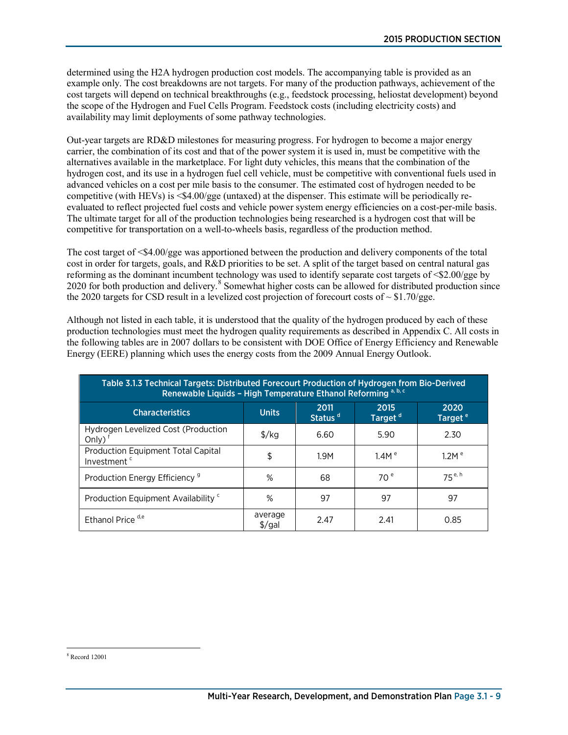determined using the H2A hydrogen production cost models. The accompanying table is provided as an example only. The cost breakdowns are not targets. For many of the production pathways, achievement of the cost targets will depend on technical breakthroughs (e.g., feedstock processing, heliostat development) beyond the scope of the Hydrogen and Fuel Cells Program. Feedstock costs (including electricity costs) and availability may limit deployments of some pathway technologies.

Out-year targets are RD&D milestones for measuring progress. For hydrogen to become a major energy carrier, the combination of its cost and that of the power system it is used in, must be competitive with the alternatives available in the marketplace. For light duty vehicles, this means that the combination of the hydrogen cost, and its use in a hydrogen fuel cell vehicle, must be competitive with conventional fuels used in advanced vehicles on a cost per mile basis to the consumer. The estimated cost of hydrogen needed to be competitive (with HEVs) is <$4.00/gge (untaxed) at the dispenser. This estimate will be periodically re-evaluated to reflect projected fuel costs and vehicle power system energy efficiencies on a cost-per-mile basis. The ultimate target for all of the production technologies being researched is a hydrogen cost that will be competitive for transportation on a well-to-wheels basis, regardless of the production method.

The cost target of <$4.00/gge was apportioned between the production and delivery components of the total cost in order for targets, goals, and R&D priorities to be set. A split of the target based on central natural gas reforming as the dominant incumbent technology was used to identify separate cost targets of <$2.00/gge by 2020 for both production and delivery.[8] Somewhat higher costs can be allowed for distributed production since the 2020 targets for CSD result in a levelized cost projection of forecourt costs of ~ $1.70/gge.

Although not listed in each table, it is understood that the quality of the hydrogen produced by each of these production technologies must meet the hydrogen quality requirements as described in Appendix C. All costs in the following tables are in 2007 dollars to be consistent with DOE Office of Energy Efficiency and Renewable Energy (EERE) planning which uses the energy costs from the 2009 Annual Energy Outlook.

**Table 3.1.3 Technical Targets: Distributed Forecourt Production of Hydrogen from Bio-Derived Renewable Liquids – High Temperature Ethanol Reforming [a, b, c]**

| Characteristics | Units | 2011 Status [d] | 2015 Target [d] | 2020 Target [e] |
|---|---|---|---|---|
| Hydrogen Levelized Cost (Production Only) [f] | $/kg | 6.60 | 5.90 | 2.30 |
| Production Equipment Total Capital Investment [c] | $ | 1.9M | 1.4M [e] | 1.2M [e] |
| Production Energy Efficiency [g] | % | 68 | 70 [e] | 75 [e, h] |
| Production Equipment Availability [c] | % | 97 | 97 | 97 |
| Ethanol Price [d,e] | average $/gal | 2.47 | 2.41 | 0.85 |

[8] Record 12001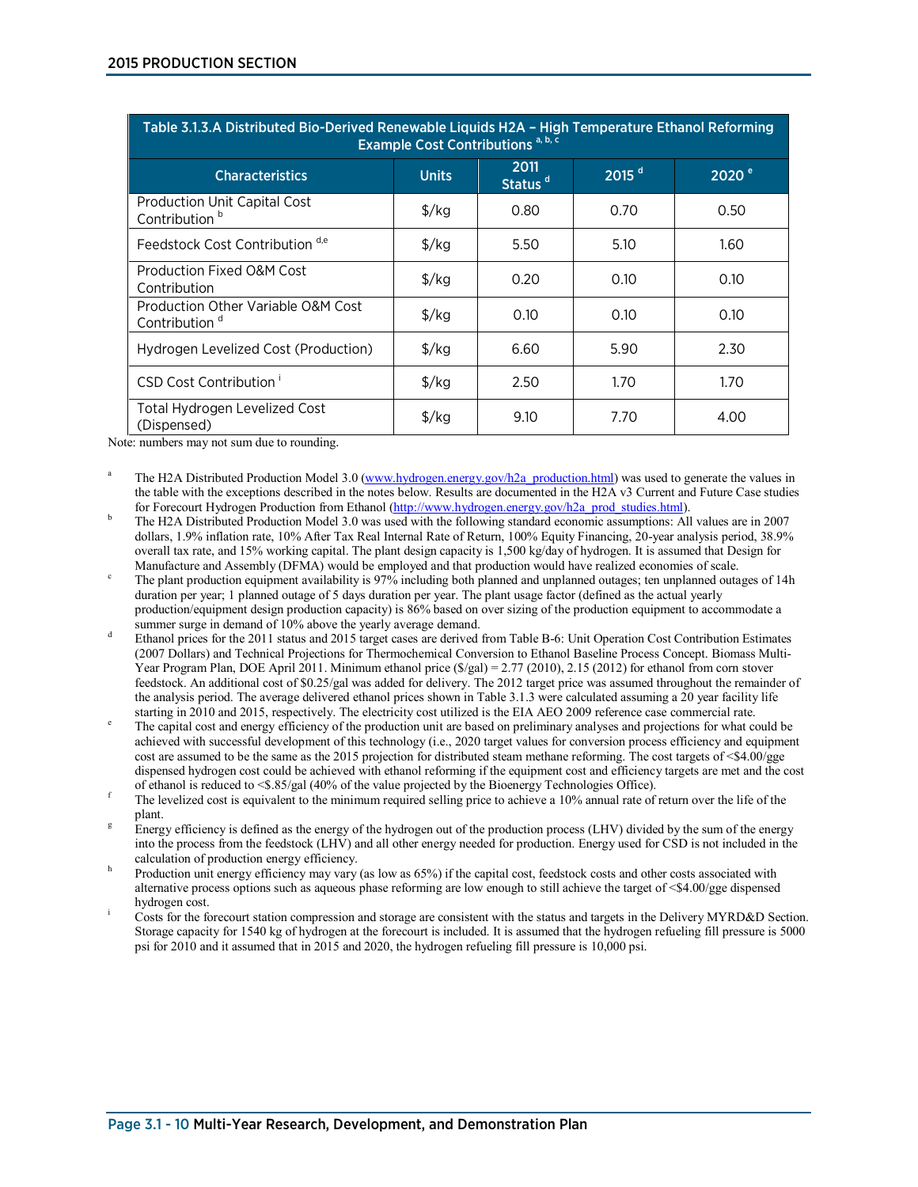| Table 3.1.3.A Distributed Bio-Derived Renewable Liquids H2A – High Temperature Ethanol Reforming Example Cost Contributions [a, b, c] | | | | |
|---|---|---|---|---|
| Characteristics | Units | 2011 Status [d] | 2015 [d] | 2020 [e] |
| Production Unit Capital Cost Contribution [b] | $/kg | 0.80 | 0.70 | 0.50 |
| Feedstock Cost Contribution [d,e] | $/kg | 5.50 | 5.10 | 1.60 |
| Production Fixed O&M Cost Contribution | $/kg | 0.20 | 0.10 | 0.10 |
| Production Other Variable O&M Cost Contribution [d] | $/kg | 0.10 | 0.10 | 0.10 |
| Hydrogen Levelized Cost (Production) | $/kg | 6.60 | 5.90 | 2.30 |
| CSD Cost Contribution [i] | $/kg | 2.50 | 1.70 | 1.70 |
| Total Hydrogen Levelized Cost (Dispensed) | $/kg | 9.10 | 7.70 | 4.00 |

Note: numbers may not sum due to rounding.

[a] The H2A Distributed Production Model 3.0 (www.hydrogen.energy.gov/h2a_production.html) was used to generate the values in the table with the exceptions described in the notes below. Results are documented in the H2A v3 Current and Future Case studies for Forecourt Hydrogen Production from Ethanol (http://www.hydrogen.energy.gov/h2a_prod_studies.html).

[b] The H2A Distributed Production Model 3.0 was used with the following standard economic assumptions: All values are in 2007 dollars, 1.9% inflation rate, 10% After Tax Real Internal Rate of Return, 100% Equity Financing, 20-year analysis period, 38.9% overall tax rate, and 15% working capital. The plant design capacity is 1,500 kg/day of hydrogen. It is assumed that Design for Manufacture and Assembly (DFMA) would be employed and that production would have realized economies of scale.

[c] The plant production equipment availability is 97% including both planned and unplanned outages; ten unplanned outages of 14h duration per year; 1 planned outage of 5 days duration per year. The plant usage factor (defined as the actual yearly production/equipment design production capacity) is 86% based on over sizing of the production equipment to accommodate a summer surge in demand of 10% above the yearly average demand.

[d] Ethanol prices for the 2011 status and 2015 target cases are derived from Table B-6: Unit Operation Cost Contribution Estimates (2007 Dollars) and Technical Projections for Thermochemical Conversion to Ethanol Baseline Process Concept. Biomass Multi-Year Program Plan, DOE April 2011. Minimum ethanol price ($/gal) = 2.77 (2010), 2.15 (2012) for ethanol from corn stover feedstock. An additional cost of $0.25/gal was added for delivery. The 2012 target price was assumed throughout the remainder of the analysis period. The average delivered ethanol prices shown in Table 3.1.3 were calculated assuming a 20 year facility life starting in 2010 and 2015, respectively. The electricity cost utilized is the EIA AEO 2009 reference case commercial rate.

[e] The capital cost and energy efficiency of the production unit are based on preliminary analyses and projections for what could be achieved with successful development of this technology (i.e., 2020 target values for conversion process efficiency and equipment cost are assumed to be the same as the 2015 projection for distributed steam methane reforming. The cost targets of <$4.00/gge dispensed hydrogen cost could be achieved with ethanol reforming if the equipment cost and efficiency targets are met and the cost of ethanol is reduced to <$.85/gal (40% of the value projected by the Bioenergy Technologies Office).

[f] The levelized cost is equivalent to the minimum required selling price to achieve a 10% annual rate of return over the life of the plant.

[g] Energy efficiency is defined as the energy of the hydrogen out of the production process (LHV) divided by the sum of the energy into the process from the feedstock (LHV) and all other energy needed for production. Energy used for CSD is not included in the calculation of production energy efficiency.

[h] Production unit energy efficiency may vary (as low as 65%) if the capital cost, feedstock costs and other costs associated with alternative process options such as aqueous phase reforming are low enough to still achieve the target of <$4.00/gge dispensed hydrogen cost.

[i] Costs for the forecourt station compression and storage are consistent with the status and targets in the Delivery MYRD&D Section. Storage capacity for 1540 kg of hydrogen at the forecourt is included. It is assumed that the hydrogen refueling fill pressure is 5000 psi for 2010 and it assumed that in 2015 and 2020, the hydrogen refueling fill pressure is 10,000 psi.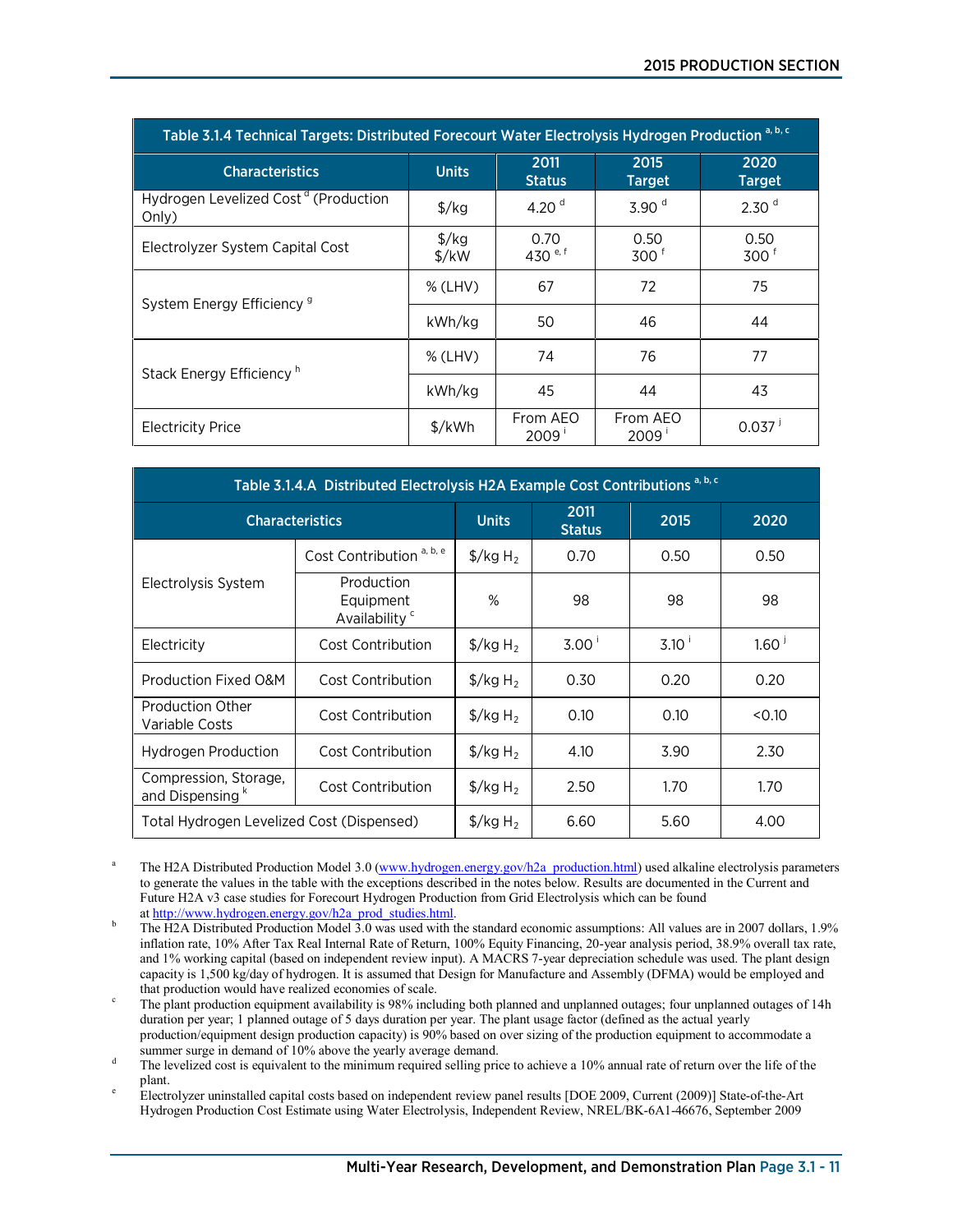| Table 3.1.4 Technical Targets: Distributed Forecourt Water Electrolysis Hydrogen Production [a, b, c] | | | | |
|---|---|---|---|---|
| Characteristics | Units | 2011 Status | 2015 Target | 2020 Target |
| Hydrogen Levelized Cost [d] (Production Only) | $/kg | 4.20 [d] | 3.90 [d] | 2.30 [d] |
| Electrolyzer System Capital Cost | $/kg<br>$/kW | 0.70<br>430 [e, f] | 0.50<br>300 [f] | 0.50<br>300 [f] |
| System Energy Efficiency [g] | % (LHV) | 67 | 72 | 75 |
| | kWh/kg | 50 | 46 | 44 |
| Stack Energy Efficiency [h] | % (LHV) | 74 | 76 | 77 |
| | kWh/kg | 45 | 44 | 43 |
| Electricity Price | $/kWh | From AEO 2009 [i] | From AEO 2009 [i] | 0.037 [j] |

| Table 3.1.4.A Distributed Electrolysis H2A Example Cost Contributions [a, b, c] | | | | | |
|---|---|---|---|---|---|
| Characteristics | | Units | 2011 Status | 2015 | 2020 |
| Electrolysis System | Cost Contribution [a, b, e] | $/kg $H_2$ | 0.70 | 0.50 | 0.50 |
| | Production Equipment Availability [c] | % | 98 | 98 | 98 |
| Electricity | Cost Contribution | $/kg $H_2$ | 3.00 [i] | 3.10 [i] | 1.60 [j] |
| Production Fixed O&M | Cost Contribution | $/kg $H_2$ | 0.30 | 0.20 | 0.20 |
| Production Other Variable Costs | Cost Contribution | $/kg $H_2$ | 0.10 | 0.10 | <0.10 |
| Hydrogen Production | Cost Contribution | $/kg $H_2$ | 4.10 | 3.90 | 2.30 |
| Compression, Storage, and Dispensing [k] | Cost Contribution | $/kg $H_2$ | 2.50 | 1.70 | 1.70 |
| Total Hydrogen Levelized Cost (Dispensed) | | $/kg $H_2$ | 6.60 | 5.60 | 4.00 |

[a] The H2A Distributed Production Model 3.0 (www.hydrogen.energy.gov/h2a_production.html) used alkaline electrolysis parameters to generate the values in the table with the exceptions described in the notes below. Results are documented in the Current and Future H2A v3 case studies for Forecourt Hydrogen Production from Grid Electrolysis which can be found at http://www.hydrogen.energy.gov/h2a_prod_studies.html.

[b] The H2A Distributed Production Model 3.0 was used with the standard economic assumptions: All values are in 2007 dollars, 1.9% inflation rate, 10% After Tax Real Internal Rate of Return, 100% Equity Financing, 20-year analysis period, 38.9% overall tax rate, and 1% working capital (based on independent review input). A MACRS 7-year depreciation schedule was used. The plant design capacity is 1,500 kg/day of hydrogen. It is assumed that Design for Manufacture and Assembly (DFMA) would be employed and that production would have realized economies of scale.

[c] The plant production equipment availability is 98% including both planned and unplanned outages; four unplanned outages of 14h duration per year; 1 planned outage of 5 days duration per year. The plant usage factor (defined as the actual yearly production/equipment design production capacity) is 90% based on over sizing of the production equipment to accommodate a summer surge in demand of 10% above the yearly average demand.

[d] The levelized cost is equivalent to the minimum required selling price to achieve a 10% annual rate of return over the life of the plant.

[e] Electrolyzer uninstalled capital costs based on independent review panel results [DOE 2009, Current (2009)] State-of-the-Art Hydrogen Production Cost Estimate using Water Electrolysis, Independent Review, NREL/BK-6A1-46676, September 2009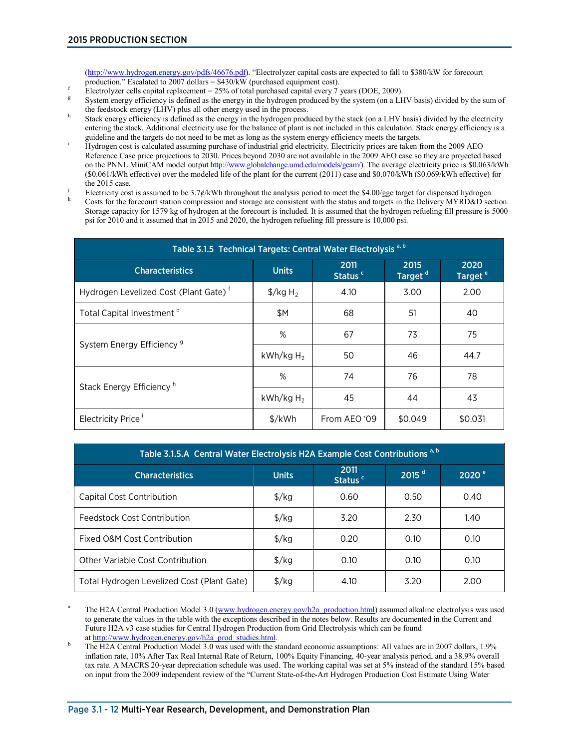(http://www.hydrogen.energy.gov/pdfs/46676.pdf). "Electrolyzer capital costs are expected to fall to $380/kW for forecourt production." Escalated to 2007 dollars = $430/kW (purchased equipment cost).

[f] Electrolyzer cells capital replacement = 25% of total purchased capital every 7 years (DOE, 2009).

[g] System energy efficiency is defined as the energy in the hydrogen produced by the system (on a LHV basis) divided by the sum of the feedstock energy (LHV) plus all other energy used in the process.

[h] Stack energy efficiency is defined as the energy in the hydrogen produced by the stack (on a LHV basis) divided by the electricity entering the stack. Additional electricity use for the balance of plant is not included in this calculation. Stack energy efficiency is a guideline and the targets do not need to be met as long as the system energy efficiency meets the targets.

[i] Hydrogen cost is calculated assuming purchase of industrial grid electricity. Electricity prices are taken from the 2009 AEO Reference Case price projections to 2030. Prices beyond 2030 are not available in the 2009 AEO case so they are projected based on the PNNL MiniCAM model output http://www.globalchange.umd.edu/models/gcam/). The average electricity price is $0.063/kWh ($0.061/kWh effective) over the modeled life of the plant for the current (2011) case and $0.070/kWh ($0.069/kWh effective) for the 2015 case.

[j] Electricity cost is assumed to be 3.7¢/kWh throughout the analysis period to meet the $4.00/gge target for dispensed hydrogen.

[k] Costs for the forecourt station compression and storage are consistent with the status and targets in the Delivery MYRD&D section. Storage capacity for 1579 kg of hydrogen at the forecourt is included. It is assumed that the hydrogen refueling fill pressure is 5000 psi for 2010 and it assumed that in 2015 and 2020, the hydrogen refueling fill pressure is 10,000 psi.

**Table 3.1.5 Technical Targets: Central Water Electrolysis [a, b]**

| Characteristics | Units | 2011 Status [c] | 2015 Target [d] | 2020 Target [e] |
|---|---|---|---|---|
| Hydrogen Levelized Cost (Plant Gate) [f] | $/kg $H_2$ | 4.10 | 3.00 | 2.00 |
| Total Capital Investment [b] | $M | 68 | 51 | 40 |
| System Energy Efficiency [g] | % | 67 | 73 | 75 |
| | kWh/kg $H_2$ | 50 | 46 | 44.7 |
| Stack Energy Efficiency [h] | % | 74 | 76 | 78 |
| | kWh/kg $H_2$ | 45 | 44 | 43 |
| Electricity Price [i] | $/kWh | From AEO '09 | $0.049 | $0.031 |

**Table 3.1.5.A Central Water Electrolysis H2A Example Cost Contributions [a, b]**

| Characteristics | Units | 2011 Status [c] | 2015 [d] | 2020 [e] |
|---|---|---|---|---|
| Capital Cost Contribution | $/kg | 0.60 | 0.50 | 0.40 |
| Feedstock Cost Contribution | $/kg | 3.20 | 2.30 | 1.40 |
| Fixed O&M Cost Contribution | $/kg | 0.20 | 0.10 | 0.10 |
| Other Variable Cost Contribution | $/kg | 0.10 | 0.10 | 0.10 |
| Total Hydrogen Levelized Cost (Plant Gate) | $/kg | 4.10 | 3.20 | 2.00 |

[a] The H2A Central Production Model 3.0 (www.hydrogen.energy.gov/h2a_production.html) assumed alkaline electrolysis was used to generate the values in the table with the exceptions described in the notes below. Results are documented in the Current and Future H2A v3 case studies for Central Hydrogen Production from Grid Electrolysis which can be found at http://www.hydrogen.energy.gov/h2a_prod_studies.html.

[b] The H2A Central Production Model 3.0 was used with the standard economic assumptions: All values are in 2007 dollars, 1.9% inflation rate, 10% After Tax Real Internal Rate of Return, 100% Equity Financing, 40-year analysis period, and a 38.9% overall tax rate. A MACRS 20-year depreciation schedule was used. The working capital was set at 5% instead of the standard 15% based on input from the 2009 independent review of the "Current State-of-the-Art Hydrogen Production Cost Estimate Using Water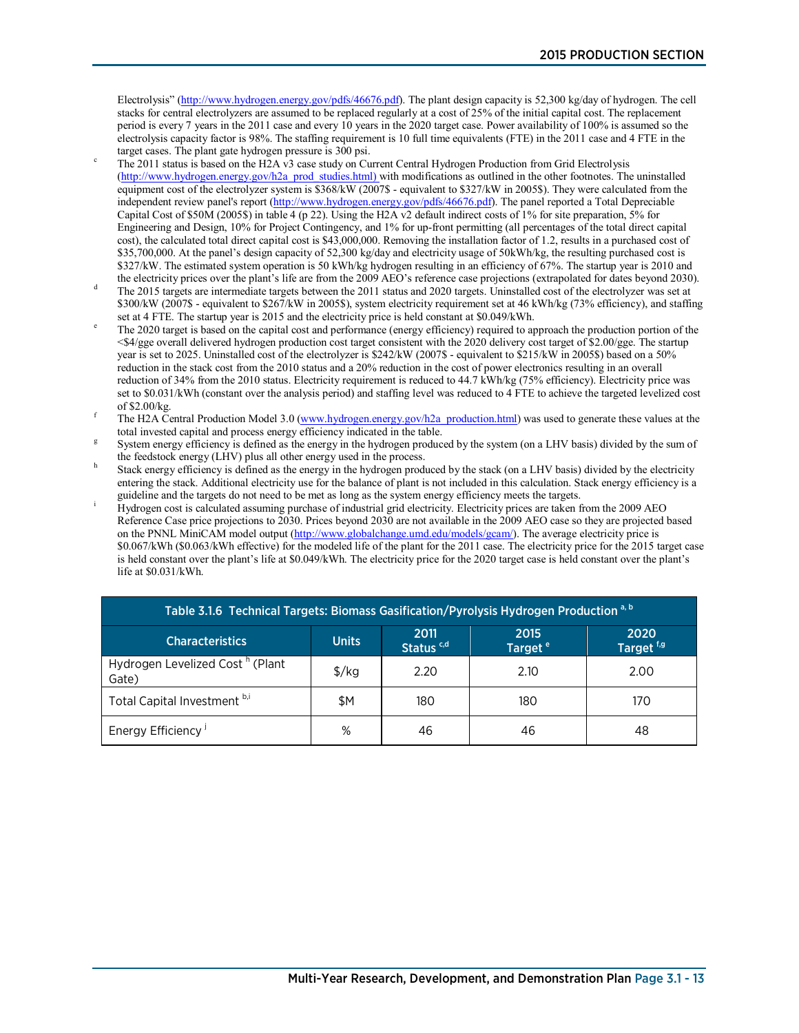Electrolysis" (http://www.hydrogen.energy.gov/pdfs/46676.pdf). The plant design capacity is 52,300 kg/day of hydrogen. The cell stacks for central electrolyzers are assumed to be replaced regularly at a cost of 25% of the initial capital cost. The replacement period is every 7 years in the 2011 case and every 10 years in the 2020 target case. Power availability of 100% is assumed so the electrolysis capacity factor is 98%. The staffing requirement is 10 full time equivalents (FTE) in the 2011 case and 4 FTE in the target cases. The plant gate hydrogen pressure is 300 psi.

[c] The 2011 status is based on the H2A v3 case study on Current Central Hydrogen Production from Grid Electrolysis (http://www.hydrogen.energy.gov/h2a_prod_studies.html) with modifications as outlined in the other footnotes. The uninstalled equipment cost of the electrolyzer system is $368/kW (2007$ - equivalent to $327/kW in 2005$). They were calculated from the independent review panel's report (http://www.hydrogen.energy.gov/pdfs/46676.pdf). The panel reported a Total Depreciable Capital Cost of $50M (2005$) in table 4 (p 22). Using the H2A v2 default indirect costs of 1% for site preparation, 5% for Engineering and Design, 10% for Project Contingency, and 1% for up-front permitting (all percentages of the total direct capital cost), the calculated total direct capital cost is $43,000,000. Removing the installation factor of 1.2, results in a purchased cost of $35,700,000. At the panel's design capacity of 52,300 kg/day and electricity usage of 50kWh/kg, the resulting purchased cost is $327/kW. The estimated system operation is 50 kWh/kg hydrogen resulting in an efficiency of 67%. The startup year is 2010 and the electricity prices over the plant's life are from the 2009 AEO's reference case projections (extrapolated for dates beyond 2030).

[d] The 2015 targets are intermediate targets between the 2011 status and 2020 targets. Uninstalled cost of the electrolyzer was set at $300/kW (2007$ - equivalent to $267/kW in 2005$), system electricity requirement set at 46 kWh/kg (73% efficiency), and staffing set at 4 FTE. The startup year is 2015 and the electricity price is held constant at $0.049/kWh.

[e] The 2020 target is based on the capital cost and performance (energy efficiency) required to approach the production portion of the <$4/gge overall delivered hydrogen production cost target consistent with the 2020 delivery cost target of $2.00/gge. The startup year is set to 2025. Uninstalled cost of the electrolyzer is $242/kW (2007$ - equivalent to $215/kW in 2005$) based on a 50% reduction in the stack cost from the 2010 status and a 20% reduction in the cost of power electronics resulting in an overall reduction of 34% from the 2010 status. Electricity requirement is reduced to 44.7 kWh/kg (75% efficiency). Electricity price was set to $0.031/kWh (constant over the analysis period) and staffing level was reduced to 4 FTE to achieve the targeted levelized cost of $2.00/kg.

[f] The H2A Central Production Model 3.0 (www.hydrogen.energy.gov/h2a_production.html) was used to generate these values at the total invested capital and process energy efficiency indicated in the table.

[g] System energy efficiency is defined as the energy in the hydrogen produced by the system (on a LHV basis) divided by the sum of the feedstock energy (LHV) plus all other energy used in the process.

[h] Stack energy efficiency is defined as the energy in the hydrogen produced by the stack (on a LHV basis) divided by the electricity entering the stack. Additional electricity use for the balance of plant is not included in this calculation. Stack energy efficiency is a guideline and the targets do not need to be met as long as the system energy efficiency meets the targets.

[i] Hydrogen cost is calculated assuming purchase of industrial grid electricity. Electricity prices are taken from the 2009 AEO Reference Case price projections to 2030. Prices beyond 2030 are not available in the 2009 AEO case so they are projected based on the PNNL MiniCAM model output (http://www.globalchange.umd.edu/models/gcam/). The average electricity price is $0.067/kWh ($0.063/kWh effective) for the modeled life of the plant for the 2011 case. The electricity price for the 2015 target case is held constant over the plant's life at $0.049/kWh. The electricity price for the 2020 target case is held constant over the plant's life at $0.031/kWh.

**Table 3.1.6 Technical Targets: Biomass Gasification/Pyrolysis Hydrogen Production [a, b]**

| Characteristics | Units | 2011 Status [c,d] | 2015 Target [e] | 2020 Target [f,g] |
|---|---|---|---|---|
| Hydrogen Levelized Cost [h] (Plant Gate) | $/kg | 2.20 | 2.10 | 2.00 |
| Total Capital Investment [b,i] | $M | 180 | 180 | 170 |
| Energy Efficiency [j] | % | 46 | 46 | 48 |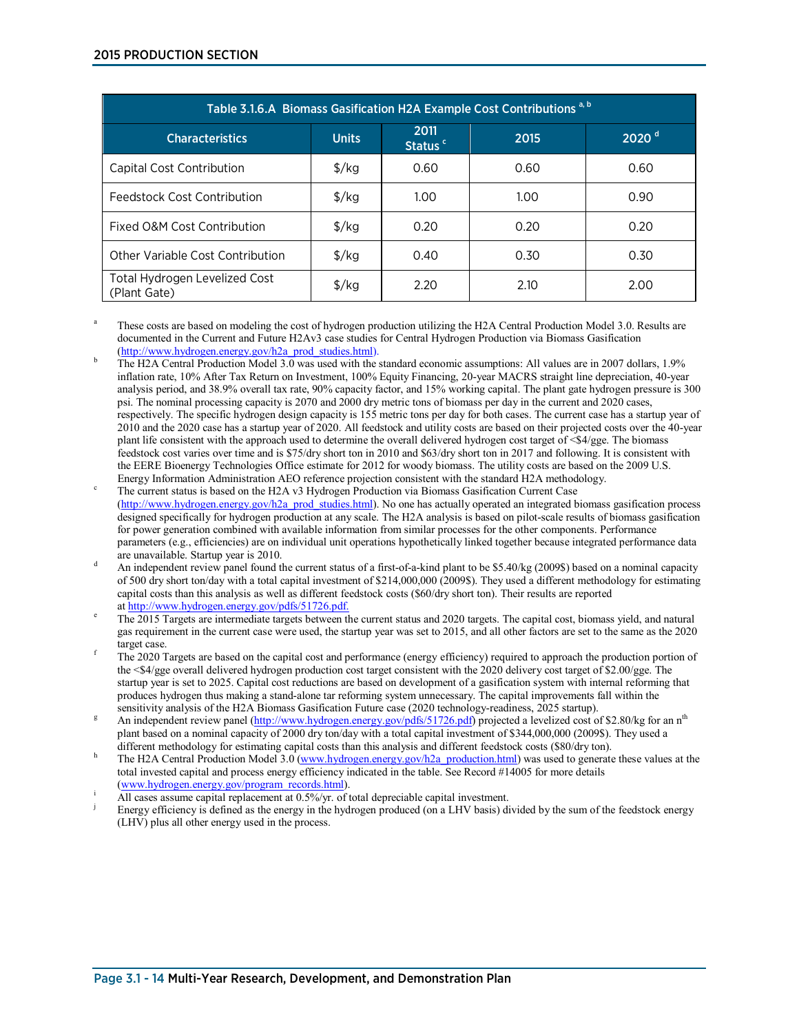| Table 3.1.6.A Biomass Gasification H2A Example Cost Contributions [a, b] | | | | |
|---|---|---|---|---|
| Characteristics | Units | 2011 Status [c] | 2015 | 2020 [d] |
| Capital Cost Contribution | $/kg | 0.60 | 0.60 | 0.60 |
| Feedstock Cost Contribution | $/kg | 1.00 | 1.00 | 0.90 |
| Fixed O&M Cost Contribution | $/kg | 0.20 | 0.20 | 0.20 |
| Other Variable Cost Contribution | $/kg | 0.40 | 0.30 | 0.30 |
| Total Hydrogen Levelized Cost (Plant Gate) | $/kg | 2.20 | 2.10 | 2.00 |

[a] These costs are based on modeling the cost of hydrogen production utilizing the H2A Central Production Model 3.0. Results are documented in the Current and Future H2Av3 case studies for Central Hydrogen Production via Biomass Gasification (http://www.hydrogen.energy.gov/h2a_prod_studies.html).

[b] The H2A Central Production Model 3.0 was used with the standard economic assumptions: All values are in 2007 dollars, 1.9% inflation rate, 10% After Tax Return on Investment, 100% Equity Financing, 20-year MACRS straight line depreciation, 40-year analysis period, and 38.9% overall tax rate, 90% capacity factor, and 15% working capital. The plant gate hydrogen pressure is 300 psi. The nominal processing capacity is 2070 and 2000 dry metric tons of biomass per day in the current and 2020 cases, respectively. The specific hydrogen design capacity is 155 metric tons per day for both cases. The current case has a startup year of 2010 and the 2020 case has a startup year of 2020. All feedstock and utility costs are based on their projected costs over the 40-year plant life consistent with the approach used to determine the overall delivered hydrogen cost target of <$4/gge. The biomass feedstock cost varies over time and is $75/dry short ton in 2010 and $63/dry short ton in 2017 and following. It is consistent with the EERE Bioenergy Technologies Office estimate for 2012 for woody biomass. The utility costs are based on the 2009 U.S. Energy Information Administration AEO reference projection consistent with the standard H2A methodology.

[c] The current status is based on the H2A v3 Hydrogen Production via Biomass Gasification Current Case (http://www.hydrogen.energy.gov/h2a_prod_studies.html). No one has actually operated an integrated biomass gasification process designed specifically for hydrogen production at any scale. The H2A analysis is based on pilot-scale results of biomass gasification for power generation combined with available information from similar processes for the other components. Performance parameters (e.g., efficiencies) are on individual unit operations hypothetically linked together because integrated performance data are unavailable. Startup year is 2010.

[d] An independent review panel found the current status of a first-of-a-kind plant to be $5.40/kg (2009$) based on a nominal capacity of 500 dry short ton/day with a total capital investment of $214,000,000 (2009$). They used a different methodology for estimating capital costs than this analysis as well as different feedstock costs ($60/dry short ton). Their results are reported at http://www.hydrogen.energy.gov/pdfs/51726.pdf.

[e] The 2015 Targets are intermediate targets between the current status and 2020 targets. The capital cost, biomass yield, and natural gas requirement in the current case were used, the startup year was set to 2015, and all other factors are set to the same as the 2020 target case.

[f] The 2020 Targets are based on the capital cost and performance (energy efficiency) required to approach the production portion of the <$4/gge overall delivered hydrogen production cost target consistent with the 2020 delivery cost target of $2.00/gge. The startup year is set to 2025. Capital cost reductions are based on development of a gasification system with internal reforming that produces hydrogen thus making a stand-alone tar reforming system unnecessary. The capital improvements fall within the sensitivity analysis of the H2A Biomass Gasification Future case (2020 technology-readiness, 2025 startup).

[g] An independent review panel (http://www.hydrogen.energy.gov/pdfs/51726.pdf) projected a levelized cost of $2.80/kg for an $n^{th}$ plant based on a nominal capacity of 2000 dry ton/day with a total capital investment of $344,000,000 (2009$). They used a different methodology for estimating capital costs than this analysis and different feedstock costs ($80/dry ton).

[h] The H2A Central Production Model 3.0 (www.hydrogen.energy.gov/h2a_production.html) was used to generate these values at the total invested capital and process energy efficiency indicated in the table. See Record #14005 for more details (www.hydrogen.energy.gov/program_records.html).

[i] All cases assume capital replacement at 0.5%/yr. of total depreciable capital investment.

[j] Energy efficiency is defined as the energy in the hydrogen produced (on a LHV basis) divided by the sum of the feedstock energy (LHV) plus all other energy used in the process.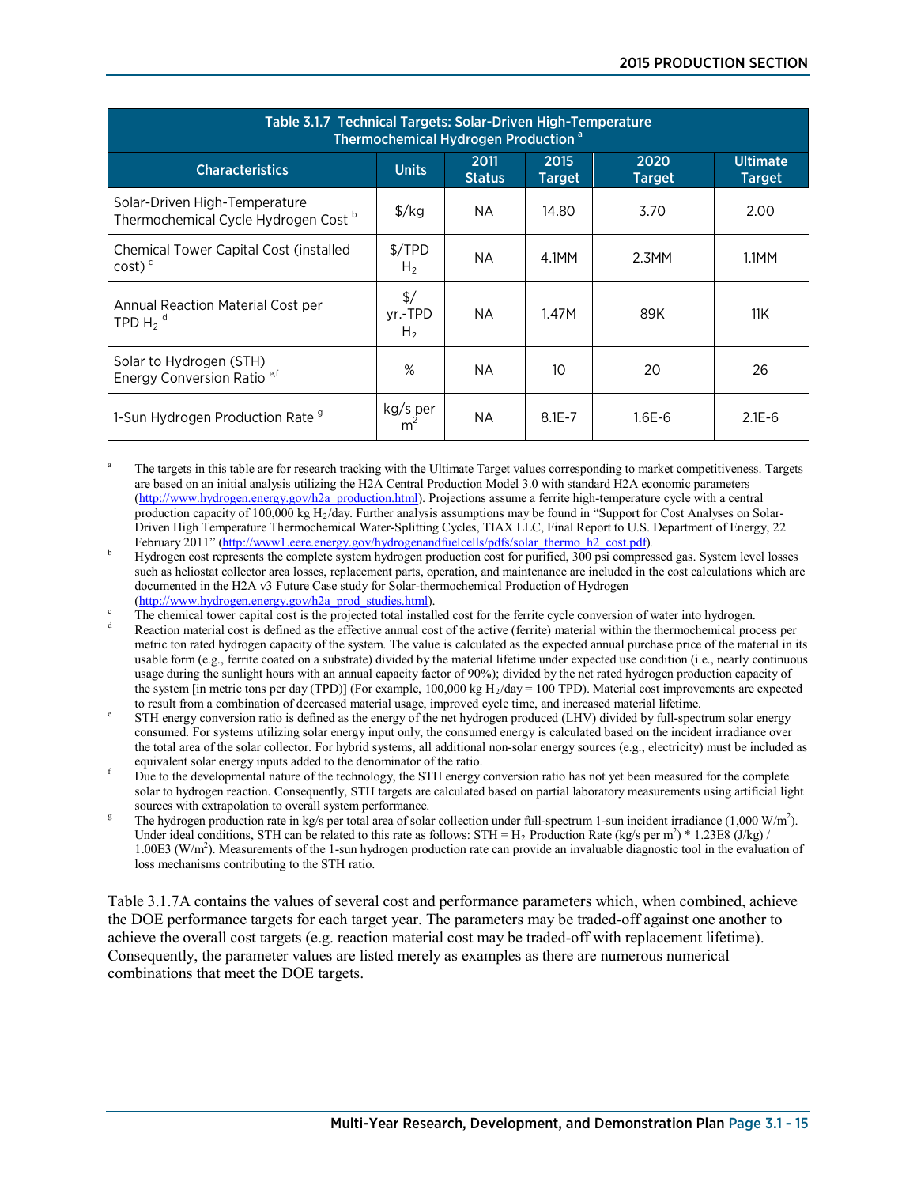**Table 3.1.7 Technical Targets: Solar-Driven High-Temperature Thermochemical Hydrogen Production [a]**

| Characteristics | Units | 2011 Status | 2015 Target | 2020 Target | Ultimate Target |
|---|---|---|---|---|---|
| Solar-Driven High-Temperature Thermochemical Cycle Hydrogen Cost [b] | \$/kg | NA | 14.80 | 3.70 | 2.00 |
| Chemical Tower Capital Cost (installed cost) [c] | \$/TPD $H_2$ | NA | 4.1MM | 2.3MM | 1.1MM |
| Annual Reaction Material Cost per TPD $H_2$ [d] | \$/ yr.-TPD $H_2$ | NA | 1.47M | 89K | 11K |
| Solar to Hydrogen (STH) Energy Conversion Ratio [e,f] | % | NA | 10 | 20 | 26 |
| 1-Sun Hydrogen Production Rate [g] | kg/s per $m^2$ | NA | 8.1E-7 | 1.6E-6 | 2.1E-6 |

[a] The targets in this table are for research tracking with the Ultimate Target values corresponding to market competitiveness. Targets are based on an initial analysis utilizing the H2A Central Production Model 3.0 with standard H2A economic parameters (http://www.hydrogen.energy.gov/h2a_production.html). Projections assume a ferrite high-temperature cycle with a central production capacity of 100,000 kg $H_2$/day. Further analysis assumptions may be found in "Support for Cost Analyses on Solar-Driven High Temperature Thermochemical Water-Splitting Cycles, TIAX LLC, Final Report to U.S. Department of Energy, 22 February 2011" (http://www1.eere.energy.gov/hydrogenandfuelcells/pdfs/solar_thermo_h2_cost.pdf).

[b] Hydrogen cost represents the complete system hydrogen production cost for purified, 300 psi compressed gas. System level losses such as heliostat collector area losses, replacement parts, operation, and maintenance are included in the cost calculations which are documented in the H2A v3 Future Case study for Solar-thermochemical Production of Hydrogen (http://www.hydrogen.energy.gov/h2a_prod_studies.html).

[c] The chemical tower capital cost is the projected total installed cost for the ferrite cycle conversion of water into hydrogen.

[d] Reaction material cost is defined as the effective annual cost of the active (ferrite) material within the thermochemical process per metric ton rated hydrogen capacity of the system. The value is calculated as the expected annual purchase price of the material in its usable form (e.g., ferrite coated on a substrate) divided by the material lifetime under expected use condition (i.e., nearly continuous usage during the sunlight hours with an annual capacity factor of 90%); divided by the net rated hydrogen production capacity of the system [in metric tons per day (TPD)] (For example, 100,000 kg $H_2$/day = 100 TPD). Material cost improvements are expected to result from a combination of decreased material usage, improved cycle time, and increased material lifetime.

[e] STH energy conversion ratio is defined as the energy of the net hydrogen produced (LHV) divided by full-spectrum solar energy consumed. For systems utilizing solar energy input only, the consumed energy is calculated based on the incident irradiance over the total area of the solar collector. For hybrid systems, all additional non-solar energy sources (e.g., electricity) must be included as equivalent solar energy inputs added to the denominator of the ratio.

[f] Due to the developmental nature of the technology, the STH energy conversion ratio has not yet been measured for the complete solar to hydrogen reaction. Consequently, STH targets are calculated based on partial laboratory measurements using artificial light sources with extrapolation to overall system performance.

[g] The hydrogen production rate in kg/s per total area of solar collection under full-spectrum 1-sun incident irradiance (1,000 W/$m^2$). Under ideal conditions, STH can be related to this rate as follows: STH = $H_2$ Production Rate (kg/s per $m^2$) * 1.23E8 (J/kg) / 1.00E3 (W/$m^2$). Measurements of the 1-sun hydrogen production rate can provide an invaluable diagnostic tool in the evaluation of loss mechanisms contributing to the STH ratio.

Table 3.1.7A contains the values of several cost and performance parameters which, when combined, achieve the DOE performance targets for each target year. The parameters may be traded-off against one another to achieve the overall cost targets (e.g. reaction material cost may be traded-off with replacement lifetime). Consequently, the parameter values are listed merely as examples as there are numerous numerical combinations that meet the DOE targets.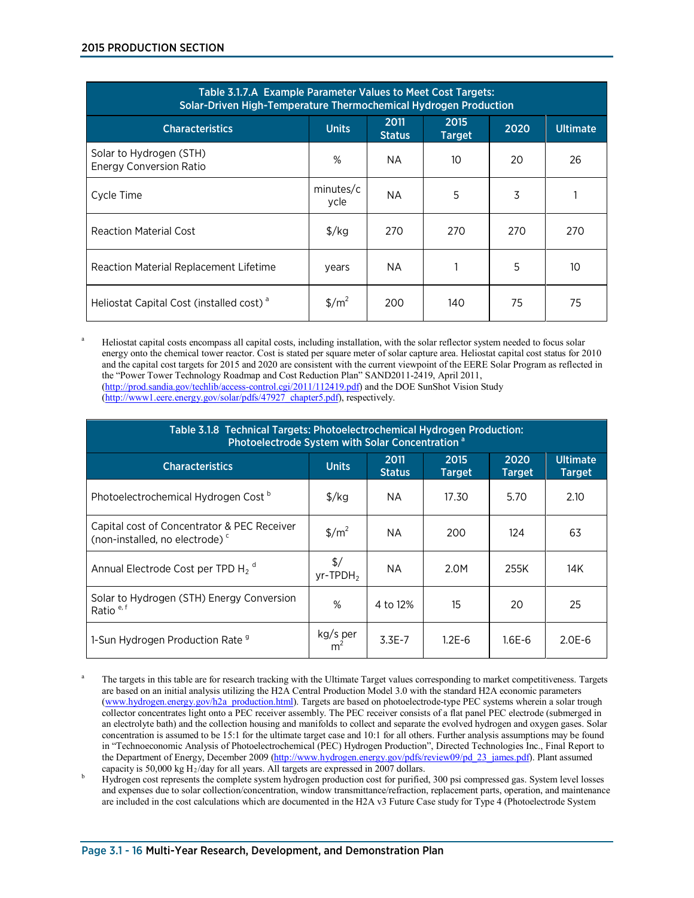| Table 3.1.7.A Example Parameter Values to Meet Cost Targets: Solar-Driven High-Temperature Thermochemical Hydrogen Production | | | | | |
|---|---|---|---|---|---|
| **Characteristics** | **Units** | **2011 Status** | **2015 Target** | **2020** | **Ultimate** |
| Solar to Hydrogen (STH) Energy Conversion Ratio | % | NA | 10 | 20 | 26 |
| Cycle Time | minutes/cycle | NA | 5 | 3 | 1 |
| Reaction Material Cost | $/kg | 270 | 270 | 270 | 270 |
| Reaction Material Replacement Lifetime | years | NA | 1 | 5 | 10 |
| Heliostat Capital Cost (installed cost) [a] | $/m^2 | 200 | 140 | 75 | 75 |

[a] Heliostat capital costs encompass all capital costs, including installation, with the solar reflector system needed to focus solar energy onto the chemical tower reactor. Cost is stated per square meter of solar capture area. Heliostat capital cost status for 2010 and the capital cost targets for 2015 and 2020 are consistent with the current viewpoint of the EERE Solar Program as reflected in the "Power Tower Technology Roadmap and Cost Reduction Plan" SAND2011-2419, April 2011, (http://prod.sandia.gov/techlib/access-control.cgi/2011/112419.pdf) and the DOE SunShot Vision Study (http://www1.eere.energy.gov/solar/pdfs/47927_chapter5.pdf), respectively.

| Table 3.1.8 Technical Targets: Photoelectrochemical Hydrogen Production: Photoelectrode System with Solar Concentration [a] | | | | | |
|---|---|---|---|---|---|
| **Characteristics** | **Units** | **2011 Status** | **2015 Target** | **2020 Target** | **Ultimate Target** |
| Photoelectrochemical Hydrogen Cost [b] | $/kg | NA | 17.30 | 5.70 | 2.10 |
| Capital cost of Concentrator & PEC Receiver (non-installed, no electrode) [c] | $/m^2 | NA | 200 | 124 | 63 |
| Annual Electrode Cost per TPD $H_2$ [d] | $/ yr-TPD$H_2$ | NA | 2.0M | 255K | 14K |
| Solar to Hydrogen (STH) Energy Conversion Ratio [e, f] | % | 4 to 12% | 15 | 20 | 25 |
| 1-Sun Hydrogen Production Rate [g] | kg/s per m^2 | 3.3E-7 | 1.2E-6 | 1.6E-6 | 2.0E-6 |

[a] The targets in this table are for research tracking with the Ultimate Target values corresponding to market competitiveness. Targets are based on an initial analysis utilizing the H2A Central Production Model 3.0 with the standard H2A economic parameters (www.hydrogen.energy.gov/h2a_production.html). Targets are based on photoelectrode-type PEC systems wherein a solar trough collector concentrates light onto a PEC receiver assembly. The PEC receiver consists of a flat panel PEC electrode (submerged in an electrolyte bath) and the collection housing and manifolds to collect and separate the evolved hydrogen and oxygen gases. Solar concentration is assumed to be 15:1 for the ultimate target case and 10:1 for all others. Further analysis assumptions may be found in "Technoeconomic Analysis of Photoelectrochemical (PEC) Hydrogen Production", Directed Technologies Inc., Final Report to the Department of Energy, December 2009 (http://www.hydrogen.energy.gov/pdfs/review09/pd_23_james.pdf). Plant assumed capacity is 50,000 kg $H_2$/day for all years. All targets are expressed in 2007 dollars.

[b] Hydrogen cost represents the complete system hydrogen production cost for purified, 300 psi compressed gas. System level losses and expenses due to solar collection/concentration, window transmittance/refraction, replacement parts, operation, and maintenance are included in the cost calculations which are documented in the H2A v3 Future Case study for Type 4 (Photoelectrode System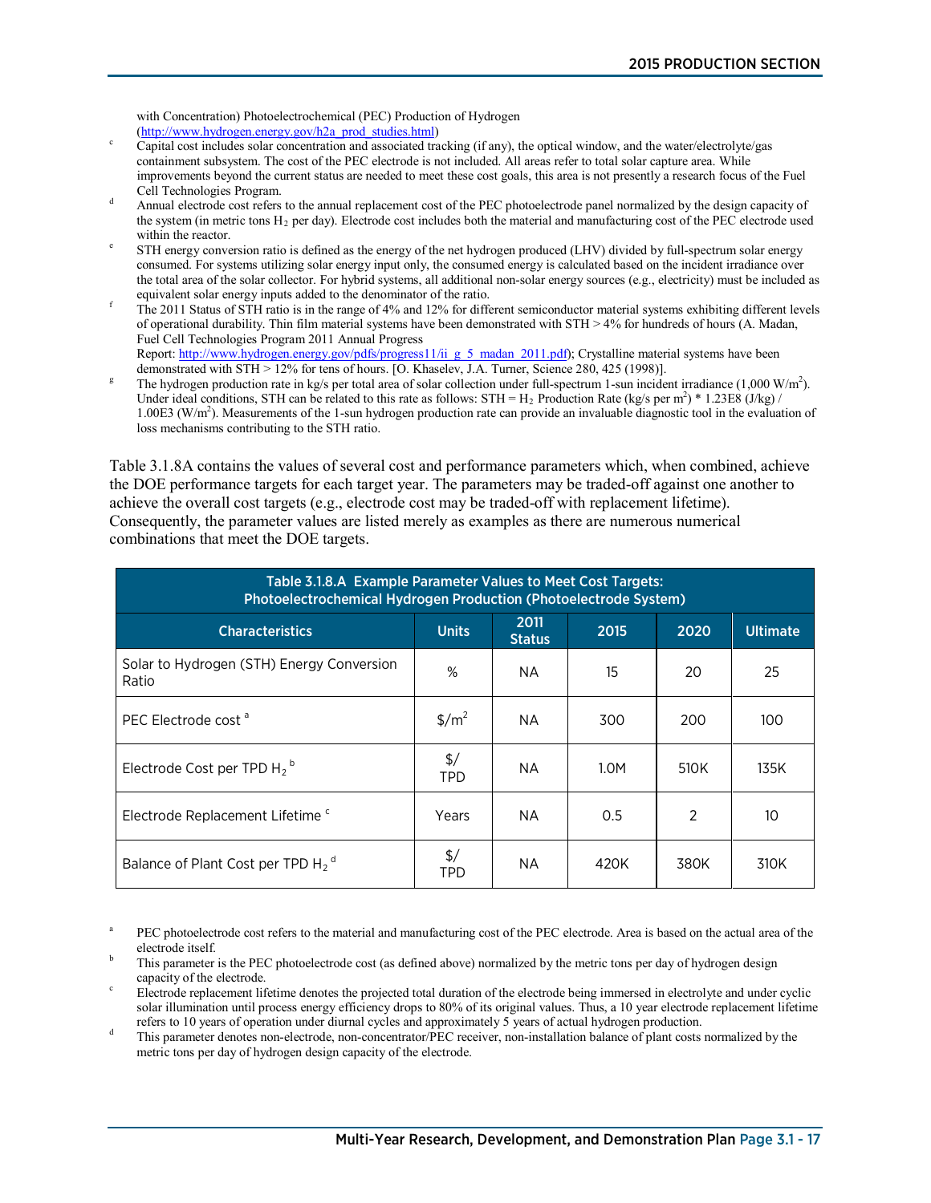with Concentration) Photoelectrochemical (PEC) Production of Hydrogen (http://www.hydrogen.energy.gov/h2a_prod_studies.html)

[c] Capital cost includes solar concentration and associated tracking (if any), the optical window, and the water/electrolyte/gas containment subsystem. The cost of the PEC electrode is not included. All areas refer to total solar capture area. While improvements beyond the current status are needed to meet these cost goals, this area is not presently a research focus of the Fuel Cell Technologies Program.

[d] Annual electrode cost refers to the annual replacement cost of the PEC photoelectrode panel normalized by the design capacity of the system (in metric tons $H_2$ per day). Electrode cost includes both the material and manufacturing cost of the PEC electrode used within the reactor.

[e] STH energy conversion ratio is defined as the energy of the net hydrogen produced (LHV) divided by full-spectrum solar energy consumed. For systems utilizing solar energy input only, the consumed energy is calculated based on the incident irradiance over the total area of the solar collector. For hybrid systems, all additional non-solar energy sources (e.g., electricity) must be included as equivalent solar energy inputs added to the denominator of the ratio.

[f] The 2011 Status of STH ratio is in the range of 4% and 12% for different semiconductor material systems exhibiting different levels of operational durability. Thin film material systems have been demonstrated with STH > 4% for hundreds of hours (A. Madan, Fuel Cell Technologies Program 2011 Annual Progress Report: http://www.hydrogen.energy.gov/pdfs/progress11/ii_g_5_madan_2011.pdf); Crystalline material systems have been demonstrated with STH > 12% for tens of hours. [O. Khaselev, J.A. Turner, Science 280, 425 (1998)].

[g] The hydrogen production rate in kg/s per total area of solar collection under full-spectrum 1-sun incident irradiance (1,000 $W/m^2$). Under ideal conditions, STH can be related to this rate as follows: STH = $H_2$ Production Rate (kg/s per $m^2$) * 1.23E8 (J/kg) / 1.00E3 ($W/m^2$). Measurements of the 1-sun hydrogen production rate can provide an invaluable diagnostic tool in the evaluation of loss mechanisms contributing to the STH ratio.

Table 3.1.8A contains the values of several cost and performance parameters which, when combined, achieve the DOE performance targets for each target year. The parameters may be traded-off against one another to achieve the overall cost targets (e.g., electrode cost may be traded-off with replacement lifetime). Consequently, the parameter values are listed merely as examples as there are numerous numerical combinations that meet the DOE targets.

**Table 3.1.8.A Example Parameter Values to Meet Cost Targets: Photoelectrochemical Hydrogen Production (Photoelectrode System)**

| Characteristics | Units | 2011 Status | 2015 | 2020 | Ultimate |
|---|---|---|---|---|---|
| Solar to Hydrogen (STH) Energy Conversion Ratio | % | NA | 15 | 20 | 25 |
| PEC Electrode cost [a] | $/m$^2$ | NA | 300 | 200 | 100 |
| Electrode Cost per TPD $H_2$ [b] | $/ TPD | NA | 1.0M | 510K | 135K |
| Electrode Replacement Lifetime [c] | Years | NA | 0.5 | 2 | 10 |
| Balance of Plant Cost per TPD $H_2$ [d] | $/ TPD | NA | 420K | 380K | 310K |

[a] PEC photoelectrode cost refers to the material and manufacturing cost of the PEC electrode. Area is based on the actual area of the electrode itself.

[b] This parameter is the PEC photoelectrode cost (as defined above) normalized by the metric tons per day of hydrogen design capacity of the electrode.

[c] Electrode replacement lifetime denotes the projected total duration of the electrode being immersed in electrolyte and under cyclic solar illumination until process energy efficiency drops to 80% of its original values. Thus, a 10 year electrode replacement lifetime refers to 10 years of operation under diurnal cycles and approximately 5 years of actual hydrogen production.

[d] This parameter denotes non-electrode, non-concentrator/PEC receiver, non-installation balance of plant costs normalized by the metric tons per day of hydrogen design capacity of the electrode.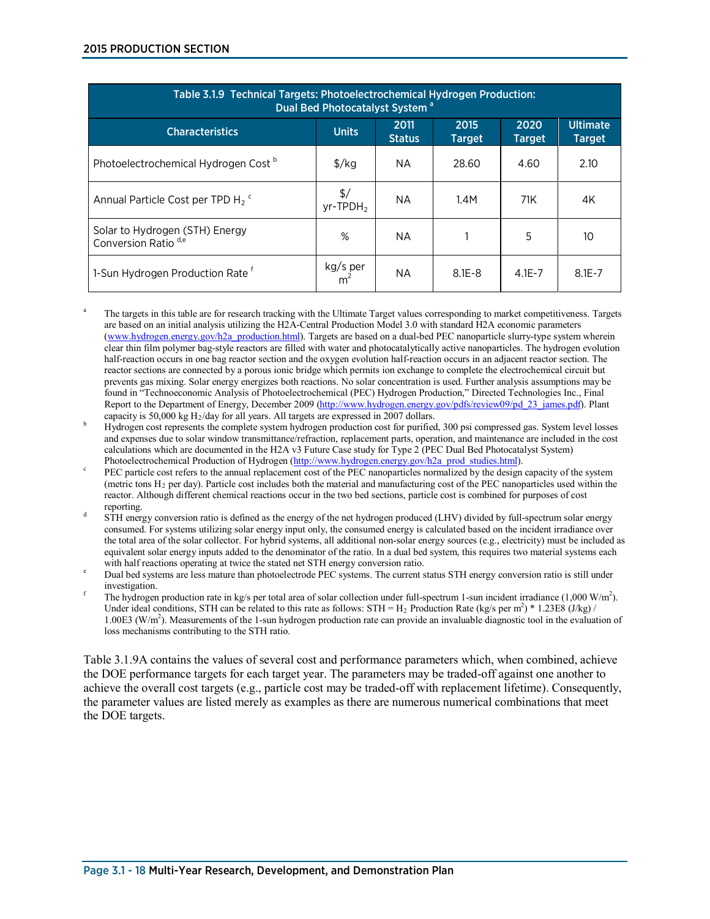| Table 3.1.9 Technical Targets: Photoelectrochemical Hydrogen Production: Dual Bed Photocatalyst System [a] | | | | | |
|---|---|---|---|---|---|
| Characteristics | Units | 2011 Status | 2015 Target | 2020 Target | Ultimate Target |
| Photoelectrochemical Hydrogen Cost [b] | \$/kg | NA | 28.60 | 4.60 | 2.10 |
| Annual Particle Cost per TPD $H_2$ [c] | \$/ yr-$TPDH_2$ | NA | 1.4M | 71K | 4K |
| Solar to Hydrogen (STH) Energy Conversion Ratio [d,e] | % | NA | 1 | 5 | 10 |
| 1-Sun Hydrogen Production Rate [f] | kg/s per $m^2$ | NA | 8.1E-8 | 4.1E-7 | 8.1E-7 |

[a] The targets in this table are for research tracking with the Ultimate Target values corresponding to market competitiveness. Targets are based on an initial analysis utilizing the H2A-Central Production Model 3.0 with standard H2A economic parameters (www.hydrogen.energy.gov/h2a_production.html). Targets are based on a dual-bed PEC nanoparticle slurry-type system wherein clear thin film polymer bag-style reactors are filled with water and photocatalytically active nanoparticles. The hydrogen evolution half-reaction occurs in one bag reactor section and the oxygen evolution half-reaction occurs in an adjacent reactor section. The reactor sections are connected by a porous ionic bridge which permits ion exchange to complete the electrochemical circuit but prevents gas mixing. Solar energy energizes both reactions. No solar concentration is used. Further analysis assumptions may be found in "Technoeconomic Analysis of Photoelectrochemical (PEC) Hydrogen Production," Directed Technologies Inc., Final Report to the Department of Energy, December 2009 (http://www.hydrogen.energy.gov/pdfs/review09/pd_23_james.pdf). Plant capacity is 50,000 kg $H_2$/day for all years. All targets are expressed in 2007 dollars.

[b] Hydrogen cost represents the complete system hydrogen production cost for purified, 300 psi compressed gas. System level losses and expenses due to solar window transmittance/refraction, replacement parts, operation, and maintenance are included in the cost calculations which are documented in the H2A v3 Future Case study for Type 2 (PEC Dual Bed Photocatalyst System) Photoelectrochemical Production of Hydrogen (http://www.hydrogen.energy.gov/h2a_prod_studies.html).

[c] PEC particle cost refers to the annual replacement cost of the PEC nanoparticles normalized by the design capacity of the system (metric tons $H_2$ per day). Particle cost includes both the material and manufacturing cost of the PEC nanoparticles used within the reactor. Although different chemical reactions occur in the two bed sections, particle cost is combined for purposes of cost reporting.

[d] STH energy conversion ratio is defined as the energy of the net hydrogen produced (LHV) divided by full-spectrum solar energy consumed. For systems utilizing solar energy input only, the consumed energy is calculated based on the incident irradiance over the total area of the solar collector. For hybrid systems, all additional non-solar energy sources (e.g., electricity) must be included as equivalent solar energy inputs added to the denominator of the ratio. In a dual bed system, this requires two material systems each with half reactions operating at twice the stated net STH energy conversion ratio.

[e] Dual bed systems are less mature than photoelectrode PEC systems. The current status STH energy conversion ratio is still under investigation.

[f] The hydrogen production rate in kg/s per total area of solar collection under full-spectrum 1-sun incident irradiance (1,000 W/$m^2$). Under ideal conditions, STH can be related to this rate as follows: STH = $H_2$ Production Rate (kg/s per $m^2$) * 1.23E8 (J/kg) / 1.00E3 (W/$m^2$). Measurements of the 1-sun hydrogen production rate can provide an invaluable diagnostic tool in the evaluation of loss mechanisms contributing to the STH ratio.

Table 3.1.9A contains the values of several cost and performance parameters which, when combined, achieve the DOE performance targets for each target year. The parameters may be traded-off against one another to achieve the overall cost targets (e.g., particle cost may be traded-off with replacement lifetime). Consequently, the parameter values are listed merely as examples as there are numerous numerical combinations that meet the DOE targets.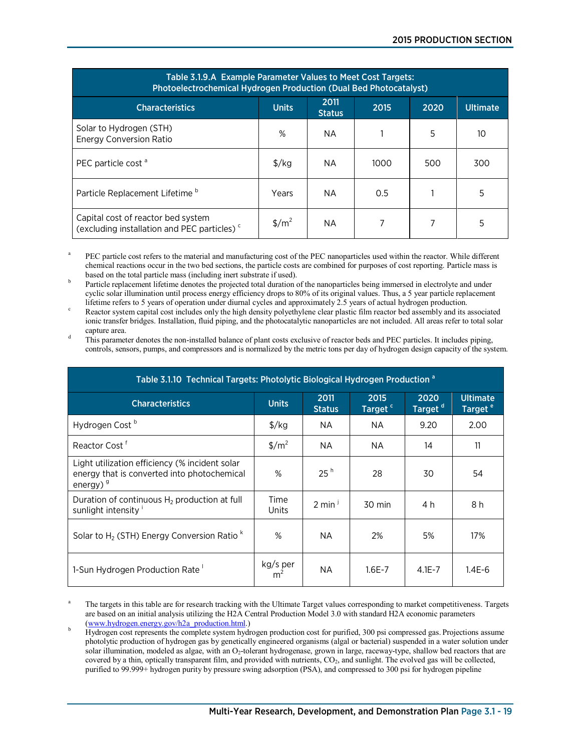| Table 3.1.9.A Example Parameter Values to Meet Cost Targets: Photoelectrochemical Hydrogen Production (Dual Bed Photocatalyst) | | | | | |
|---|---|---|---|---|---|
| **Characteristics** | **Units** | **2011 Status** | **2015** | **2020** | **Ultimate** |
| Solar to Hydrogen (STH) Energy Conversion Ratio | % | NA | 1 | 5 | 10 |
| PEC particle cost [a] | $/kg | NA | 1000 | 500 | 300 |
| Particle Replacement Lifetime [b] | Years | NA | 0.5 | 1 | 5 |
| Capital cost of reactor bed system (excluding installation and PEC particles) [c] | $/m$^2$ | NA | 7 | 7 | 5 |

[a] PEC particle cost refers to the material and manufacturing cost of the PEC nanoparticles used within the reactor. While different chemical reactions occur in the two bed sections, the particle costs are combined for purposes of cost reporting. Particle mass is based on the total particle mass (including inert substrate if used).

[b] Particle replacement lifetime denotes the projected total duration of the nanoparticles being immersed in electrolyte and under cyclic solar illumination until process energy efficiency drops to 80% of its original values. Thus, a 5 year particle replacement lifetime refers to 5 years of operation under diurnal cycles and approximately 2.5 years of actual hydrogen production.

[c] Reactor system capital cost includes only the high density polyethylene clear plastic film reactor bed assembly and its associated ionic transfer bridges. Installation, fluid piping, and the photocatalytic nanoparticles are not included. All areas refer to total solar capture area.

[d] This parameter denotes the non-installed balance of plant costs exclusive of reactor beds and PEC particles. It includes piping, controls, sensors, pumps, and compressors and is normalized by the metric tons per day of hydrogen design capacity of the system.

| Table 3.1.10 Technical Targets: Photolytic Biological Hydrogen Production [a] | | | | | |
|---|---|---|---|---|---|
| **Characteristics** | **Units** | **2011 Status** | **2015 Target [c]** | **2020 Target [d]** | **Ultimate Target [e]** |
| Hydrogen Cost [b] | $/kg | NA | NA | 9.20 | 2.00 |
| Reactor Cost [f] | $/m$^2$ | NA | NA | 14 | 11 |
| Light utilization efficiency (% incident solar energy that is converted into photochemical energy) [g] | % | 25 [h] | 28 | 30 | 54 |
| Duration of continuous $H_2$ production at full sunlight intensity [i] | Time Units | 2 min [j] | 30 min | 4 h | 8 h |
| Solar to $H_2$ (STH) Energy Conversion Ratio [k] | % | NA | 2% | 5% | 17% |
| 1-Sun Hydrogen Production Rate [l] | kg/s per m$^2$ | NA | 1.6E-7 | 4.1E-7 | 1.4E-6 |

[a] The targets in this table are for research tracking with the Ultimate Target values corresponding to market competitiveness. Targets are based on an initial analysis utilizing the H2A Central Production Model 3.0 with standard H2A economic parameters (www.hydrogen.energy.gov/h2a_production.html.)

[b] Hydrogen cost represents the complete system hydrogen production cost for purified, 300 psi compressed gas. Projections assume photolytic production of hydrogen gas by genetically engineered organisms (algal or bacterial) suspended in a water solution under solar illumination, modeled as algae, with an $O_2$-tolerant hydrogenase, grown in large, raceway-type, shallow bed reactors that are covered by a thin, optically transparent film, and provided with nutrients, $CO_2$, and sunlight. The evolved gas will be collected, purified to 99.999+ hydrogen purity by pressure swing adsorption (PSA), and compressed to 300 psi for hydrogen pipeline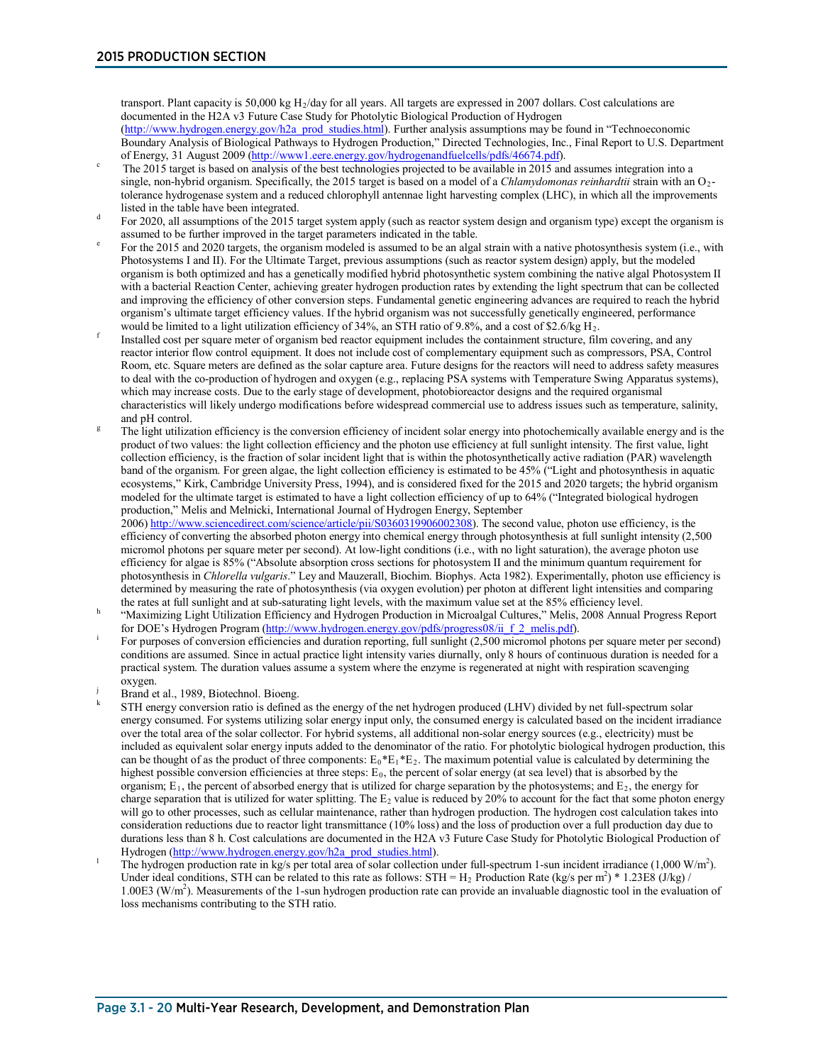transport. Plant capacity is 50,000 kg $H_2$/day for all years. All targets are expressed in 2007 dollars. Cost calculations are documented in the H2A v3 Future Case Study for Photolytic Biological Production of Hydrogen (http://www.hydrogen.energy.gov/h2a_prod_studies.html). Further analysis assumptions may be found in "Technoeconomic Boundary Analysis of Biological Pathways to Hydrogen Production," Directed Technologies, Inc., Final Report to U.S. Department of Energy, 31 August 2009 (http://www1.eere.energy.gov/hydrogenandfuelcells/pdfs/46674.pdf).

[c] The 2015 target is based on analysis of the best technologies projected to be available in 2015 and assumes integration into a single, non-hybrid organism. Specifically, the 2015 target is based on a model of a *Chlamydomonas reinhardtii* strain with an $O_2$-tolerance hydrogenase system and a reduced chlorophyll antennae light harvesting complex (LHC), in which all the improvements listed in the table have been integrated.

[d] For 2020, all assumptions of the 2015 target system apply (such as reactor system design and organism type) except the organism is assumed to be further improved in the target parameters indicated in the table.

[e] For the 2015 and 2020 targets, the organism modeled is assumed to be an algal strain with a native photosynthesis system (i.e., with Photosystems I and II). For the Ultimate Target, previous assumptions (such as reactor system design) apply, but the modeled organism is both optimized and has a genetically modified hybrid photosynthetic system combining the native algal Photosystem II with a bacterial Reaction Center, achieving greater hydrogen production rates by extending the light spectrum that can be collected and improving the efficiency of other conversion steps. Fundamental genetic engineering advances are required to reach the hybrid organism's ultimate target efficiency values. If the hybrid organism was not successfully genetically engineered, performance would be limited to a light utilization efficiency of 34%, an STH ratio of 9.8%, and a cost of $2.6/kg $H_2$.

[f] Installed cost per square meter of organism bed reactor equipment includes the containment structure, film covering, and any reactor interior flow control equipment. It does not include cost of complementary equipment such as compressors, PSA, Control Room, etc. Square meters are defined as the solar capture area. Future designs for the reactors will need to address safety measures to deal with the co-production of hydrogen and oxygen (e.g., replacing PSA systems with Temperature Swing Apparatus systems), which may increase costs. Due to the early stage of development, photobioreactor designs and the required organismal characteristics will likely undergo modifications before widespread commercial use to address issues such as temperature, salinity, and pH control.

[g] The light utilization efficiency is the conversion efficiency of incident solar energy into photochemically available energy and is the product of two values: the light collection efficiency and the photon use efficiency at full sunlight intensity. The first value, light collection efficiency, is the fraction of solar incident light that is within the photosynthetically active radiation (PAR) wavelength band of the organism. For green algae, the light collection efficiency is estimated to be 45% ("Light and photosynthesis in aquatic ecosystems," Kirk, Cambridge University Press, 1994), and is considered fixed for the 2015 and 2020 targets; the hybrid organism modeled for the ultimate target is estimated to have a light collection efficiency of up to 64% ("Integrated biological hydrogen production," Melis and Melnicki, International Journal of Hydrogen Energy, September 2006) http://www.sciencedirect.com/science/article/pii/S0360319906002308). The second value, photon use efficiency, is the efficiency of converting the absorbed photon energy into chemical energy through photosynthesis at full sunlight intensity (2,500 micromol photons per square meter per second). At low-light conditions (i.e., with no light saturation), the average photon use efficiency for algae is 85% ("Absolute absorption cross sections for photosystem II and the minimum quantum requirement for photosynthesis in *Chlorella vulgaris*." Ley and Mauzerall, Biochim. Biophys. Acta 1982). Experimentally, photon use efficiency is determined by measuring the rate of photosynthesis (via oxygen evolution) per photon at different light intensities and comparing the rates at full sunlight and at sub-saturating light levels, with the maximum value set at the 85% efficiency level.

[h] "Maximizing Light Utilization Efficiency and Hydrogen Production in Microalgal Cultures," Melis, 2008 Annual Progress Report for DOE's Hydrogen Program (http://www.hydrogen.energy.gov/pdfs/progress08/ii_f_2_melis.pdf).

[i] For purposes of conversion efficiencies and duration reporting, full sunlight (2,500 micromol photons per square meter per second) conditions are assumed. Since in actual practice light intensity varies diurnally, only 8 hours of continuous duration is needed for a practical system. The duration values assume a system where the enzyme is regenerated at night with respiration scavenging oxygen.

[j] Brand et al., 1989, Biotechnol. Bioeng.

[k] STH energy conversion ratio is defined as the energy of the net hydrogen produced (LHV) divided by net full-spectrum solar energy consumed. For systems utilizing solar energy input only, the consumed energy is calculated based on the incident irradiance over the total area of the solar collector. For hybrid systems, all additional non-solar energy sources (e.g., electricity) must be included as equivalent solar energy inputs added to the denominator of the ratio. For photolytic biological hydrogen production, this can be thought of as the product of three components: $E_0 * E_1 * E_2$. The maximum potential value is calculated by determining the highest possible conversion efficiencies at three steps: $E_0$, the percent of solar energy (at sea level) that is absorbed by the organism; $E_1$, the percent of absorbed energy that is utilized for charge separation by the photosystems; and $E_2$, the energy for charge separation that is utilized for water splitting. The $E_2$ value is reduced by 20% to account for the fact that some photon energy will go to other processes, such as cellular maintenance, rather than hydrogen production. The hydrogen cost calculation takes into consideration reductions due to reactor light transmittance (10% loss) and the loss of production over a full production day due to durations less than 8 h. Cost calculations are documented in the H2A v3 Future Case Study for Photolytic Biological Production of Hydrogen (http://www.hydrogen.energy.gov/h2a_prod_studies.html).

[l] The hydrogen production rate in kg/s per total area of solar collection under full-spectrum 1-sun incident irradiance (1,000 W/$m^2$). Under ideal conditions, STH can be related to this rate as follows: STH = $H_2$ Production Rate (kg/s per $m^2$) * 1.23E8 (J/kg) / 1.00E3 (W/$m^2$). Measurements of the 1-sun hydrogen production rate can provide an invaluable diagnostic tool in the evaluation of loss mechanisms contributing to the STH ratio.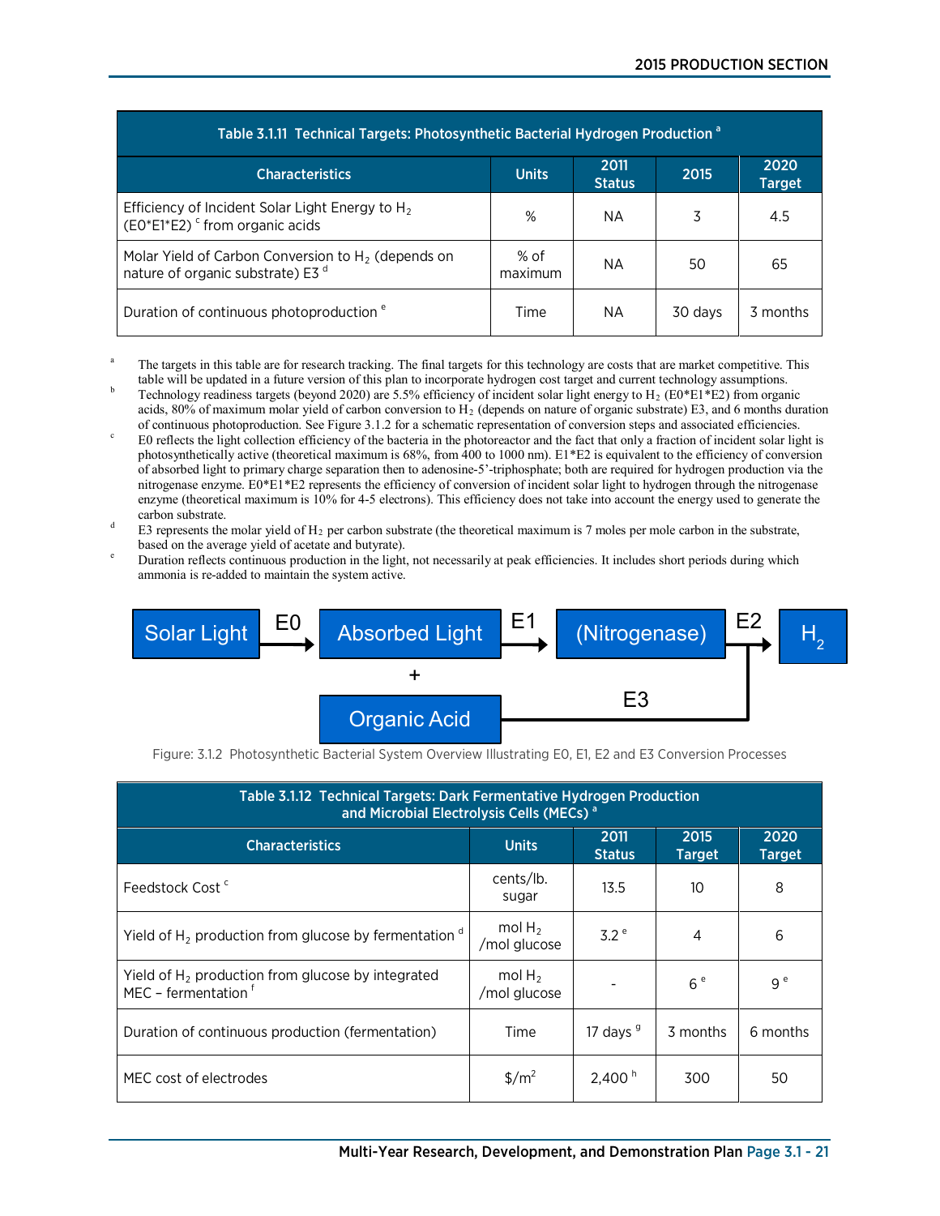| Table 3.1.11 Technical Targets: Photosynthetic Bacterial Hydrogen Production [a] | | | | |
|---|---|---|---|---|
| **Characteristics** | **Units** | **2011 Status** | **2015** | **2020 Target** |
| Efficiency of Incident Solar Light Energy to $H_2$ (E0*E1*E2) [c] from organic acids | % | NA | 3 | 4.5 |
| Molar Yield of Carbon Conversion to $H_2$ (depends on nature of organic substrate) E3 [d] | % of maximum | NA | 50 | 65 |
| Duration of continuous photoproduction [e] | Time | NA | 30 days | 3 months |

[a] The targets in this table are for research tracking. The final targets for this technology are costs that are market competitive. This table will be updated in a future version of this plan to incorporate hydrogen cost target and current technology assumptions.

[b] Technology readiness targets (beyond 2020) are 5.5% efficiency of incident solar light energy to $H_2$ (E0*E1*E2) from organic acids, 80% of maximum molar yield of carbon conversion to $H_2$ (depends on nature of organic substrate) E3, and 6 months duration of continuous photoproduction. See Figure 3.1.2 for a schematic representation of conversion steps and associated efficiencies.

[c] E0 reflects the light collection efficiency of the bacteria in the photoreactor and the fact that only a fraction of incident solar light is photosynthetically active (theoretical maximum is 68%, from 400 to 1000 nm). E1*E2 is equivalent to the efficiency of conversion of absorbed light to primary charge separation then to adenosine-5'-triphosphate; both are required for hydrogen production via the nitrogenase enzyme. E0*E1*E2 represents the efficiency of conversion of incident solar light to hydrogen through the nitrogenase enzyme (theoretical maximum is 10% for 4-5 electrons). This efficiency does not take into account the energy used to generate the carbon substrate.

[d] E3 represents the molar yield of $H_2$ per carbon substrate (the theoretical maximum is 7 moles per mole carbon in the substrate, based on the average yield of acetate and butyrate).

[e] Duration reflects continuous production in the light, not necessarily at peak efficiencies. It includes short periods during which ammonia is re-added to maintain the system active.

Solar Light —E0→ Absorbed Light —E1→ (Nitrogenase) —E2→ $H_2$

\+ Organic Acid —E3→ $H_2$

Figure: 3.1.2 Photosynthetic Bacterial System Overview Illustrating E0, E1, E2 and E3 Conversion Processes

| Table 3.1.12 Technical Targets: Dark Fermentative Hydrogen Production and Microbial Electrolysis Cells (MECs) [a] | | | | |
|---|---|---|---|---|
| **Characteristics** | **Units** | **2011 Status** | **2015 Target** | **2020 Target** |
| Feedstock Cost [c] | cents/lb. sugar | 13.5 | 10 | 8 |
| Yield of $H_2$ production from glucose by fermentation [d] | mol $H_2$ /mol glucose | 3.2 [e] | 4 | 6 |
| Yield of $H_2$ production from glucose by integrated MEC – fermentation [f] | mol $H_2$ /mol glucose | - | 6 [e] | 9 [e] |
| Duration of continuous production (fermentation) | Time | 17 days [g] | 3 months | 6 months |
| MEC cost of electrodes | $/m$^2$ | 2,400 [h] | 300 | 50 |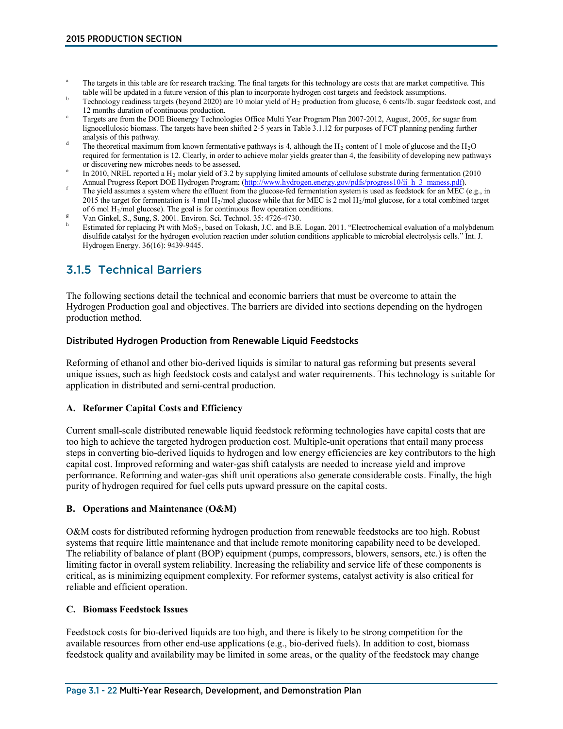[a] The targets in this table are for research tracking. The final targets for this technology are costs that are market competitive. This table will be updated in a future version of this plan to incorporate hydrogen cost targets and feedstock assumptions.

[b] Technology readiness targets (beyond 2020) are 10 molar yield of $H_2$ production from glucose, 6 cents/lb. sugar feedstock cost, and 12 months duration of continuous production.

[c] Targets are from the DOE Bioenergy Technologies Office Multi Year Program Plan 2007-2012, August, 2005, for sugar from lignocellulosic biomass. The targets have been shifted 2-5 years in Table 3.1.12 for purposes of FCT planning pending further analysis of this pathway.

[d] The theoretical maximum from known fermentative pathways is 4, although the $H_2$ content of 1 mole of glucose and the $H_2O$ required for fermentation is 12. Clearly, in order to achieve molar yields greater than 4, the feasibility of developing new pathways or discovering new microbes needs to be assessed.

[e] In 2010, NREL reported a $H_2$ molar yield of 3.2 by supplying limited amounts of cellulose substrate during fermentation (2010 Annual Progress Report DOE Hydrogen Program; (http://www.hydrogen.energy.gov/pdfs/progress10/ii_h_3_maness.pdf).

[f] The yield assumes a system where the effluent from the glucose-fed fermentation system is used as feedstock for an MEC (e.g., in 2015 the target for fermentation is 4 mol $H_2$/mol glucose while that for MEC is 2 mol $H_2$/mol glucose, for a total combined target of 6 mol $H_2$/mol glucose). The goal is for continuous flow operation conditions.

[g] Van Ginkel, S., Sung, S. 2001. Environ. Sci. Technol. 35: 4726-4730.

[h] Estimated for replacing Pt with $MoS_2$, based on Tokash, J.C. and B.E. Logan. 2011. "Electrochemical evaluation of a molybdenum disulfide catalyst for the hydrogen evolution reaction under solution conditions applicable to microbial electrolysis cells." Int. J. Hydrogen Energy. 36(16): 9439-9445.

## 3.1.5 Technical Barriers

The following sections detail the technical and economic barriers that must be overcome to attain the Hydrogen Production goal and objectives. The barriers are divided into sections depending on the hydrogen production method.

### Distributed Hydrogen Production from Renewable Liquid Feedstocks

Reforming of ethanol and other bio-derived liquids is similar to natural gas reforming but presents several unique issues, such as high feedstock costs and catalyst and water requirements. This technology is suitable for application in distributed and semi-central production.

#### A. Reformer Capital Costs and Efficiency

Current small-scale distributed renewable liquid feedstock reforming technologies have capital costs that are too high to achieve the targeted hydrogen production cost. Multiple-unit operations that entail many process steps in converting bio-derived liquids to hydrogen and low energy efficiencies are key contributors to the high capital cost. Improved reforming and water-gas shift catalysts are needed to increase yield and improve performance. Reforming and water-gas shift unit operations also generate considerable costs. Finally, the high purity of hydrogen required for fuel cells puts upward pressure on the capital costs.

#### B. Operations and Maintenance (O&M)

O&M costs for distributed reforming hydrogen production from renewable feedstocks are too high. Robust systems that require little maintenance and that include remote monitoring capability need to be developed. The reliability of balance of plant (BOP) equipment (pumps, compressors, blowers, sensors, etc.) is often the limiting factor in overall system reliability. Increasing the reliability and service life of these components is critical, as is minimizing equipment complexity. For reformer systems, catalyst activity is also critical for reliable and efficient operation.

#### C. Biomass Feedstock Issues

Feedstock costs for bio-derived liquids are too high, and there is likely to be strong competition for the available resources from other end-use applications (e.g., bio-derived fuels). In addition to cost, biomass feedstock quality and availability may be limited in some areas, or the quality of the feedstock may change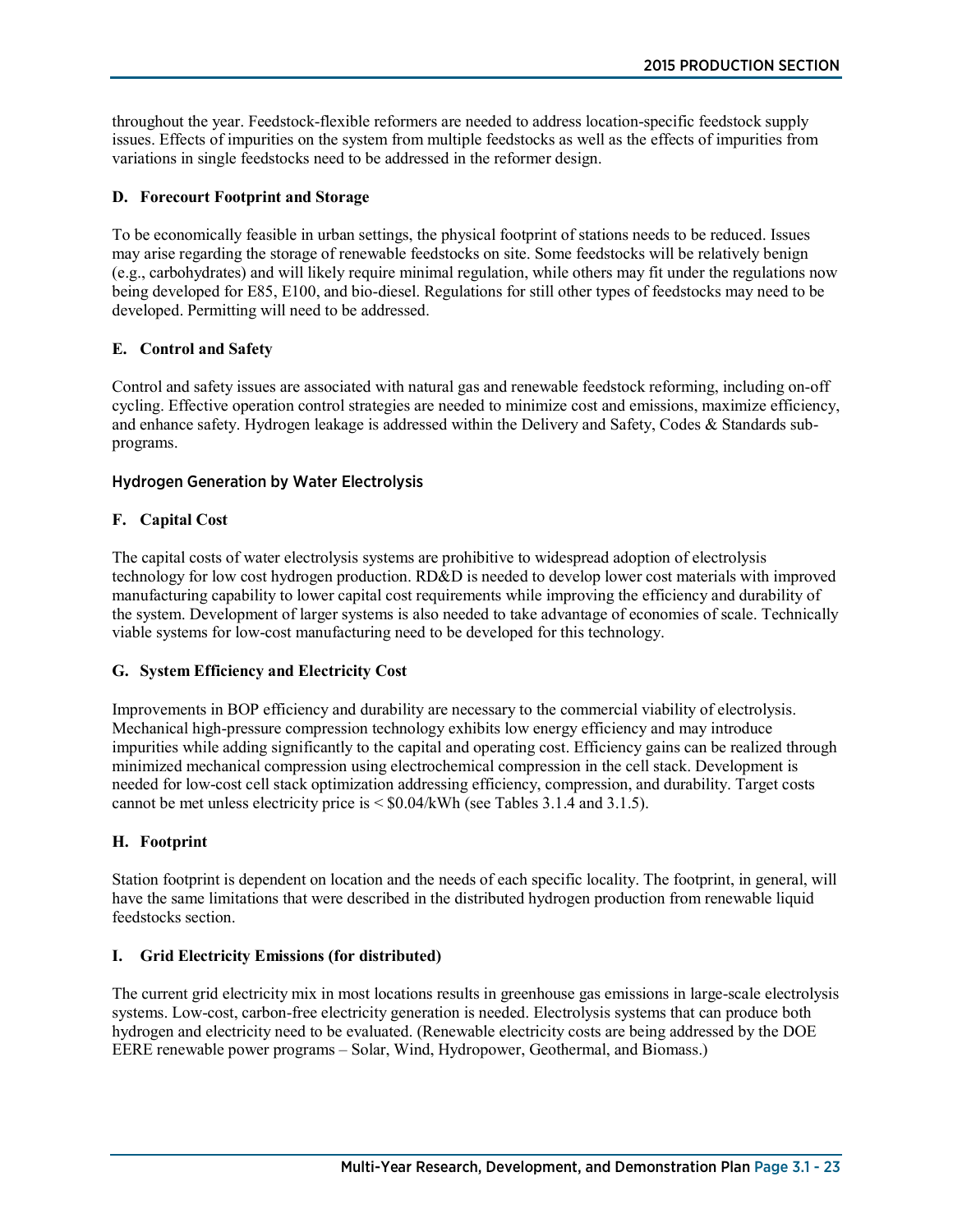throughout the year. Feedstock-flexible reformers are needed to address location-specific feedstock supply issues. Effects of impurities on the system from multiple feedstocks as well as the effects of impurities from variations in single feedstocks need to be addressed in the reformer design.

**D. Forecourt Footprint and Storage**

To be economically feasible in urban settings, the physical footprint of stations needs to be reduced. Issues may arise regarding the storage of renewable feedstocks on site. Some feedstocks will be relatively benign (e.g., carbohydrates) and will likely require minimal regulation, while others may fit under the regulations now being developed for E85, E100, and bio-diesel. Regulations for still other types of feedstocks may need to be developed. Permitting will need to be addressed.

**E. Control and Safety**

Control and safety issues are associated with natural gas and renewable feedstock reforming, including on-off cycling. Effective operation control strategies are needed to minimize cost and emissions, maximize efficiency, and enhance safety. Hydrogen leakage is addressed within the Delivery and Safety, Codes & Standards sub-programs.

### Hydrogen Generation by Water Electrolysis

**F. Capital Cost**

The capital costs of water electrolysis systems are prohibitive to widespread adoption of electrolysis technology for low cost hydrogen production. RD&D is needed to develop lower cost materials with improved manufacturing capability to lower capital cost requirements while improving the efficiency and durability of the system. Development of larger systems is also needed to take advantage of economies of scale. Technically viable systems for low-cost manufacturing need to be developed for this technology.

**G. System Efficiency and Electricity Cost**

Improvements in BOP efficiency and durability are necessary to the commercial viability of electrolysis. Mechanical high-pressure compression technology exhibits low energy efficiency and may introduce impurities while adding significantly to the capital and operating cost. Efficiency gains can be realized through minimized mechanical compression using electrochemical compression in the cell stack. Development is needed for low-cost cell stack optimization addressing efficiency, compression, and durability. Target costs cannot be met unless electricity price is < $0.04/kWh (see Tables 3.1.4 and 3.1.5).

**H. Footprint**

Station footprint is dependent on location and the needs of each specific locality. The footprint, in general, will have the same limitations that were described in the distributed hydrogen production from renewable liquid feedstocks section.

**I. Grid Electricity Emissions (for distributed)**

The current grid electricity mix in most locations results in greenhouse gas emissions in large-scale electrolysis systems. Low-cost, carbon-free electricity generation is needed. Electrolysis systems that can produce both hydrogen and electricity need to be evaluated. (Renewable electricity costs are being addressed by the DOE EERE renewable power programs – Solar, Wind, Hydropower, Geothermal, and Biomass.)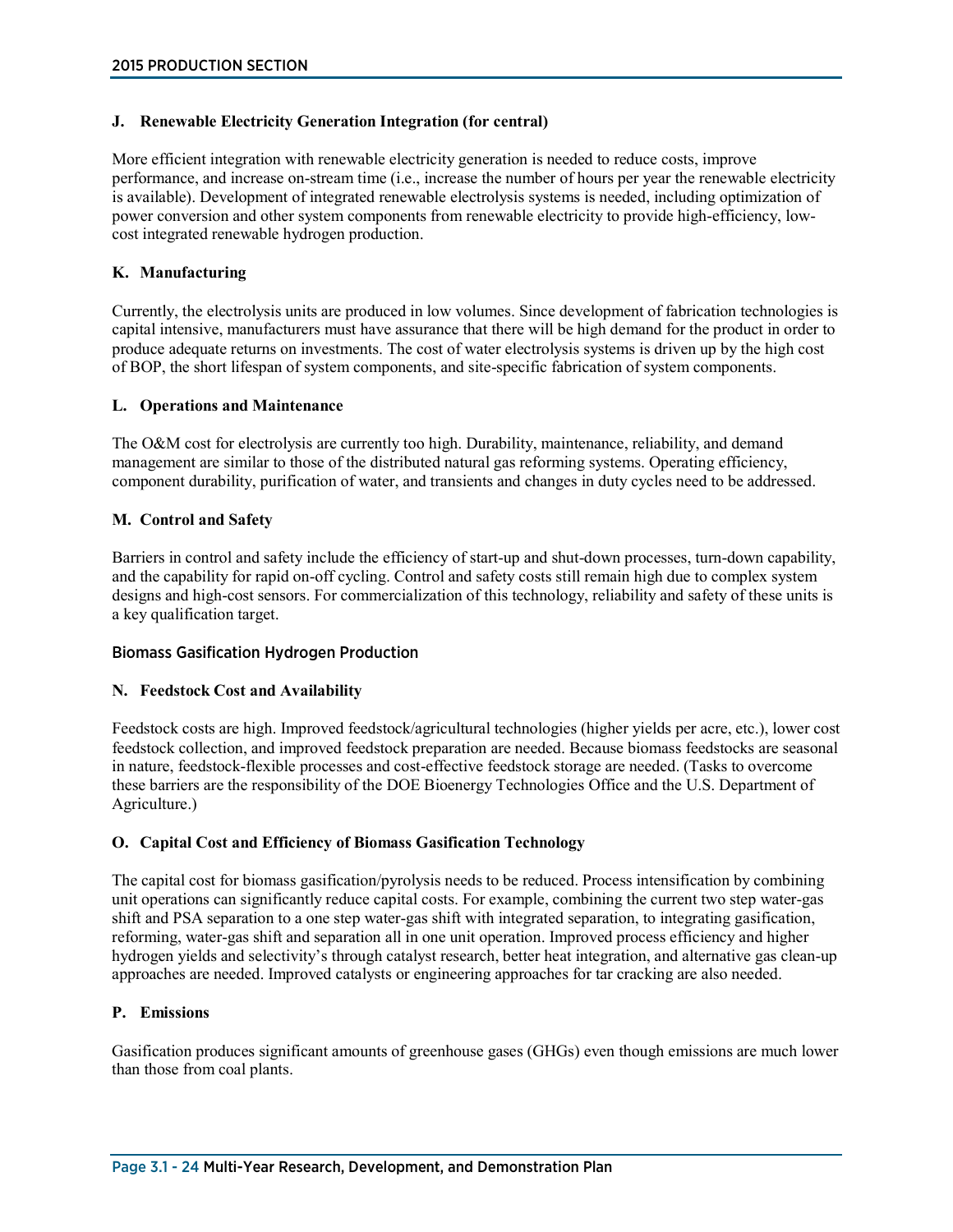### J. Renewable Electricity Generation Integration (for central)

More efficient integration with renewable electricity generation is needed to reduce costs, improve performance, and increase on-stream time (i.e., increase the number of hours per year the renewable electricity is available). Development of integrated renewable electrolysis systems is needed, including optimization of power conversion and other system components from renewable electricity to provide high-efficiency, low-cost integrated renewable hydrogen production.

### K. Manufacturing

Currently, the electrolysis units are produced in low volumes. Since development of fabrication technologies is capital intensive, manufacturers must have assurance that there will be high demand for the product in order to produce adequate returns on investments. The cost of water electrolysis systems is driven up by the high cost of BOP, the short lifespan of system components, and site-specific fabrication of system components.

### L. Operations and Maintenance

The O&M cost for electrolysis are currently too high. Durability, maintenance, reliability, and demand management are similar to those of the distributed natural gas reforming systems. Operating efficiency, component durability, purification of water, and transients and changes in duty cycles need to be addressed.

### M. Control and Safety

Barriers in control and safety include the efficiency of start-up and shut-down processes, turn-down capability, and the capability for rapid on-off cycling. Control and safety costs still remain high due to complex system designs and high-cost sensors. For commercialization of this technology, reliability and safety of these units is a key qualification target.

## Biomass Gasification Hydrogen Production

### N. Feedstock Cost and Availability

Feedstock costs are high. Improved feedstock/agricultural technologies (higher yields per acre, etc.), lower cost feedstock collection, and improved feedstock preparation are needed. Because biomass feedstocks are seasonal in nature, feedstock-flexible processes and cost-effective feedstock storage are needed. (Tasks to overcome these barriers are the responsibility of the DOE Bioenergy Technologies Office and the U.S. Department of Agriculture.)

### O. Capital Cost and Efficiency of Biomass Gasification Technology

The capital cost for biomass gasification/pyrolysis needs to be reduced. Process intensification by combining unit operations can significantly reduce capital costs. For example, combining the current two step water-gas shift and PSA separation to a one step water-gas shift with integrated separation, to integrating gasification, reforming, water-gas shift and separation all in one unit operation. Improved process efficiency and higher hydrogen yields and selectivity's through catalyst research, better heat integration, and alternative gas clean-up approaches are needed. Improved catalysts or engineering approaches for tar cracking are also needed.

### P. Emissions

Gasification produces significant amounts of greenhouse gases (GHGs) even though emissions are much lower than those from coal plants.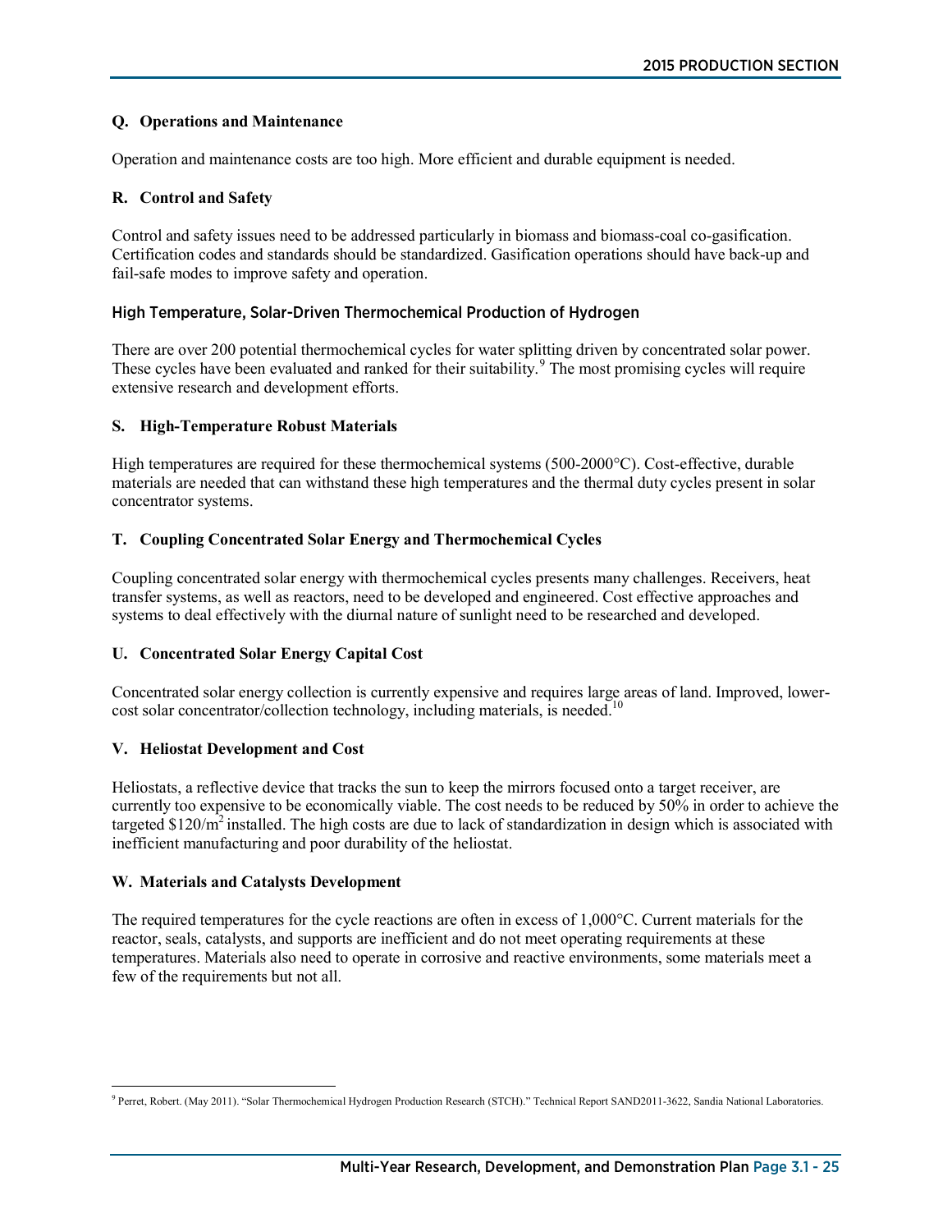**Q. Operations and Maintenance**

Operation and maintenance costs are too high. More efficient and durable equipment is needed.

**R. Control and Safety**

Control and safety issues need to be addressed particularly in biomass and biomass-coal co-gasification. Certification codes and standards should be standardized. Gasification operations should have back-up and fail-safe modes to improve safety and operation.

### High Temperature, Solar-Driven Thermochemical Production of Hydrogen

There are over 200 potential thermochemical cycles for water splitting driven by concentrated solar power. These cycles have been evaluated and ranked for their suitability.[9] The most promising cycles will require extensive research and development efforts.

**S. High-Temperature Robust Materials**

High temperatures are required for these thermochemical systems (500-2000°C). Cost-effective, durable materials are needed that can withstand these high temperatures and the thermal duty cycles present in solar concentrator systems.

**T. Coupling Concentrated Solar Energy and Thermochemical Cycles**

Coupling concentrated solar energy with thermochemical cycles presents many challenges. Receivers, heat transfer systems, as well as reactors, need to be developed and engineered. Cost effective approaches and systems to deal effectively with the diurnal nature of sunlight need to be researched and developed.

**U. Concentrated Solar Energy Capital Cost**

Concentrated solar energy collection is currently expensive and requires large areas of land. Improved, lower-cost solar concentrator/collection technology, including materials, is needed.[10]

**V. Heliostat Development and Cost**

Heliostats, a reflective device that tracks the sun to keep the mirrors focused onto a target receiver, are currently too expensive to be economically viable. The cost needs to be reduced by 50% in order to achieve the targeted $\$120/m^2$ installed. The high costs are due to lack of standardization in design which is associated with inefficient manufacturing and poor durability of the heliostat.

**W. Materials and Catalysts Development**

The required temperatures for the cycle reactions are often in excess of 1,000°C. Current materials for the reactor, seals, catalysts, and supports are inefficient and do not meet operating requirements at these temperatures. Materials also need to operate in corrosive and reactive environments, some materials meet a few of the requirements but not all.

---

[9] Perret, Robert. (May 2011). "Solar Thermochemical Hydrogen Production Research (STCH)." Technical Report SAND2011-3622, Sandia National Laboratories.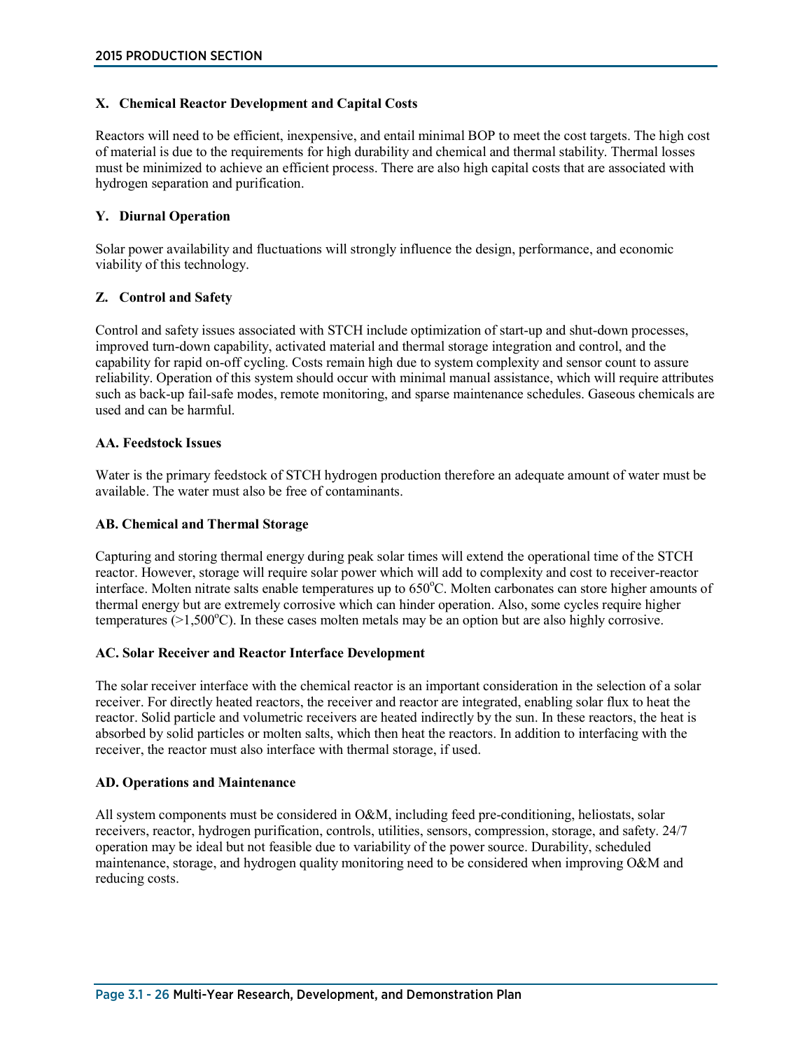### X. Chemical Reactor Development and Capital Costs

Reactors will need to be efficient, inexpensive, and entail minimal BOP to meet the cost targets. The high cost of material is due to the requirements for high durability and chemical and thermal stability. Thermal losses must be minimized to achieve an efficient process. There are also high capital costs that are associated with hydrogen separation and purification.

### Y. Diurnal Operation

Solar power availability and fluctuations will strongly influence the design, performance, and economic viability of this technology.

### Z. Control and Safety

Control and safety issues associated with STCH include optimization of start-up and shut-down processes, improved turn-down capability, activated material and thermal storage integration and control, and the capability for rapid on-off cycling. Costs remain high due to system complexity and sensor count to assure reliability. Operation of this system should occur with minimal manual assistance, which will require attributes such as back-up fail-safe modes, remote monitoring, and sparse maintenance schedules. Gaseous chemicals are used and can be harmful.

### AA. Feedstock Issues

Water is the primary feedstock of STCH hydrogen production therefore an adequate amount of water must be available. The water must also be free of contaminants.

### AB. Chemical and Thermal Storage

Capturing and storing thermal energy during peak solar times will extend the operational time of the STCH reactor. However, storage will require solar power which will add to complexity and cost to receiver-reactor interface. Molten nitrate salts enable temperatures up to 650°C. Molten carbonates can store higher amounts of thermal energy but are extremely corrosive which can hinder operation. Also, some cycles require higher temperatures (>1,500°C). In these cases molten metals may be an option but are also highly corrosive.

### AC. Solar Receiver and Reactor Interface Development

The solar receiver interface with the chemical reactor is an important consideration in the selection of a solar receiver. For directly heated reactors, the receiver and reactor are integrated, enabling solar flux to heat the reactor. Solid particle and volumetric receivers are heated indirectly by the sun. In these reactors, the heat is absorbed by solid particles or molten salts, which then heat the reactors. In addition to interfacing with the receiver, the reactor must also interface with thermal storage, if used.

### AD. Operations and Maintenance

All system components must be considered in O&M, including feed pre-conditioning, heliostats, solar receivers, reactor, hydrogen purification, controls, utilities, sensors, compression, storage, and safety. 24/7 operation may be ideal but not feasible due to variability of the power source. Durability, scheduled maintenance, storage, and hydrogen quality monitoring need to be considered when improving O&M and reducing costs.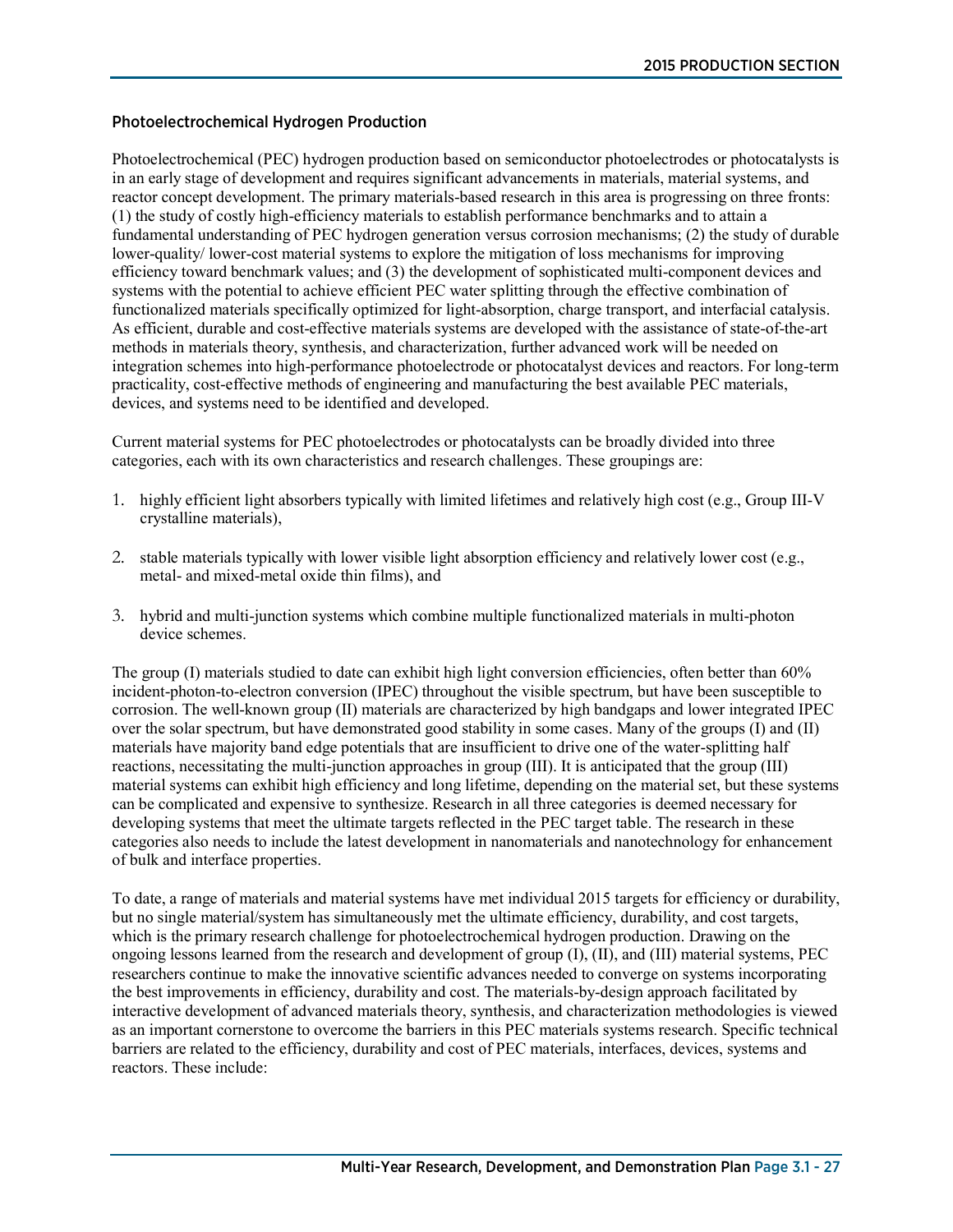### Photoelectrochemical Hydrogen Production

Photoelectrochemical (PEC) hydrogen production based on semiconductor photoelectrodes or photocatalysts is in an early stage of development and requires significant advancements in materials, material systems, and reactor concept development. The primary materials-based research in this area is progressing on three fronts: (1) the study of costly high-efficiency materials to establish performance benchmarks and to attain a fundamental understanding of PEC hydrogen generation versus corrosion mechanisms; (2) the study of durable lower-quality/ lower-cost material systems to explore the mitigation of loss mechanisms for improving efficiency toward benchmark values; and (3) the development of sophisticated multi-component devices and systems with the potential to achieve efficient PEC water splitting through the effective combination of functionalized materials specifically optimized for light-absorption, charge transport, and interfacial catalysis. As efficient, durable and cost-effective materials systems are developed with the assistance of state-of-the-art methods in materials theory, synthesis, and characterization, further advanced work will be needed on integration schemes into high-performance photoelectrode or photocatalyst devices and reactors. For long-term practicality, cost-effective methods of engineering and manufacturing the best available PEC materials, devices, and systems need to be identified and developed.

Current material systems for PEC photoelectrodes or photocatalysts can be broadly divided into three categories, each with its own characteristics and research challenges. These groupings are:

1. highly efficient light absorbers typically with limited lifetimes and relatively high cost (e.g., Group III-V crystalline materials),
2. stable materials typically with lower visible light absorption efficiency and relatively lower cost (e.g., metal- and mixed-metal oxide thin films), and
3. hybrid and multi-junction systems which combine multiple functionalized materials in multi-photon device schemes.

The group (I) materials studied to date can exhibit high light conversion efficiencies, often better than 60% incident-photon-to-electron conversion (IPEC) throughout the visible spectrum, but have been susceptible to corrosion. The well-known group (II) materials are characterized by high bandgaps and lower integrated IPEC over the solar spectrum, but have demonstrated good stability in some cases. Many of the groups (I) and (II) materials have majority band edge potentials that are insufficient to drive one of the water-splitting half reactions, necessitating the multi-junction approaches in group (III). It is anticipated that the group (III) material systems can exhibit high efficiency and long lifetime, depending on the material set, but these systems can be complicated and expensive to synthesize. Research in all three categories is deemed necessary for developing systems that meet the ultimate targets reflected in the PEC target table. The research in these categories also needs to include the latest development in nanomaterials and nanotechnology for enhancement of bulk and interface properties.

To date, a range of materials and material systems have met individual 2015 targets for efficiency or durability, but no single material/system has simultaneously met the ultimate efficiency, durability, and cost targets, which is the primary research challenge for photoelectrochemical hydrogen production. Drawing on the ongoing lessons learned from the research and development of group (I), (II), and (III) material systems, PEC researchers continue to make the innovative scientific advances needed to converge on systems incorporating the best improvements in efficiency, durability and cost. The materials-by-design approach facilitated by interactive development of advanced materials theory, synthesis, and characterization methodologies is viewed as an important cornerstone to overcome the barriers in this PEC materials systems research. Specific technical barriers are related to the efficiency, durability and cost of PEC materials, interfaces, devices, systems and reactors. These include: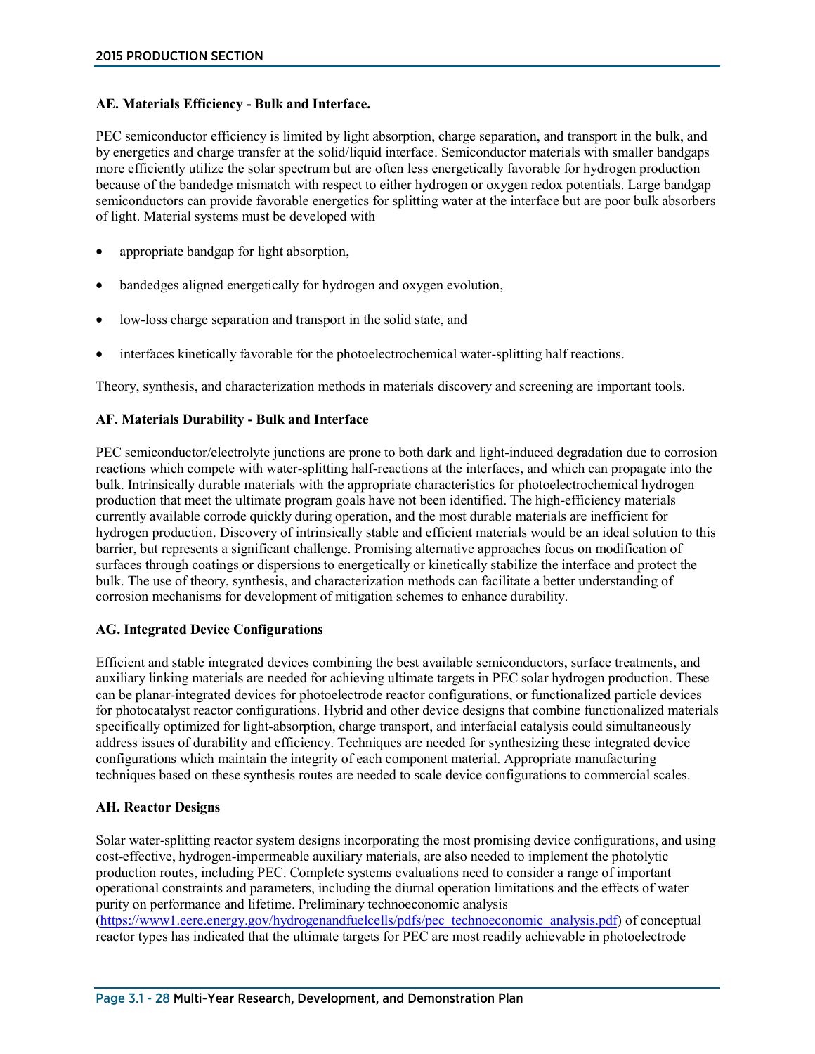**AE. Materials Efficiency - Bulk and Interface.**

PEC semiconductor efficiency is limited by light absorption, charge separation, and transport in the bulk, and by energetics and charge transfer at the solid/liquid interface. Semiconductor materials with smaller bandgaps more efficiently utilize the solar spectrum but are often less energetically favorable for hydrogen production because of the bandedge mismatch with respect to either hydrogen or oxygen redox potentials. Large bandgap semiconductors can provide favorable energetics for splitting water at the interface but are poor bulk absorbers of light. Material systems must be developed with

- appropriate bandgap for light absorption,
- bandedges aligned energetically for hydrogen and oxygen evolution,
- low-loss charge separation and transport in the solid state, and
- interfaces kinetically favorable for the photoelectrochemical water-splitting half reactions.

Theory, synthesis, and characterization methods in materials discovery and screening are important tools.

**AF. Materials Durability - Bulk and Interface**

PEC semiconductor/electrolyte junctions are prone to both dark and light-induced degradation due to corrosion reactions which compete with water-splitting half-reactions at the interfaces, and which can propagate into the bulk. Intrinsically durable materials with the appropriate characteristics for photoelectrochemical hydrogen production that meet the ultimate program goals have not been identified. The high-efficiency materials currently available corrode quickly during operation, and the most durable materials are inefficient for hydrogen production. Discovery of intrinsically stable and efficient materials would be an ideal solution to this barrier, but represents a significant challenge. Promising alternative approaches focus on modification of surfaces through coatings or dispersions to energetically or kinetically stabilize the interface and protect the bulk. The use of theory, synthesis, and characterization methods can facilitate a better understanding of corrosion mechanisms for development of mitigation schemes to enhance durability.

**AG. Integrated Device Configurations**

Efficient and stable integrated devices combining the best available semiconductors, surface treatments, and auxiliary linking materials are needed for achieving ultimate targets in PEC solar hydrogen production. These can be planar-integrated devices for photoelectrode reactor configurations, or functionalized particle devices for photocatalyst reactor configurations. Hybrid and other device designs that combine functionalized materials specifically optimized for light-absorption, charge transport, and interfacial catalysis could simultaneously address issues of durability and efficiency. Techniques are needed for synthesizing these integrated device configurations which maintain the integrity of each component material. Appropriate manufacturing techniques based on these synthesis routes are needed to scale device configurations to commercial scales.

**AH. Reactor Designs**

Solar water-splitting reactor system designs incorporating the most promising device configurations, and using cost-effective, hydrogen-impermeable auxiliary materials, are also needed to implement the photolytic production routes, including PEC. Complete systems evaluations need to consider a range of important operational constraints and parameters, including the diurnal operation limitations and the effects of water purity on performance and lifetime. Preliminary technoeconomic analysis (https://www1.eere.energy.gov/hydrogenandfuelcells/pdfs/pec_technoeconomic_analysis.pdf) of conceptual reactor types has indicated that the ultimate targets for PEC are most readily achievable in photoelectrode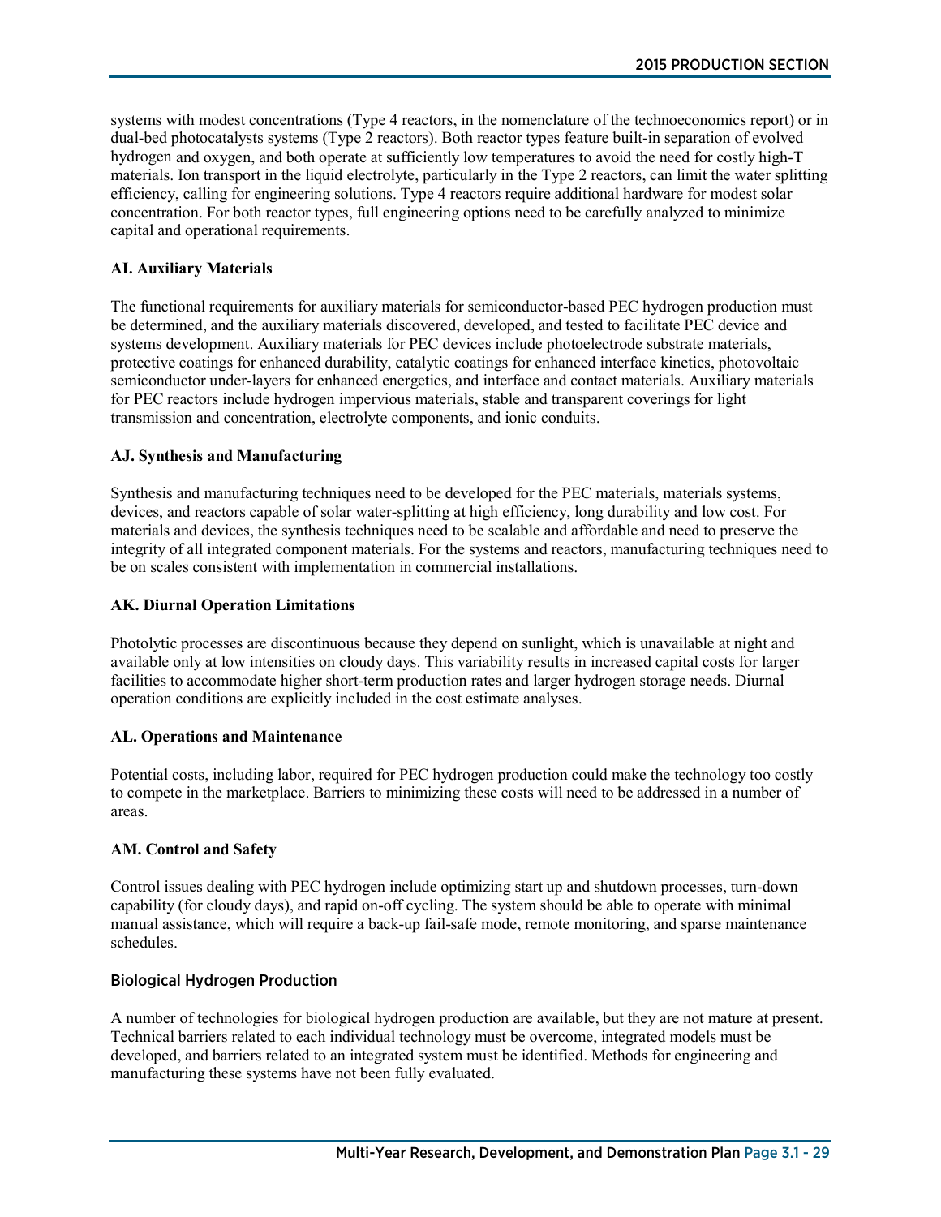systems with modest concentrations (Type 4 reactors, in the nomenclature of the technoeconomics report) or in dual-bed photocatalysts systems (Type 2 reactors). Both reactor types feature built-in separation of evolved hydrogen and oxygen, and both operate at sufficiently low temperatures to avoid the need for costly high-T materials. Ion transport in the liquid electrolyte, particularly in the Type 2 reactors, can limit the water splitting efficiency, calling for engineering solutions. Type 4 reactors require additional hardware for modest solar concentration. For both reactor types, full engineering options need to be carefully analyzed to minimize capital and operational requirements.

**AI. Auxiliary Materials**

The functional requirements for auxiliary materials for semiconductor-based PEC hydrogen production must be determined, and the auxiliary materials discovered, developed, and tested to facilitate PEC device and systems development. Auxiliary materials for PEC devices include photoelectrode substrate materials, protective coatings for enhanced durability, catalytic coatings for enhanced interface kinetics, photovoltaic semiconductor under-layers for enhanced energetics, and interface and contact materials. Auxiliary materials for PEC reactors include hydrogen impervious materials, stable and transparent coverings for light transmission and concentration, electrolyte components, and ionic conduits.

**AJ. Synthesis and Manufacturing**

Synthesis and manufacturing techniques need to be developed for the PEC materials, materials systems, devices, and reactors capable of solar water-splitting at high efficiency, long durability and low cost. For materials and devices, the synthesis techniques need to be scalable and affordable and need to preserve the integrity of all integrated component materials. For the systems and reactors, manufacturing techniques need to be on scales consistent with implementation in commercial installations.

**AK. Diurnal Operation Limitations**

Photolytic processes are discontinuous because they depend on sunlight, which is unavailable at night and available only at low intensities on cloudy days. This variability results in increased capital costs for larger facilities to accommodate higher short-term production rates and larger hydrogen storage needs. Diurnal operation conditions are explicitly included in the cost estimate analyses.

**AL. Operations and Maintenance**

Potential costs, including labor, required for PEC hydrogen production could make the technology too costly to compete in the marketplace. Barriers to minimizing these costs will need to be addressed in a number of areas.

**AM. Control and Safety**

Control issues dealing with PEC hydrogen include optimizing start up and shutdown processes, turn-down capability (for cloudy days), and rapid on-off cycling. The system should be able to operate with minimal manual assistance, which will require a back-up fail-safe mode, remote monitoring, and sparse maintenance schedules.

### Biological Hydrogen Production

A number of technologies for biological hydrogen production are available, but they are not mature at present. Technical barriers related to each individual technology must be overcome, integrated models must be developed, and barriers related to an integrated system must be identified. Methods for engineering and manufacturing these systems have not been fully evaluated.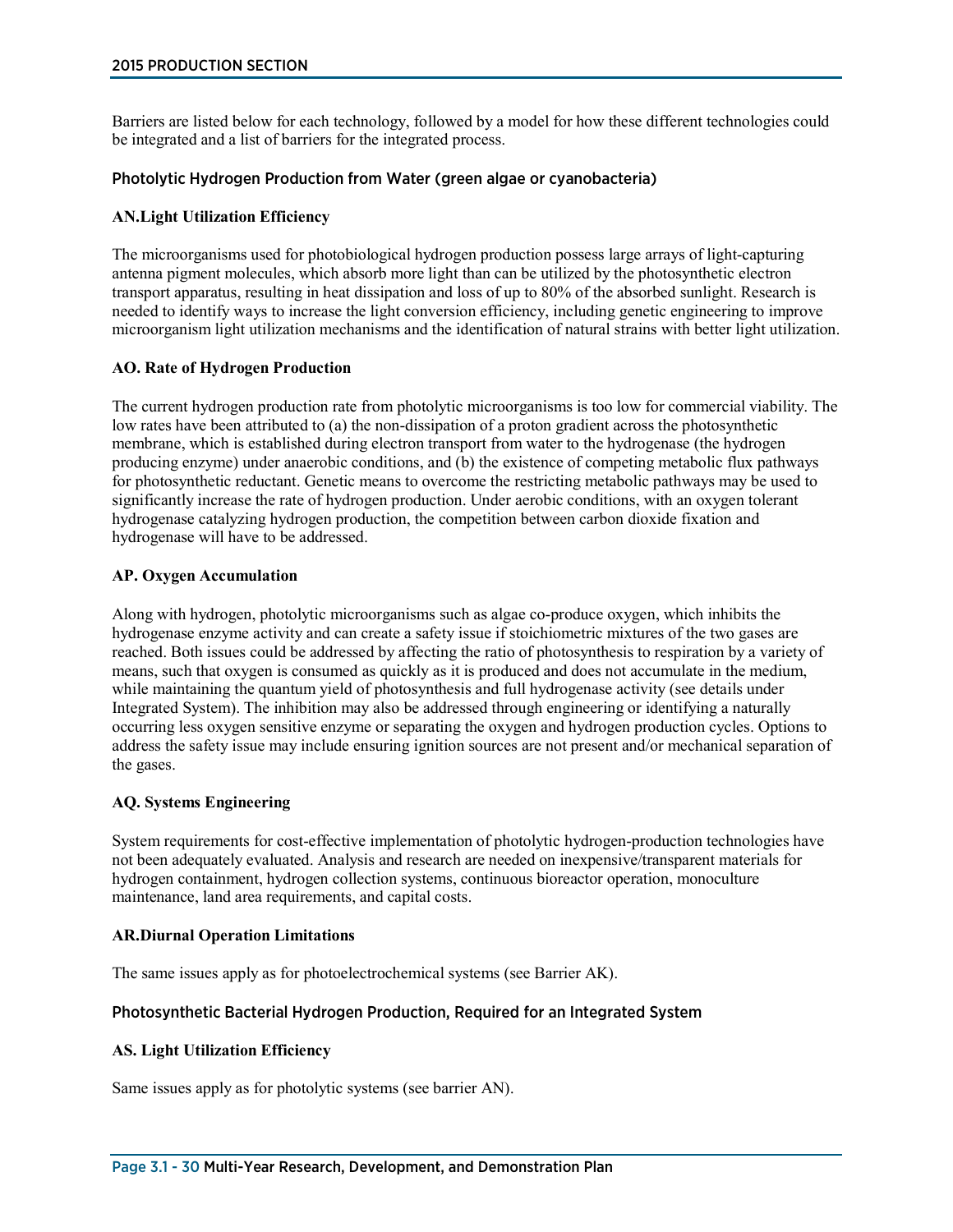Barriers are listed below for each technology, followed by a model for how these different technologies could be integrated and a list of barriers for the integrated process.

### Photolytic Hydrogen Production from Water (green algae or cyanobacteria)

#### AN.Light Utilization Efficiency

The microorganisms used for photobiological hydrogen production possess large arrays of light-capturing antenna pigment molecules, which absorb more light than can be utilized by the photosynthetic electron transport apparatus, resulting in heat dissipation and loss of up to 80% of the absorbed sunlight. Research is needed to identify ways to increase the light conversion efficiency, including genetic engineering to improve microorganism light utilization mechanisms and the identification of natural strains with better light utilization.

#### AO. Rate of Hydrogen Production

The current hydrogen production rate from photolytic microorganisms is too low for commercial viability. The low rates have been attributed to (a) the non-dissipation of a proton gradient across the photosynthetic membrane, which is established during electron transport from water to the hydrogenase (the hydrogen producing enzyme) under anaerobic conditions, and (b) the existence of competing metabolic flux pathways for photosynthetic reductant. Genetic means to overcome the restricting metabolic pathways may be used to significantly increase the rate of hydrogen production. Under aerobic conditions, with an oxygen tolerant hydrogenase catalyzing hydrogen production, the competition between carbon dioxide fixation and hydrogenase will have to be addressed.

#### AP. Oxygen Accumulation

Along with hydrogen, photolytic microorganisms such as algae co-produce oxygen, which inhibits the hydrogenase enzyme activity and can create a safety issue if stoichiometric mixtures of the two gases are reached. Both issues could be addressed by affecting the ratio of photosynthesis to respiration by a variety of means, such that oxygen is consumed as quickly as it is produced and does not accumulate in the medium, while maintaining the quantum yield of photosynthesis and full hydrogenase activity (see details under Integrated System). The inhibition may also be addressed through engineering or identifying a naturally occurring less oxygen sensitive enzyme or separating the oxygen and hydrogen production cycles. Options to address the safety issue may include ensuring ignition sources are not present and/or mechanical separation of the gases.

#### AQ. Systems Engineering

System requirements for cost-effective implementation of photolytic hydrogen-production technologies have not been adequately evaluated. Analysis and research are needed on inexpensive/transparent materials for hydrogen containment, hydrogen collection systems, continuous bioreactor operation, monoculture maintenance, land area requirements, and capital costs.

#### AR.Diurnal Operation Limitations

The same issues apply as for photoelectrochemical systems (see Barrier AK).

### Photosynthetic Bacterial Hydrogen Production, Required for an Integrated System

#### AS. Light Utilization Efficiency

Same issues apply as for photolytic systems (see barrier AN).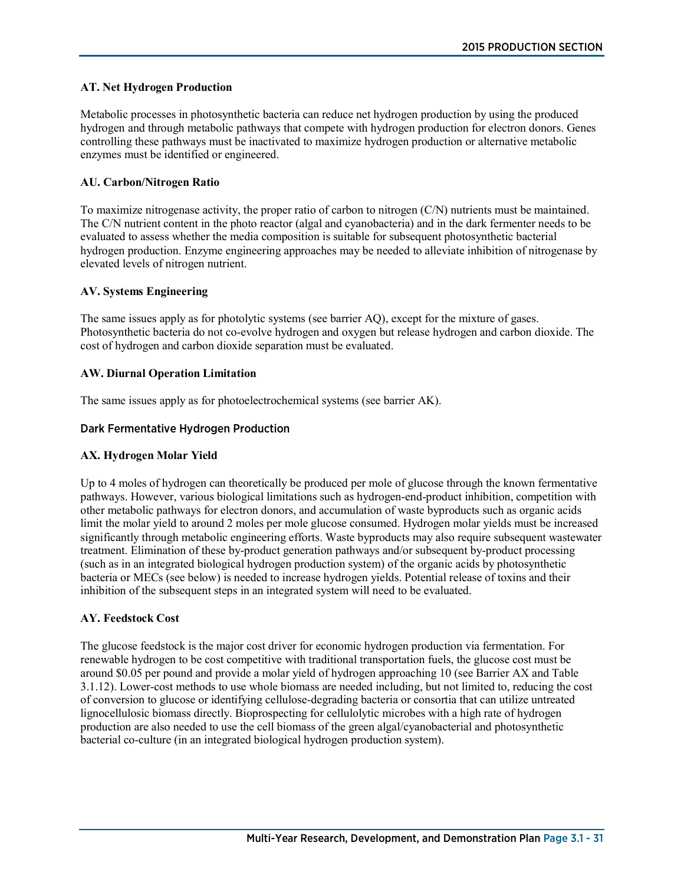**AT. Net Hydrogen Production**

Metabolic processes in photosynthetic bacteria can reduce net hydrogen production by using the produced hydrogen and through metabolic pathways that compete with hydrogen production for electron donors. Genes controlling these pathways must be inactivated to maximize hydrogen production or alternative metabolic enzymes must be identified or engineered.

**AU. Carbon/Nitrogen Ratio**

To maximize nitrogenase activity, the proper ratio of carbon to nitrogen (C/N) nutrients must be maintained. The C/N nutrient content in the photo reactor (algal and cyanobacteria) and in the dark fermenter needs to be evaluated to assess whether the media composition is suitable for subsequent photosynthetic bacterial hydrogen production. Enzyme engineering approaches may be needed to alleviate inhibition of nitrogenase by elevated levels of nitrogen nutrient.

**AV. Systems Engineering**

The same issues apply as for photolytic systems (see barrier AQ), except for the mixture of gases. Photosynthetic bacteria do not co-evolve hydrogen and oxygen but release hydrogen and carbon dioxide. The cost of hydrogen and carbon dioxide separation must be evaluated.

**AW. Diurnal Operation Limitation**

The same issues apply as for photoelectrochemical systems (see barrier AK).

### Dark Fermentative Hydrogen Production

**AX. Hydrogen Molar Yield**

Up to 4 moles of hydrogen can theoretically be produced per mole of glucose through the known fermentative pathways. However, various biological limitations such as hydrogen-end-product inhibition, competition with other metabolic pathways for electron donors, and accumulation of waste byproducts such as organic acids limit the molar yield to around 2 moles per mole glucose consumed. Hydrogen molar yields must be increased significantly through metabolic engineering efforts. Waste byproducts may also require subsequent wastewater treatment. Elimination of these by-product generation pathways and/or subsequent by-product processing (such as in an integrated biological hydrogen production system) of the organic acids by photosynthetic bacteria or MECs (see below) is needed to increase hydrogen yields. Potential release of toxins and their inhibition of the subsequent steps in an integrated system will need to be evaluated.

**AY. Feedstock Cost**

The glucose feedstock is the major cost driver for economic hydrogen production via fermentation. For renewable hydrogen to be cost competitive with traditional transportation fuels, the glucose cost must be around $0.05 per pound and provide a molar yield of hydrogen approaching 10 (see Barrier AX and Table 3.1.12). Lower-cost methods to use whole biomass are needed including, but not limited to, reducing the cost of conversion to glucose or identifying cellulose-degrading bacteria or consortia that can utilize untreated lignocellulosic biomass directly. Bioprospecting for cellulolytic microbes with a high rate of hydrogen production are also needed to use the cell biomass of the green algal/cyanobacterial and photosynthetic bacterial co-culture (in an integrated biological hydrogen production system).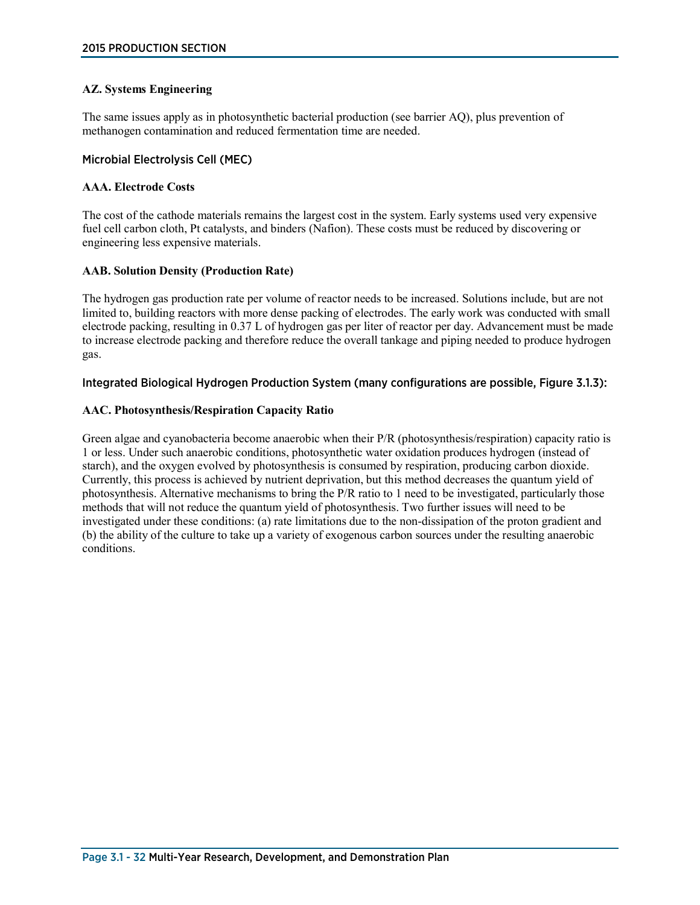#### AZ. Systems Engineering

The same issues apply as in photosynthetic bacterial production (see barrier AQ), plus prevention of methanogen contamination and reduced fermentation time are needed.

### Microbial Electrolysis Cell (MEC)

#### AAA. Electrode Costs

The cost of the cathode materials remains the largest cost in the system. Early systems used very expensive fuel cell carbon cloth, Pt catalysts, and binders (Nafion). These costs must be reduced by discovering or engineering less expensive materials.

#### AAB. Solution Density (Production Rate)

The hydrogen gas production rate per volume of reactor needs to be increased. Solutions include, but are not limited to, building reactors with more dense packing of electrodes. The early work was conducted with small electrode packing, resulting in 0.37 L of hydrogen gas per liter of reactor per day. Advancement must be made to increase electrode packing and therefore reduce the overall tankage and piping needed to produce hydrogen gas.

### Integrated Biological Hydrogen Production System (many configurations are possible, Figure 3.1.3):

#### AAC. Photosynthesis/Respiration Capacity Ratio

Green algae and cyanobacteria become anaerobic when their P/R (photosynthesis/respiration) capacity ratio is 1 or less. Under such anaerobic conditions, photosynthetic water oxidation produces hydrogen (instead of starch), and the oxygen evolved by photosynthesis is consumed by respiration, producing carbon dioxide. Currently, this process is achieved by nutrient deprivation, but this method decreases the quantum yield of photosynthesis. Alternative mechanisms to bring the P/R ratio to 1 need to be investigated, particularly those methods that will not reduce the quantum yield of photosynthesis. Two further issues will need to be investigated under these conditions: (a) rate limitations due to the non-dissipation of the proton gradient and (b) the ability of the culture to take up a variety of exogenous carbon sources under the resulting anaerobic conditions.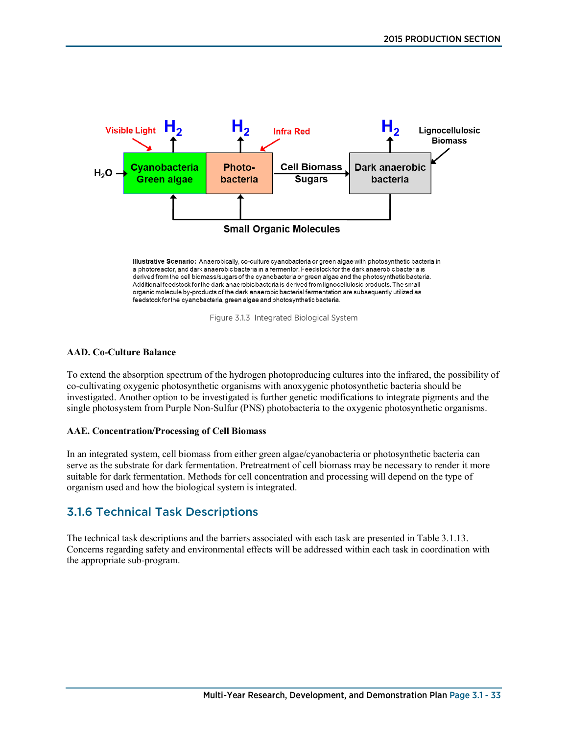**Illustrative Scenario:** Anaerobically, co-culture cyanobacteria or green algae with photosynthetic bacteria in a photoreactor, and dark anaerobic bacteria in a fermentor. Feedstock for the dark anaerobic bacteria is derived from the cell biomass/sugars of the cyanobacteria or green algae and the photosynthetic bacteria. Additional feedstock for the dark anaerobic bacteria is derived from lignocellulosic products. The small organic molecule by-products of the dark anaerobic bacterial fermentation are subsequently utilized as feedstock for the cyanobacteria, green algae and photosynthetic bacteria.

Figure 3.1.3 Integrated Biological System

**AAD. Co-Culture Balance**

To extend the absorption spectrum of the hydrogen photoproducing cultures into the infrared, the possibility of co-cultivating oxygenic photosynthetic organisms with anoxygenic photosynthetic bacteria should be investigated. Another option to be investigated is further genetic modifications to integrate pigments and the single photosystem from Purple Non-Sulfur (PNS) photobacteria to the oxygenic photosynthetic organisms.

**AAE. Concentration/Processing of Cell Biomass**

In an integrated system, cell biomass from either green algae/cyanobacteria or photosynthetic bacteria can serve as the substrate for dark fermentation. Pretreatment of cell biomass may be necessary to render it more suitable for dark fermentation. Methods for cell concentration and processing will depend on the type of organism used and how the biological system is integrated.

## 3.1.6 Technical Task Descriptions

The technical task descriptions and the barriers associated with each task are presented in Table 3.1.13. Concerns regarding safety and environmental effects will be addressed within each task in coordination with the appropriate sub-program.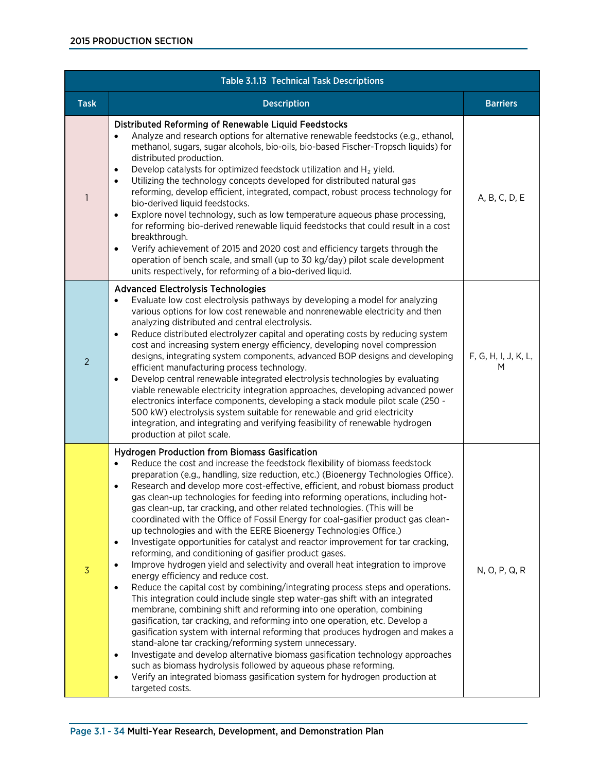**Table 3.1.13 Technical Task Descriptions**

| Task | Description | Barriers |
|---|---|---|
| 1 | **Distributed Reforming of Renewable Liquid Feedstocks**<br>• Analyze and research options for alternative renewable feedstocks (e.g., ethanol, methanol, sugars, sugar alcohols, bio-oils, bio-based Fischer-Tropsch liquids) for distributed production.<br>• Develop catalysts for optimized feedstock utilization and $H_2$ yield.<br>• Utilizing the technology concepts developed for distributed natural gas reforming, develop efficient, integrated, compact, robust process technology for bio-derived liquid feedstocks.<br>• Explore novel technology, such as low temperature aqueous phase processing, for reforming bio-derived renewable liquid feedstocks that could result in a cost breakthrough.<br>• Verify achievement of 2015 and 2020 cost and efficiency targets through the operation of bench scale, and small (up to 30 kg/day) pilot scale development units respectively, for reforming of a bio-derived liquid. | A, B, C, D, E |
| 2 | **Advanced Electrolysis Technologies**<br>• Evaluate low cost electrolysis pathways by developing a model for analyzing various options for low cost renewable and nonrenewable electricity and then analyzing distributed and central electrolysis.<br>• Reduce distributed electrolyzer capital and operating costs by reducing system cost and increasing system energy efficiency, developing novel compression designs, integrating system components, advanced BOP designs and developing efficient manufacturing process technology.<br>• Develop central renewable integrated electrolysis technologies by evaluating viable renewable electricity integration approaches, developing advanced power electronics interface components, developing a stack module pilot scale (250 - 500 kW) electrolysis system suitable for renewable and grid electricity integration, and integrating and verifying feasibility of renewable hydrogen production at pilot scale. | F, G, H, I, J, K, L, M |
| 3 | **Hydrogen Production from Biomass Gasification**<br>• Reduce the cost and increase the feedstock flexibility of biomass feedstock preparation (e.g., handling, size reduction, etc.) (Bioenergy Technologies Office).<br>• Research and develop more cost-effective, efficient, and robust biomass product gas clean-up technologies for feeding into reforming operations, including hot-gas clean-up, tar cracking, and other related technologies. (This will be coordinated with the Office of Fossil Energy for coal-gasifier product gas clean-up technologies and with the EERE Bioenergy Technologies Office.)<br>• Investigate opportunities for catalyst and reactor improvement for tar cracking, reforming, and conditioning of gasifier product gases.<br>• Improve hydrogen yield and selectivity and overall heat integration to improve energy efficiency and reduce cost.<br>• Reduce the capital cost by combining/integrating process steps and operations. This integration could include single step water-gas shift with an integrated membrane, combining shift and reforming into one operation, combining gasification, tar cracking, and reforming into one operation, etc. Develop a gasification system with internal reforming that produces hydrogen and makes a stand-alone tar cracking/reforming system unnecessary.<br>• Investigate and develop alternative biomass gasification technology approaches such as biomass hydrolysis followed by aqueous phase reforming.<br>• Verify an integrated biomass gasification system for hydrogen production at targeted costs. | N, O, P, Q, R |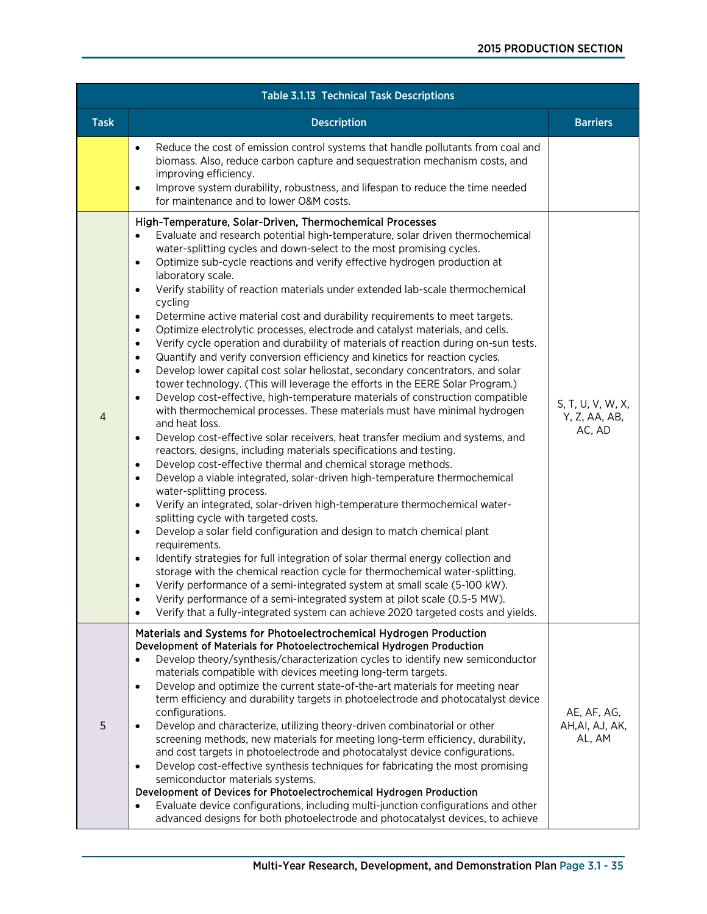| Table 3.1.13 Technical Task Descriptions | | |
|---|---|---|
| **Task** | **Description** | **Barriers** |
| | • Reduce the cost of emission control systems that handle pollutants from coal and biomass. Also, reduce carbon capture and sequestration mechanism costs, and improving efficiency.<br>• Improve system durability, robustness, and lifespan to reduce the time needed for maintenance and to lower O&M costs. | |
| 4 | High-Temperature, Solar-Driven, Thermochemical Processes<br>• Evaluate and research potential high-temperature, solar driven thermochemical water-splitting cycles and down-select to the most promising cycles.<br>• Optimize sub-cycle reactions and verify effective hydrogen production at laboratory scale.<br>• Verify stability of reaction materials under extended lab-scale thermochemical cycling<br>• Determine active material cost and durability requirements to meet targets.<br>• Optimize electrolytic processes, electrode and catalyst materials, and cells.<br>• Verify cycle operation and durability of materials of reaction during on-sun tests.<br>• Quantify and verify conversion efficiency and kinetics for reaction cycles.<br>• Develop lower capital cost solar heliostat, secondary concentrators, and solar tower technology. (This will leverage the efforts in the EERE Solar Program.)<br>• Develop cost-effective, high-temperature materials of construction compatible with thermochemical processes. These materials must have minimal hydrogen and heat loss.<br>• Develop cost-effective solar receivers, heat transfer medium and systems, and reactors, designs, including materials specifications and testing.<br>• Develop cost-effective thermal and chemical storage methods.<br>• Develop a viable integrated, solar-driven high-temperature thermochemical water-splitting process.<br>• Verify an integrated, solar-driven high-temperature thermochemical water-splitting cycle with targeted costs.<br>• Develop a solar field configuration and design to match chemical plant requirements.<br>• Identify strategies for full integration of solar thermal energy collection and storage with the chemical reaction cycle for thermochemical water-splitting.<br>• Verify performance of a semi-integrated system at small scale (5-100 kW).<br>• Verify performance of a semi-integrated system at pilot scale (0.5-5 MW).<br>• Verify that a fully-integrated system can achieve 2020 targeted costs and yields. | S, T, U, V, W, X, Y, Z, AA, AB, AC, AD |
| 5 | Materials and Systems for Photoelectrochemical Hydrogen Production<br>Development of Materials for Photoelectrochemical Hydrogen Production<br>• Develop theory/synthesis/characterization cycles to identify new semiconductor materials compatible with devices meeting long-term targets.<br>• Develop and optimize the current state-of-the-art materials for meeting near term efficiency and durability targets in photoelectrode and photocatalyst device configurations.<br>• Develop and characterize, utilizing theory-driven combinatorial or other screening methods, new materials for meeting long-term efficiency, durability, and cost targets in photoelectrode and photocatalyst device configurations.<br>• Develop cost-effective synthesis techniques for fabricating the most promising semiconductor materials systems.<br>Development of Devices for Photoelectrochemical Hydrogen Production<br>• Evaluate device configurations, including multi-junction configurations and other advanced designs for both photoelectrode and photocatalyst devices, to achieve | AE, AF, AG, AH,AI, AJ, AK, AL, AM |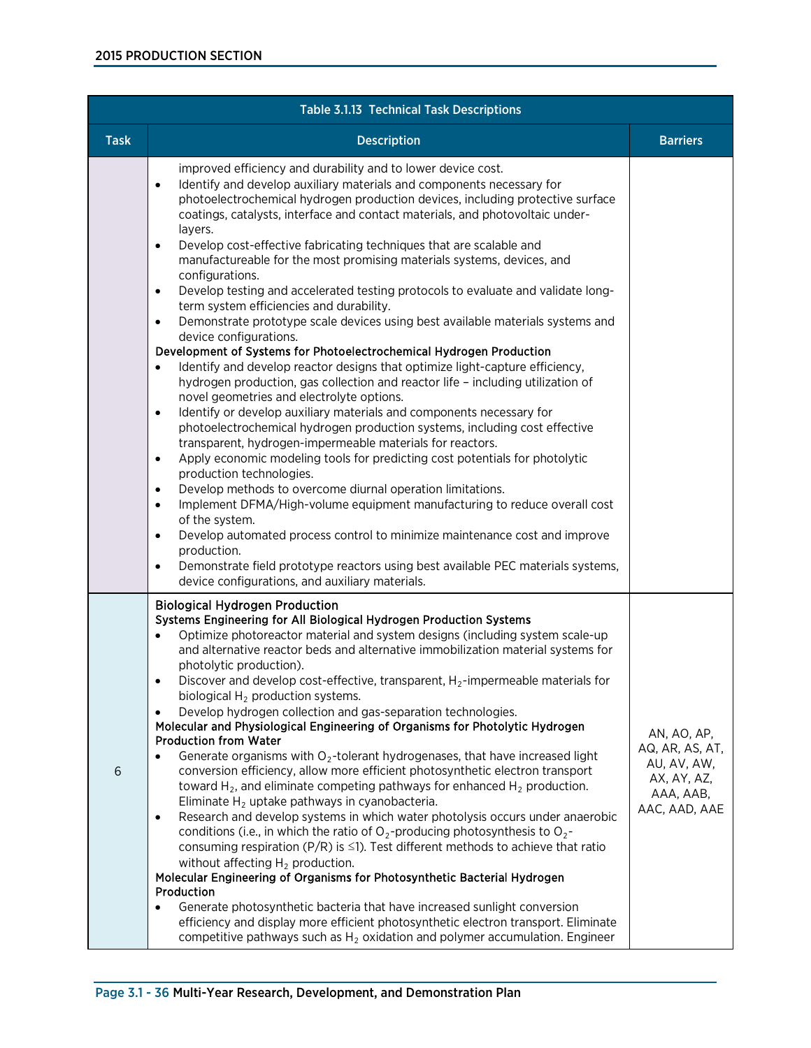| Task | Description | Barriers |
|---|---|---|
| | improved efficiency and durability and to lower device cost.<br>• Identify and develop auxiliary materials and components necessary for photoelectrochemical hydrogen production devices, including protective surface coatings, catalysts, interface and contact materials, and photovoltaic under-layers.<br>• Develop cost-effective fabricating techniques that are scalable and manufactureable for the most promising materials systems, devices, and configurations.<br>• Develop testing and accelerated testing protocols to evaluate and validate long-term system efficiencies and durability.<br>• Demonstrate prototype scale devices using best available materials systems and device configurations.<br>**Development of Systems for Photoelectrochemical Hydrogen Production**<br>• Identify and develop reactor designs that optimize light-capture efficiency, hydrogen production, gas collection and reactor life – including utilization of novel geometries and electrolyte options.<br>• Identify or develop auxiliary materials and components necessary for photoelectrochemical hydrogen production systems, including cost effective transparent, hydrogen-impermeable materials for reactors.<br>• Apply economic modeling tools for predicting cost potentials for photolytic production technologies.<br>• Develop methods to overcome diurnal operation limitations.<br>• Implement DFMA/High-volume equipment manufacturing to reduce overall cost of the system.<br>• Develop automated process control to minimize maintenance cost and improve production.<br>• Demonstrate field prototype reactors using best available PEC materials systems, device configurations, and auxiliary materials. | |
| 6 | **Biological Hydrogen Production**<br>**Systems Engineering for All Biological Hydrogen Production Systems**<br>• Optimize photoreactor material and system designs (including system scale-up and alternative reactor beds and alternative immobilization material systems for photolytic production).<br>• Discover and develop cost-effective, transparent, $H_2$-impermeable materials for biological $H_2$ production systems.<br>• Develop hydrogen collection and gas-separation technologies.<br>**Molecular and Physiological Engineering of Organisms for Photolytic Hydrogen Production from Water**<br>• Generate organisms with $O_2$-tolerant hydrogenases, that have increased light conversion efficiency, allow more efficient photosynthetic electron transport toward $H_2$, and eliminate competing pathways for enhanced $H_2$ production. Eliminate $H_2$ uptake pathways in cyanobacteria.<br>• Research and develop systems in which water photolysis occurs under anaerobic conditions (i.e., in which the ratio of $O_2$-producing photosynthesis to $O_2$-consuming respiration (P/R) is ≤1). Test different methods to achieve that ratio without affecting $H_2$ production.<br>**Molecular Engineering of Organisms for Photosynthetic Bacterial Hydrogen Production**<br>• Generate photosynthetic bacteria that have increased sunlight conversion efficiency and display more efficient photosynthetic electron transport. Eliminate competitive pathways such as $H_2$ oxidation and polymer accumulation. Engineer | AN, AO, AP, AQ, AR, AS, AT, AU, AV, AW, AX, AY, AZ, AAA, AAB, AAC, AAD, AAE |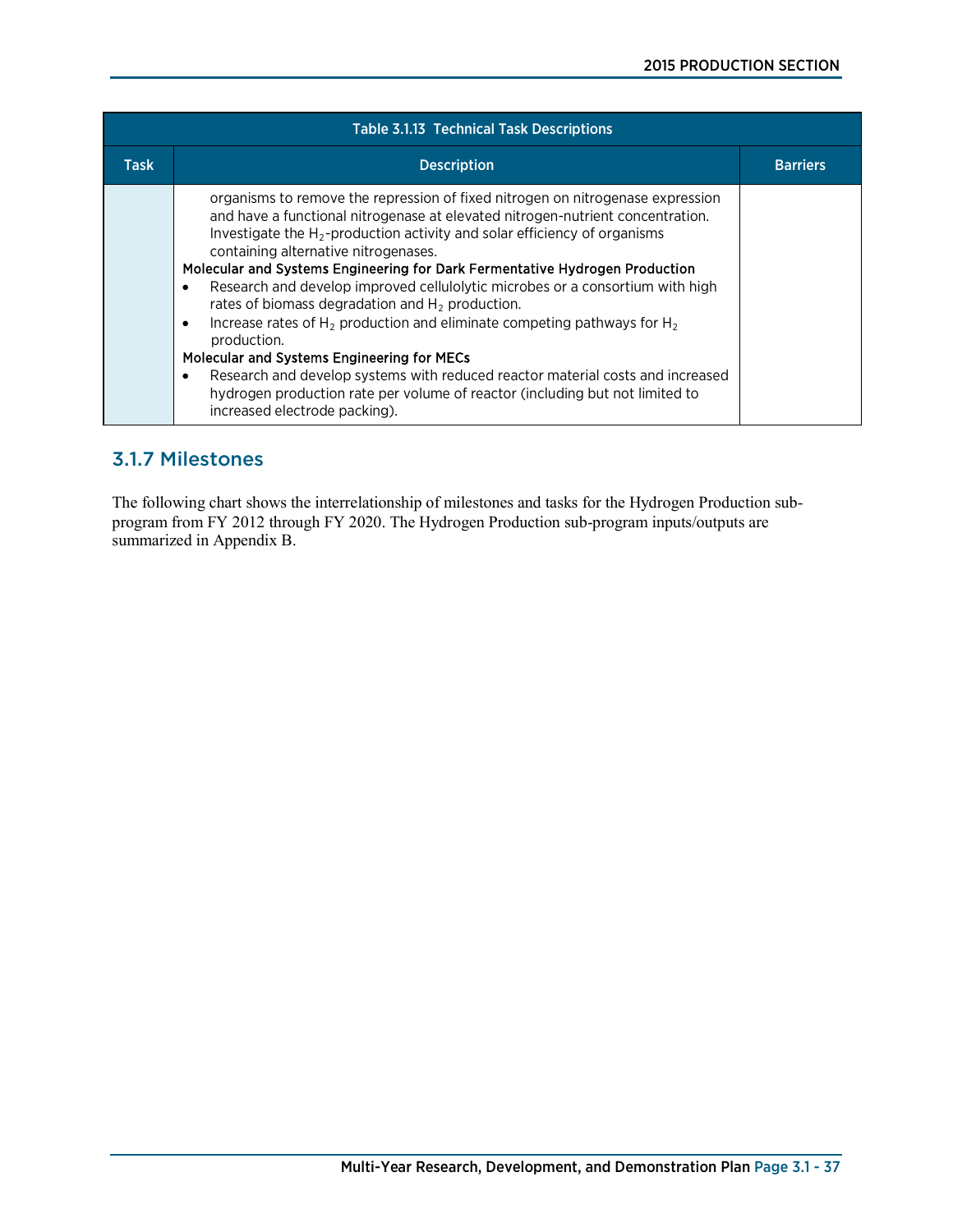| Table 3.1.13 Technical Task Descriptions | | |
|---|---|---|
| **Task** | **Description** | **Barriers** |
| | organisms to remove the repression of fixed nitrogen on nitrogenase expression and have a functional nitrogenase at elevated nitrogen-nutrient concentration. Investigate the $H_2$-production activity and solar efficiency of organisms containing alternative nitrogenases.<br>**Molecular and Systems Engineering for Dark Fermentative Hydrogen Production**<br>• Research and develop improved cellulolytic microbes or a consortium with high rates of biomass degradation and $H_2$ production.<br>• Increase rates of $H_2$ production and eliminate competing pathways for $H_2$ production.<br>**Molecular and Systems Engineering for MECs**<br>• Research and develop systems with reduced reactor material costs and increased hydrogen production rate per volume of reactor (including but not limited to increased electrode packing). | |

## 3.1.7 Milestones

The following chart shows the interrelationship of milestones and tasks for the Hydrogen Production sub-program from FY 2012 through FY 2020. The Hydrogen Production sub-program inputs/outputs are summarized in Appendix B.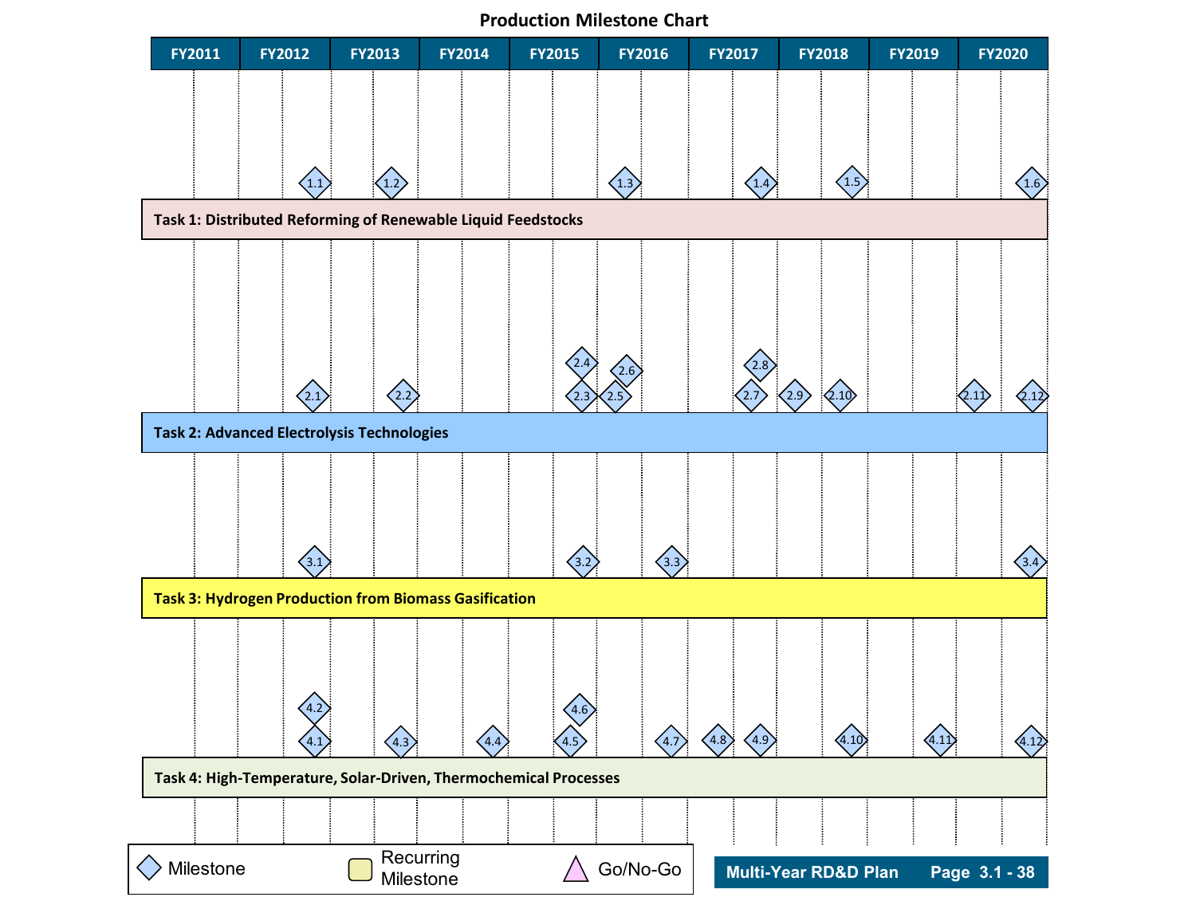# Production Milestone Chart

| | FY2011 | FY2012 | FY2013 | FY2014 | FY2015 | FY2016 | FY2017 | FY2018 | FY2019 | FY2020 |
|---|---|---|---|---|---|---|---|---|---|---|
| **Task 1: Distributed Reforming of Renewable Liquid Feedstocks** | | 1.1 | 1.2 | | | 1.3 | 1.4 | 1.5 | | 1.6 |
| **Task 2: Advanced Electrolysis Technologies** | | 2.1 | 2.2 | | 2.3, 2.4 | 2.5, 2.6 | 2.7, 2.8 | 2.9, 2.10 | | 2.11, 2.12 |
| **Task 3: Hydrogen Production from Biomass Gasification** | | 3.1 | | | 3.2 | 3.3 | | | | 3.4 |
| **Task 4: High-Temperature, Solar-Driven, Thermochemical Processes** | | 4.1, 4.2 | 4.3 | 4.4 | 4.5, 4.6 | 4.7 | 4.8, 4.9 | 4.10 | 4.11 | 4.12 |

Legend: ◇ Milestone | Recurring Milestone | △ Go/No-Go

Multi-Year RD&D Plan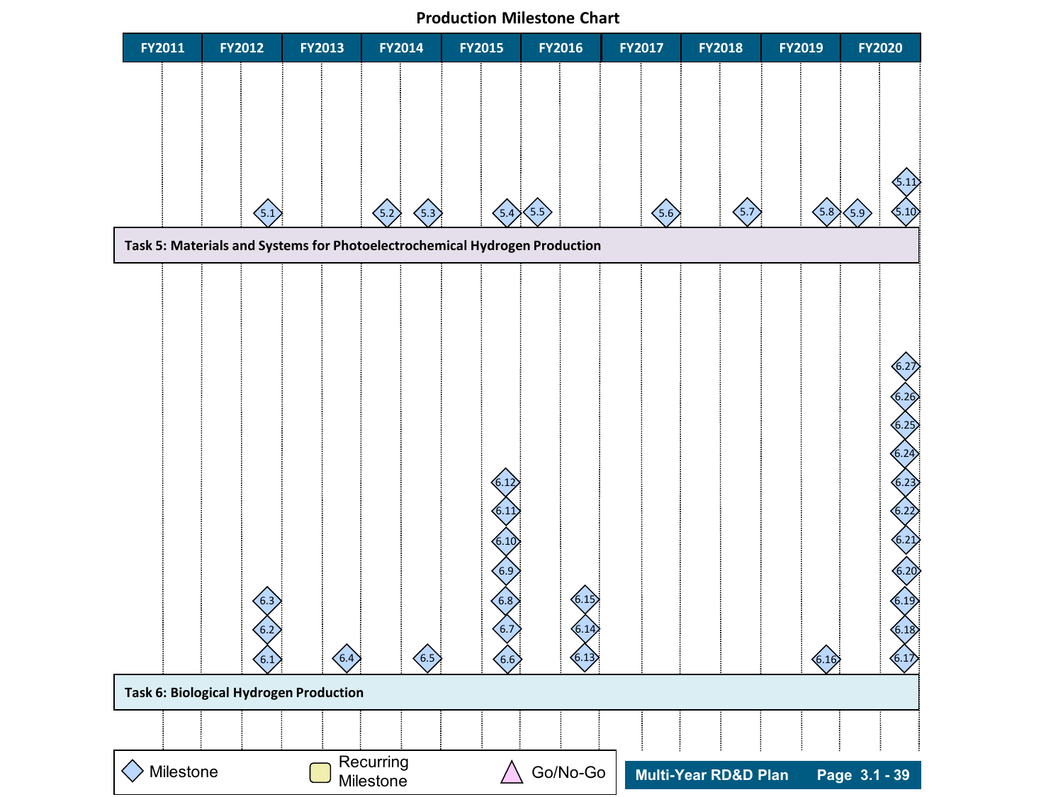## Production Milestone Chart

| FY2011 | FY2012 | FY2013 | FY2014 | FY2015 | FY2016 | FY2017 | FY2018 | FY2019 | FY2020 |
|---|---|---|---|---|---|---|---|---|---|
| | 5.1 | | 5.2, 5.3 | 5.4 | 5.5 | 5.6 | 5.7 | 5.8 | 5.9, 5.10, 5.11 |

**Task 5: Materials and Systems for Photoelectrochemical Hydrogen Production**

| FY2011 | FY2012 | FY2013 | FY2014 | FY2015 | FY2016 | FY2017 | FY2018 | FY2019 | FY2020 |
|---|---|---|---|---|---|---|---|---|---|
| | 6.1, 6.2, 6.3 | 6.4 | 6.5 | 6.6, 6.7, 6.8, 6.9, 6.10, 6.11, 6.12 | 6.13, 6.14, 6.15 | | | 6.16 | 6.17, 6.18, 6.19, 6.20, 6.21, 6.22, 6.23, 6.24, 6.25, 6.26, 6.27 |

**Task 6: Biological Hydrogen Production**

Legend: ◇ Milestone | Recurring Milestone | △ Go/No-Go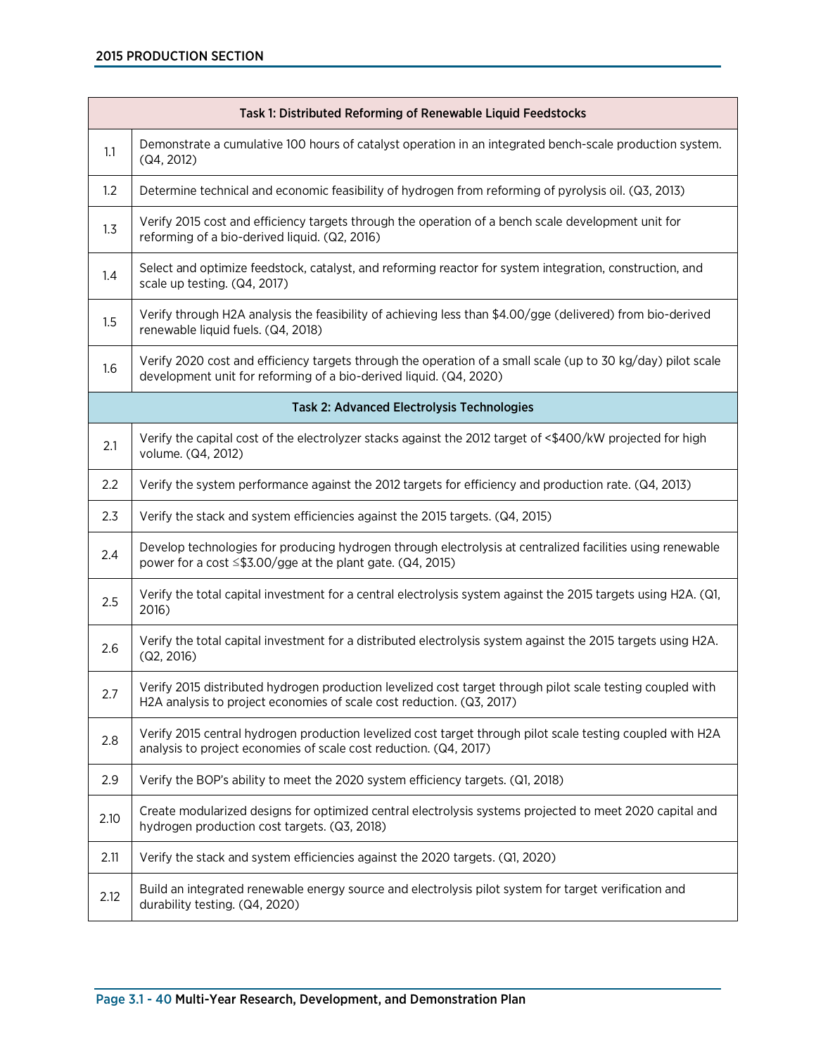| Task 1: Distributed Reforming of Renewable Liquid Feedstocks | |
|---|---|
| 1.1 | Demonstrate a cumulative 100 hours of catalyst operation in an integrated bench-scale production system. (Q4, 2012) |
| 1.2 | Determine technical and economic feasibility of hydrogen from reforming of pyrolysis oil. (Q3, 2013) |
| 1.3 | Verify 2015 cost and efficiency targets through the operation of a bench scale development unit for reforming of a bio-derived liquid. (Q2, 2016) |
| 1.4 | Select and optimize feedstock, catalyst, and reforming reactor for system integration, construction, and scale up testing. (Q4, 2017) |
| 1.5 | Verify through H2A analysis the feasibility of achieving less than $4.00/gge (delivered) from bio-derived renewable liquid fuels. (Q4, 2018) |
| 1.6 | Verify 2020 cost and efficiency targets through the operation of a small scale (up to 30 kg/day) pilot scale development unit for reforming of a bio-derived liquid. (Q4, 2020) |
| **Task 2: Advanced Electrolysis Technologies** | |
| 2.1 | Verify the capital cost of the electrolyzer stacks against the 2012 target of <$400/kW projected for high volume. (Q4, 2012) |
| 2.2 | Verify the system performance against the 2012 targets for efficiency and production rate. (Q4, 2013) |
| 2.3 | Verify the stack and system efficiencies against the 2015 targets. (Q4, 2015) |
| 2.4 | Develop technologies for producing hydrogen through electrolysis at centralized facilities using renewable power for a cost ≤$3.00/gge at the plant gate. (Q4, 2015) |
| 2.5 | Verify the total capital investment for a central electrolysis system against the 2015 targets using H2A. (Q1, 2016) |
| 2.6 | Verify the total capital investment for a distributed electrolysis system against the 2015 targets using H2A. (Q2, 2016) |
| 2.7 | Verify 2015 distributed hydrogen production levelized cost target through pilot scale testing coupled with H2A analysis to project economies of scale cost reduction. (Q3, 2017) |
| 2.8 | Verify 2015 central hydrogen production levelized cost target through pilot scale testing coupled with H2A analysis to project economies of scale cost reduction. (Q4, 2017) |
| 2.9 | Verify the BOP's ability to meet the 2020 system efficiency targets. (Q1, 2018) |
| 2.10 | Create modularized designs for optimized central electrolysis systems projected to meet 2020 capital and hydrogen production cost targets. (Q3, 2018) |
| 2.11 | Verify the stack and system efficiencies against the 2020 targets. (Q1, 2020) |
| 2.12 | Build an integrated renewable energy source and electrolysis pilot system for target verification and durability testing. (Q4, 2020) |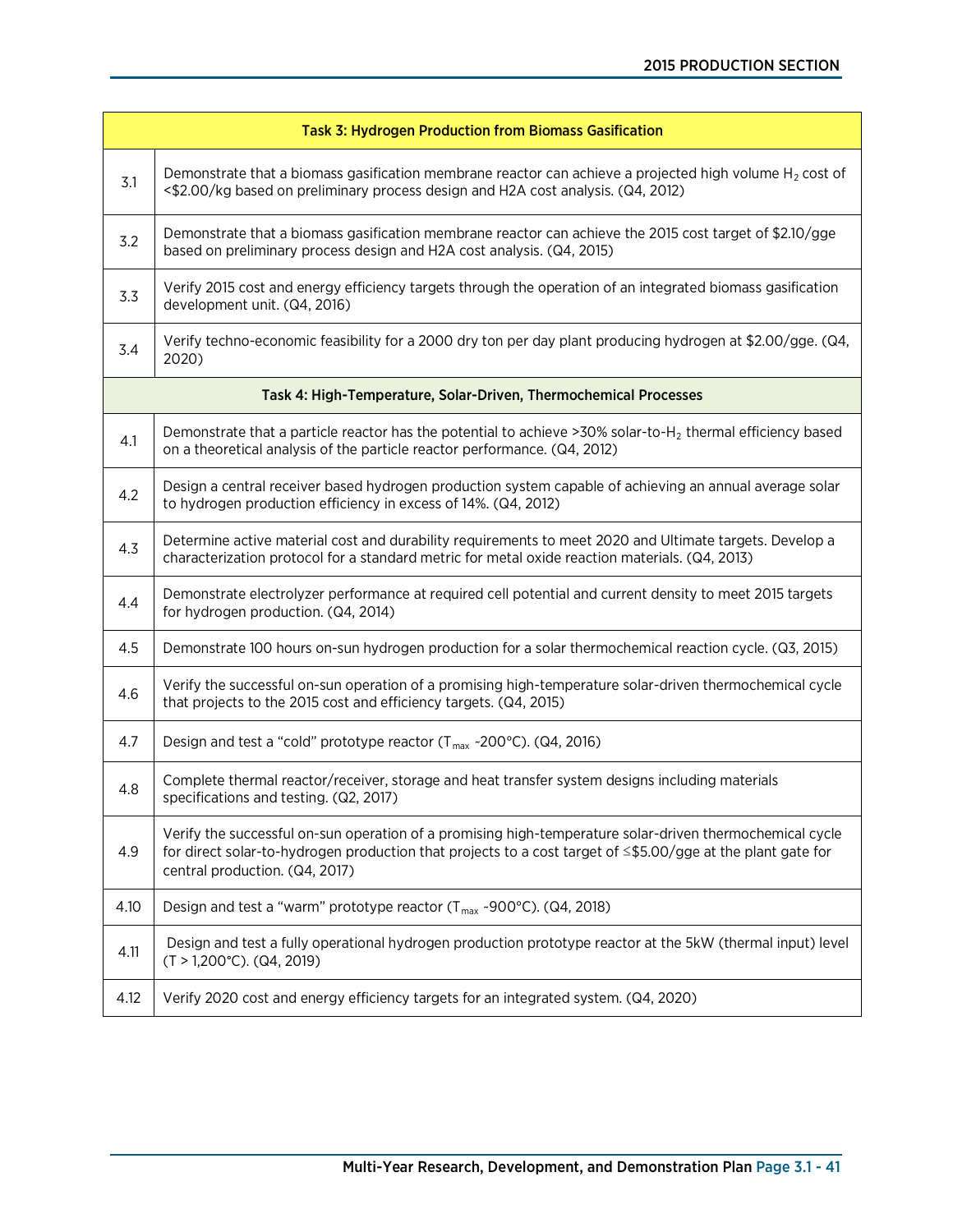| Task 3: Hydrogen Production from Biomass Gasification | |
|---|---|
| 3.1 | Demonstrate that a biomass gasification membrane reactor can achieve a projected high volume $H_2$ cost of <$2.00/kg based on preliminary process design and H2A cost analysis. (Q4, 2012) |
| 3.2 | Demonstrate that a biomass gasification membrane reactor can achieve the 2015 cost target of $2.10/gge based on preliminary process design and H2A cost analysis. (Q4, 2015) |
| 3.3 | Verify 2015 cost and energy efficiency targets through the operation of an integrated biomass gasification development unit. (Q4, 2016) |
| 3.4 | Verify techno-economic feasibility for a 2000 dry ton per day plant producing hydrogen at $2.00/gge. (Q4, 2020) |
| **Task 4: High-Temperature, Solar-Driven, Thermochemical Processes** | |
| 4.1 | Demonstrate that a particle reactor has the potential to achieve >30% solar-to-$H_2$ thermal efficiency based on a theoretical analysis of the particle reactor performance. (Q4, 2012) |
| 4.2 | Design a central receiver based hydrogen production system capable of achieving an annual average solar to hydrogen production efficiency in excess of 14%. (Q4, 2012) |
| 4.3 | Determine active material cost and durability requirements to meet 2020 and Ultimate targets. Develop a characterization protocol for a standard metric for metal oxide reaction materials. (Q4, 2013) |
| 4.4 | Demonstrate electrolyzer performance at required cell potential and current density to meet 2015 targets for hydrogen production. (Q4, 2014) |
| 4.5 | Demonstrate 100 hours on-sun hydrogen production for a solar thermochemical reaction cycle. (Q3, 2015) |
| 4.6 | Verify the successful on-sun operation of a promising high-temperature solar-driven thermochemical cycle that projects to the 2015 cost and efficiency targets. (Q4, 2015) |
| 4.7 | Design and test a "cold" prototype reactor ($T_{max}$ ~200°C). (Q4, 2016) |
| 4.8 | Complete thermal reactor/receiver, storage and heat transfer system designs including materials specifications and testing. (Q2, 2017) |
| 4.9 | Verify the successful on-sun operation of a promising high-temperature solar-driven thermochemical cycle for direct solar-to-hydrogen production that projects to a cost target of ≤$5.00/gge at the plant gate for central production. (Q4, 2017) |
| 4.10 | Design and test a "warm" prototype reactor ($T_{max}$ ~900°C). (Q4, 2018) |
| 4.11 | Design and test a fully operational hydrogen production prototype reactor at the 5kW (thermal input) level (T > 1,200°C). (Q4, 2019) |
| 4.12 | Verify 2020 cost and energy efficiency targets for an integrated system. (Q4, 2020) |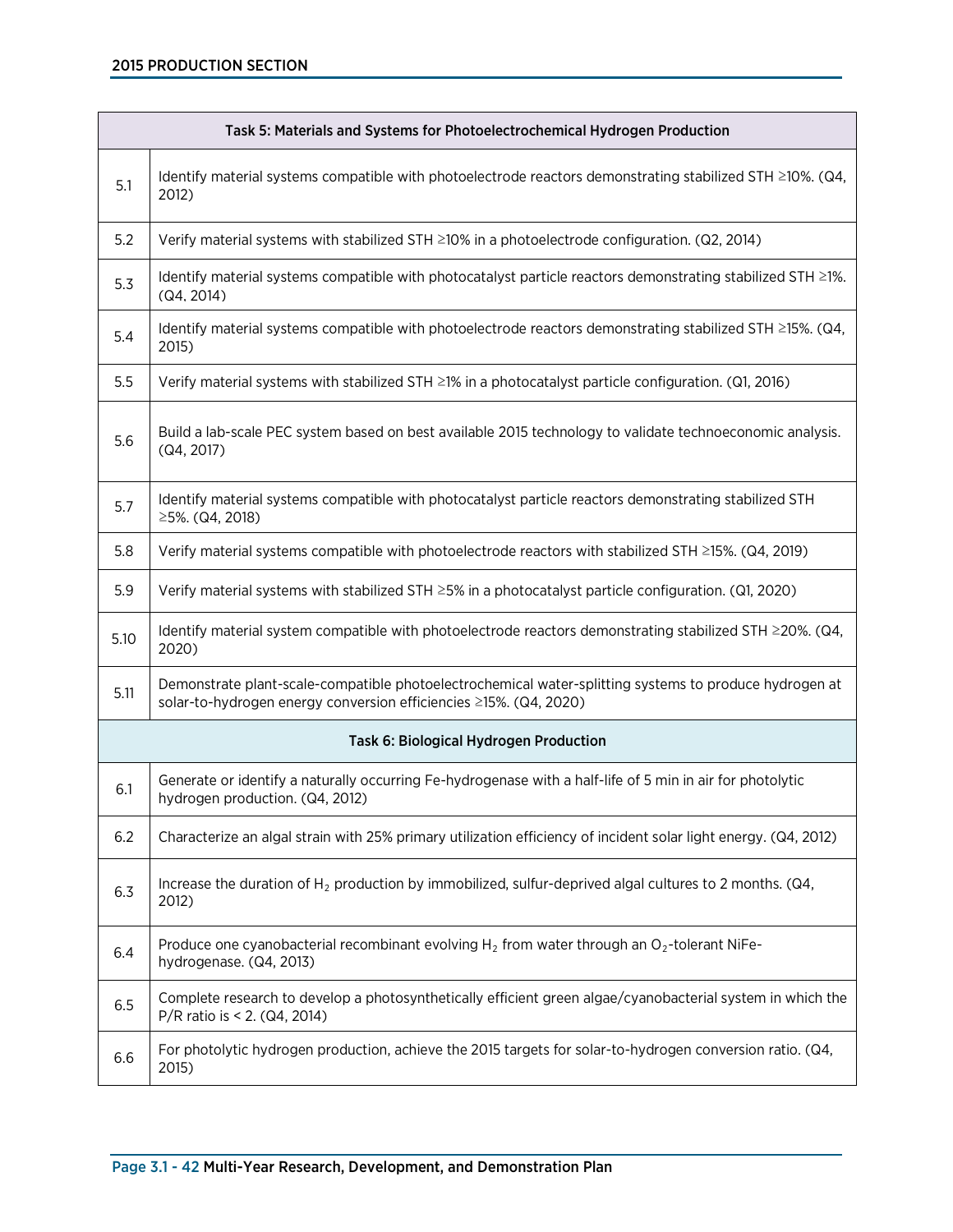| Task 5: Materials and Systems for Photoelectrochemical Hydrogen Production | |
|---|---|
| 5.1 | Identify material systems compatible with photoelectrode reactors demonstrating stabilized STH ≥10%. (Q4, 2012) |
| 5.2 | Verify material systems with stabilized STH ≥10% in a photoelectrode configuration. (Q2, 2014) |
| 5.3 | Identify material systems compatible with photocatalyst particle reactors demonstrating stabilized STH ≥1%. (Q4, 2014) |
| 5.4 | Identify material systems compatible with photoelectrode reactors demonstrating stabilized STH ≥15%. (Q4, 2015) |
| 5.5 | Verify material systems with stabilized STH ≥1% in a photocatalyst particle configuration. (Q1, 2016) |
| 5.6 | Build a lab-scale PEC system based on best available 2015 technology to validate technoeconomic analysis. (Q4, 2017) |
| 5.7 | Identify material systems compatible with photocatalyst particle reactors demonstrating stabilized STH ≥5%. (Q4, 2018) |
| 5.8 | Verify material systems compatible with photoelectrode reactors with stabilized STH ≥15%. (Q4, 2019) |
| 5.9 | Verify material systems with stabilized STH ≥5% in a photocatalyst particle configuration. (Q1, 2020) |
| 5.10 | Identify material system compatible with photoelectrode reactors demonstrating stabilized STH ≥20%. (Q4, 2020) |
| 5.11 | Demonstrate plant-scale-compatible photoelectrochemical water-splitting systems to produce hydrogen at solar-to-hydrogen energy conversion efficiencies ≥15%. (Q4, 2020) |

| Task 6: Biological Hydrogen Production | |
|---|---|
| 6.1 | Generate or identify a naturally occurring Fe-hydrogenase with a half-life of 5 min in air for photolytic hydrogen production. (Q4, 2012) |
| 6.2 | Characterize an algal strain with 25% primary utilization efficiency of incident solar light energy. (Q4, 2012) |
| 6.3 | Increase the duration of $H_2$ production by immobilized, sulfur-deprived algal cultures to 2 months. (Q4, 2012) |
| 6.4 | Produce one cyanobacterial recombinant evolving $H_2$ from water through an $O_2$-tolerant NiFe-hydrogenase. (Q4, 2013) |
| 6.5 | Complete research to develop a photosynthetically efficient green algae/cyanobacterial system in which the P/R ratio is < 2. (Q4, 2014) |
| 6.6 | For photolytic hydrogen production, achieve the 2015 targets for solar-to-hydrogen conversion ratio. (Q4, 2015) |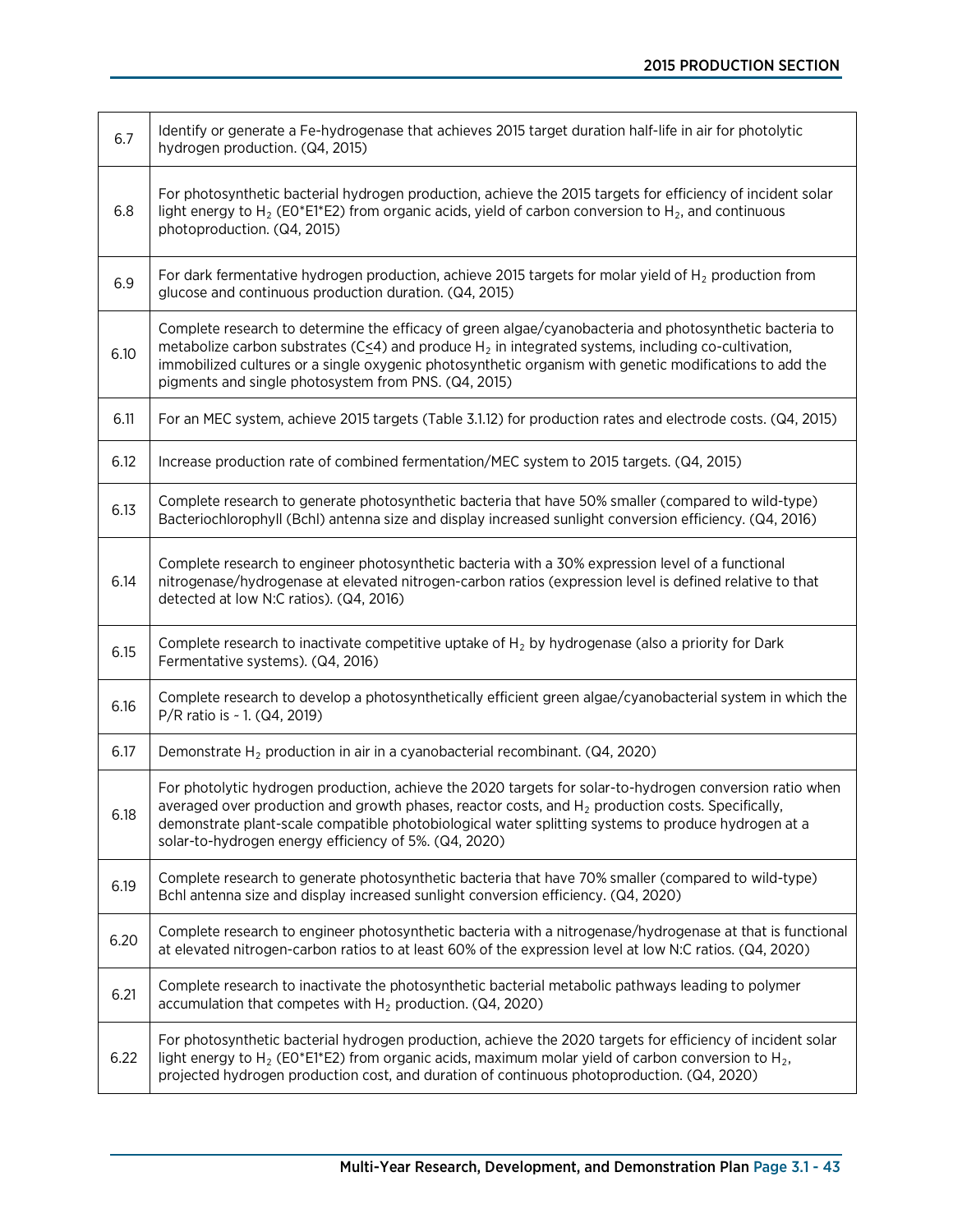| | |
|---|---|
| 6.7 | Identify or generate a Fe-hydrogenase that achieves 2015 target duration half-life in air for photolytic hydrogen production. (Q4, 2015) |
| 6.8 | For photosynthetic bacterial hydrogen production, achieve the 2015 targets for efficiency of incident solar light energy to $H_2$ (E0*E1*E2) from organic acids, yield of carbon conversion to $H_2$, and continuous photoproduction. (Q4, 2015) |
| 6.9 | For dark fermentative hydrogen production, achieve 2015 targets for molar yield of $H_2$ production from glucose and continuous production duration. (Q4, 2015) |
| 6.10 | Complete research to determine the efficacy of green algae/cyanobacteria and photosynthetic bacteria to metabolize carbon substrates ($C \leq 4$) and produce $H_2$ in integrated systems, including co-cultivation, immobilized cultures or a single oxygenic photosynthetic organism with genetic modifications to add the pigments and single photosystem from PNS. (Q4, 2015) |
| 6.11 | For an MEC system, achieve 2015 targets (Table 3.1.12) for production rates and electrode costs. (Q4, 2015) |
| 6.12 | Increase production rate of combined fermentation/MEC system to 2015 targets. (Q4, 2015) |
| 6.13 | Complete research to generate photosynthetic bacteria that have 50% smaller (compared to wild-type) Bacteriochlorophyll (Bchl) antenna size and display increased sunlight conversion efficiency. (Q4, 2016) |
| 6.14 | Complete research to engineer photosynthetic bacteria with a 30% expression level of a functional nitrogenase/hydrogenase at elevated nitrogen-carbon ratios (expression level is defined relative to that detected at low N:C ratios). (Q4, 2016) |
| 6.15 | Complete research to inactivate competitive uptake of $H_2$ by hydrogenase (also a priority for Dark Fermentative systems). (Q4, 2016) |
| 6.16 | Complete research to develop a photosynthetically efficient green algae/cyanobacterial system in which the P/R ratio is ~ 1. (Q4, 2019) |
| 6.17 | Demonstrate $H_2$ production in air in a cyanobacterial recombinant. (Q4, 2020) |
| 6.18 | For photolytic hydrogen production, achieve the 2020 targets for solar-to-hydrogen conversion ratio when averaged over production and growth phases, reactor costs, and $H_2$ production costs. Specifically, demonstrate plant-scale compatible photobiological water splitting systems to produce hydrogen at a solar-to-hydrogen energy efficiency of 5%. (Q4, 2020) |
| 6.19 | Complete research to generate photosynthetic bacteria that have 70% smaller (compared to wild-type) Bchl antenna size and display increased sunlight conversion efficiency. (Q4, 2020) |
| 6.20 | Complete research to engineer photosynthetic bacteria with a nitrogenase/hydrogenase at that is functional at elevated nitrogen-carbon ratios to at least 60% of the expression level at low N:C ratios. (Q4, 2020) |
| 6.21 | Complete research to inactivate the photosynthetic bacterial metabolic pathways leading to polymer accumulation that competes with $H_2$ production. (Q4, 2020) |
| 6.22 | For photosynthetic bacterial hydrogen production, achieve the 2020 targets for efficiency of incident solar light energy to $H_2$ (E0*E1*E2) from organic acids, maximum molar yield of carbon conversion to $H_2$, projected hydrogen production cost, and duration of continuous photoproduction. (Q4, 2020) |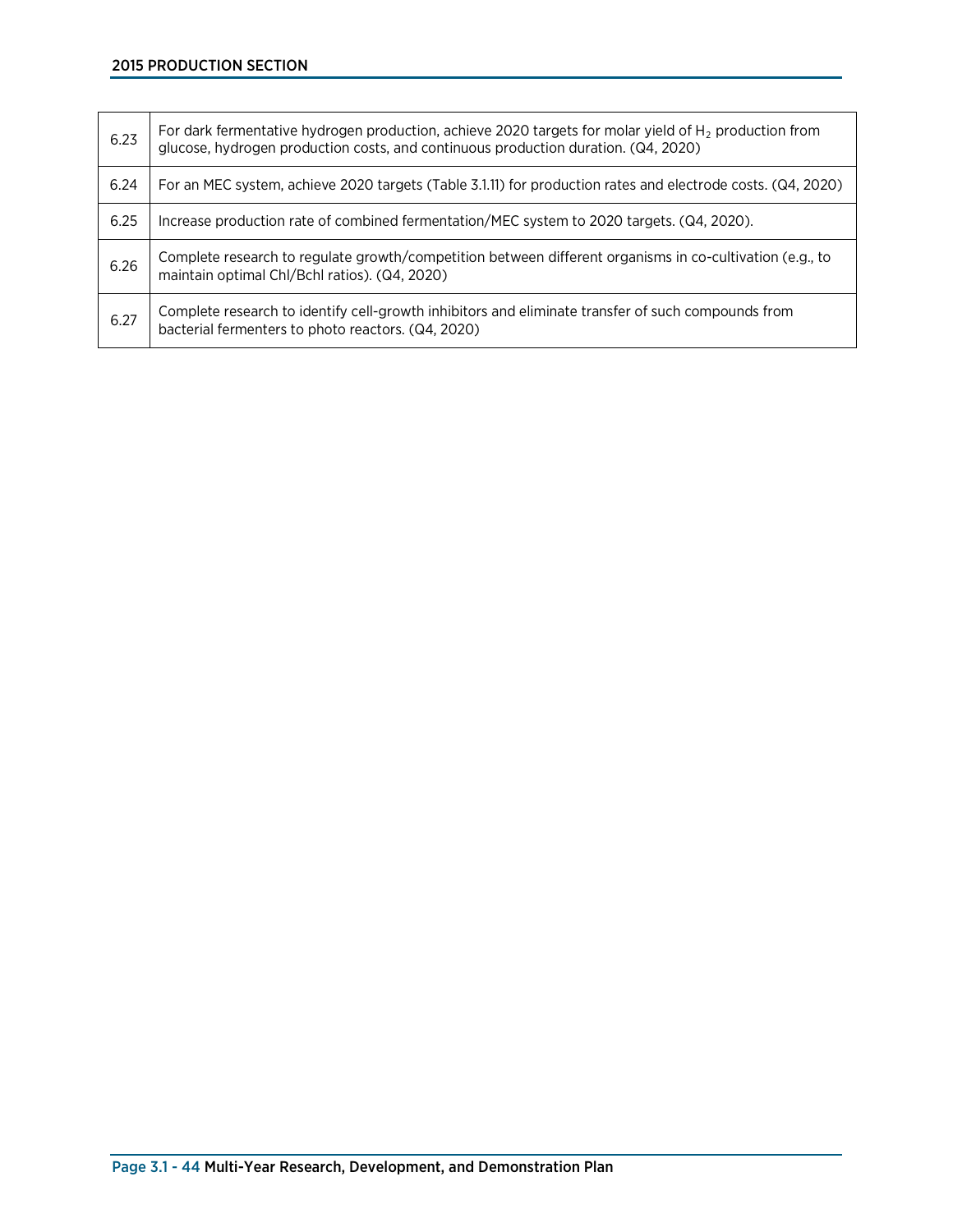| | |
|---|---|
| 6.23 | For dark fermentative hydrogen production, achieve 2020 targets for molar yield of $H_2$ production from glucose, hydrogen production costs, and continuous production duration. (Q4, 2020) |
| 6.24 | For an MEC system, achieve 2020 targets (Table 3.1.11) for production rates and electrode costs. (Q4, 2020) |
| 6.25 | Increase production rate of combined fermentation/MEC system to 2020 targets. (Q4, 2020). |
| 6.26 | Complete research to regulate growth/competition between different organisms in co-cultivation (e.g., to maintain optimal Chl/Bchl ratios). (Q4, 2020) |
| 6.27 | Complete research to identify cell-growth inhibitors and eliminate transfer of such compounds from bacterial fermenters to photo reactors. (Q4, 2020) |